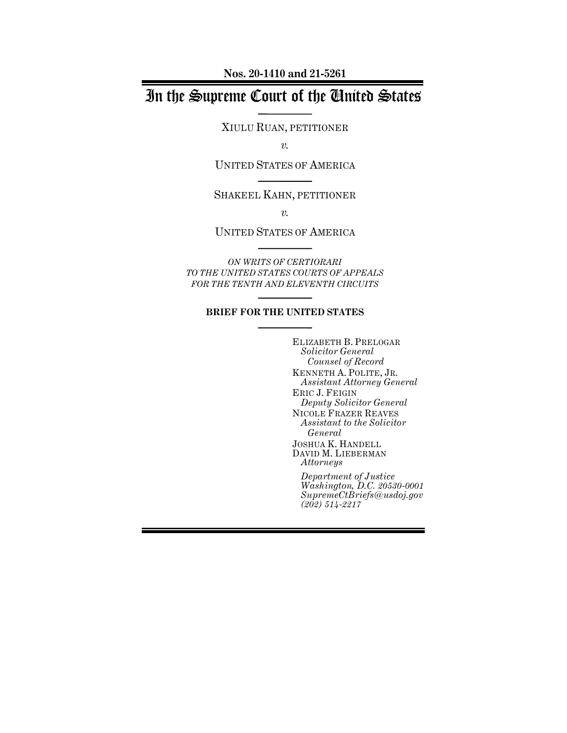**Nos. 20-1410 and 21-5261**

# In the Supreme Court of the United States

XIULU RUAN, PETITIONER

*v.*

UNITED STATES OF AMERICA

SHAKEEL KAHN, PETITIONER

*v.*

UNITED STATES OF AMERICA

*ON WRITS OF CERTIORARI TO THE UNITED STATES COURTS OF APPEALS FOR THE TENTH AND ELEVENTH CIRCUITS*

**BRIEF FOR THE UNITED STATES**

ELIZABETH B. PRELOGAR
*Solicitor General*
*Counsel of Record*
KENNETH A. POLITE, JR.
*Assistant Attorney General*
ERIC J. FEIGIN
*Deputy Solicitor General*
NICOLE FRAZER REAVES
*Assistant to the Solicitor General*
JOSHUA K. HANDELL
DAVID M. LIEBERMAN
*Attorneys*

*Department of Justice*
*Washington, D.C. 20530-0001*
*SupremeCtBriefs@usdoj.gov*
*(202) 514-2217*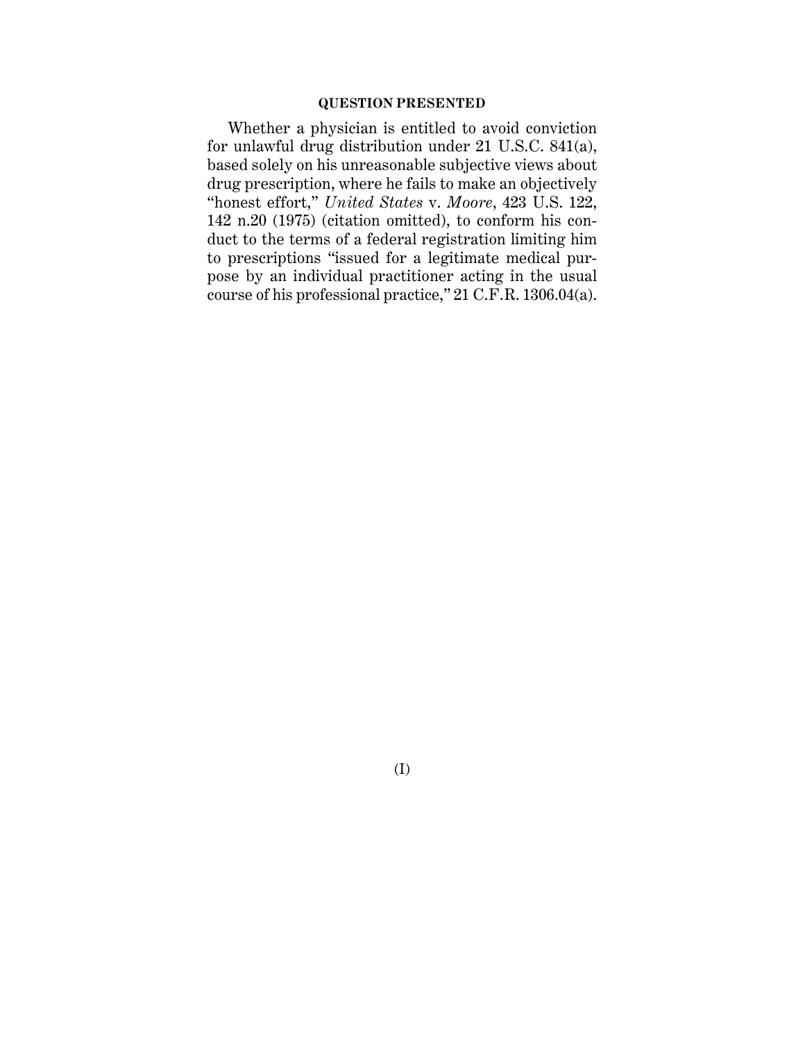## QUESTION PRESENTED

Whether a physician is entitled to avoid conviction for unlawful drug distribution under 21 U.S.C. 841(a), based solely on his unreasonable subjective views about drug prescription, where he fails to make an objectively "honest effort," *United States* v. *Moore*, 423 U.S. 122, 142 n.20 (1975) (citation omitted), to conform his conduct to the terms of a federal registration limiting him to prescriptions "issued for a legitimate medical purpose by an individual practitioner acting in the usual course of his professional practice," 21 C.F.R. 1306.04(a).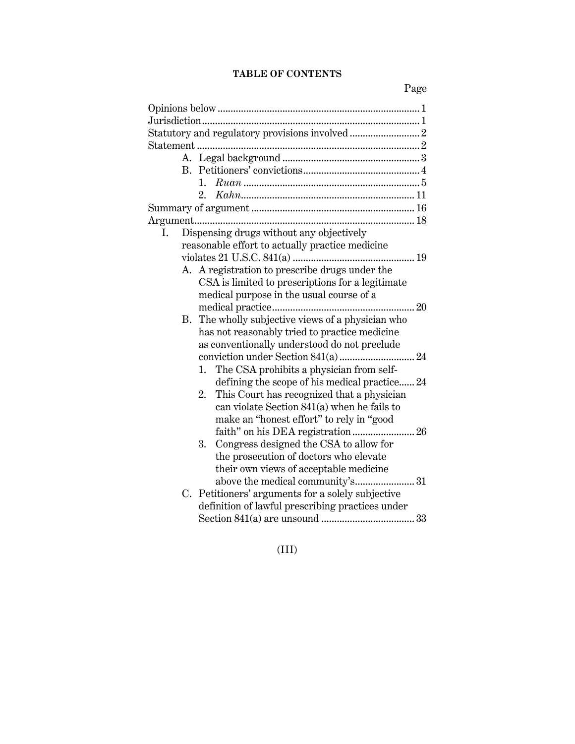**TABLE OF CONTENTS**

| | Page |
|---|---|
| Opinions below | 1 |
| Jurisdiction | 1 |
| Statutory and regulatory provisions involved | 2 |
| Statement | 2 |
| A. Legal background | 3 |
| B. Petitioners' convictions | 4 |
| 1. *Ruan* | 5 |
| 2. *Kahn* | 11 |
| Summary of argument | 16 |
| Argument | 18 |
| I. Dispensing drugs without any objectively reasonable effort to actually practice medicine violates 21 U.S.C. 841(a) | 19 |
| A. A registration to prescribe drugs under the CSA is limited to prescriptions for a legitimate medical purpose in the usual course of a medical practice | 20 |
| B. The wholly subjective views of a physician who has not reasonably tried to practice medicine as conventionally understood do not preclude conviction under Section 841(a) | 24 |
| 1. The CSA prohibits a physician from self-defining the scope of his medical practice | 24 |
| 2. This Court has recognized that a physician can violate Section 841(a) when he fails to make an "honest effort" to rely in "good faith" on his DEA registration | 26 |
| 3. Congress designed the CSA to allow for the prosecution of doctors who elevate their own views of acceptable medicine above the medical community's | 31 |
| C. Petitioners' arguments for a solely subjective definition of lawful prescribing practices under Section 841(a) are unsound | 33 |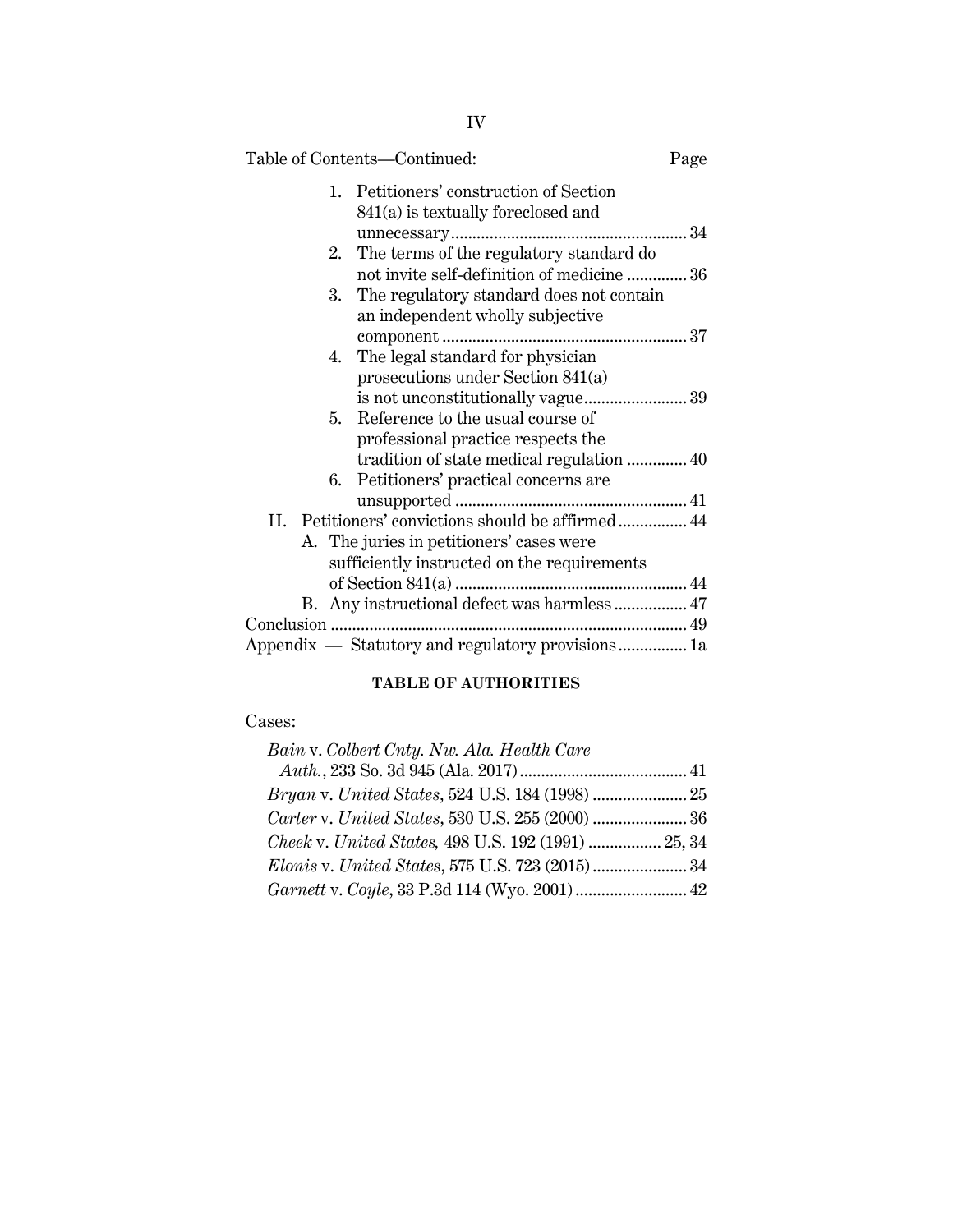Table of Contents—Continued: Page

1. Petitioners' construction of Section 841(a) is textually foreclosed and unnecessary ........ 34
2. The terms of the regulatory standard do not invite self-definition of medicine ........ 36
3. The regulatory standard does not contain an independent wholly subjective component ........ 37
4. The legal standard for physician prosecutions under Section 841(a) is not unconstitutionally vague ........ 39
5. Reference to the usual course of professional practice respects the tradition of state medical regulation ........ 40
6. Petitioners' practical concerns are unsupported ........ 41

II. Petitioners' convictions should be affirmed ........ 44
   A. The juries in petitioners' cases were sufficiently instructed on the requirements of Section 841(a) ........ 44
   B. Any instructional defect was harmless ........ 47

Conclusion ........ 49

Appendix — Statutory and regulatory provisions ........ 1a

## TABLE OF AUTHORITIES

Cases:

*Bain* v. *Colbert Cnty. Nw. Ala. Health Care Auth.*, 233 So. 3d 945 (Ala. 2017) ........ 41

*Bryan* v. *United States*, 524 U.S. 184 (1998) ........ 25

*Carter* v. *United States*, 530 U.S. 255 (2000) ........ 36

*Cheek* v. *United States,* 498 U.S. 192 (1991) ........ 25, 34

*Elonis* v. *United States*, 575 U.S. 723 (2015) ........ 34

*Garnett* v. *Coyle*, 33 P.3d 114 (Wyo. 2001) ........ 42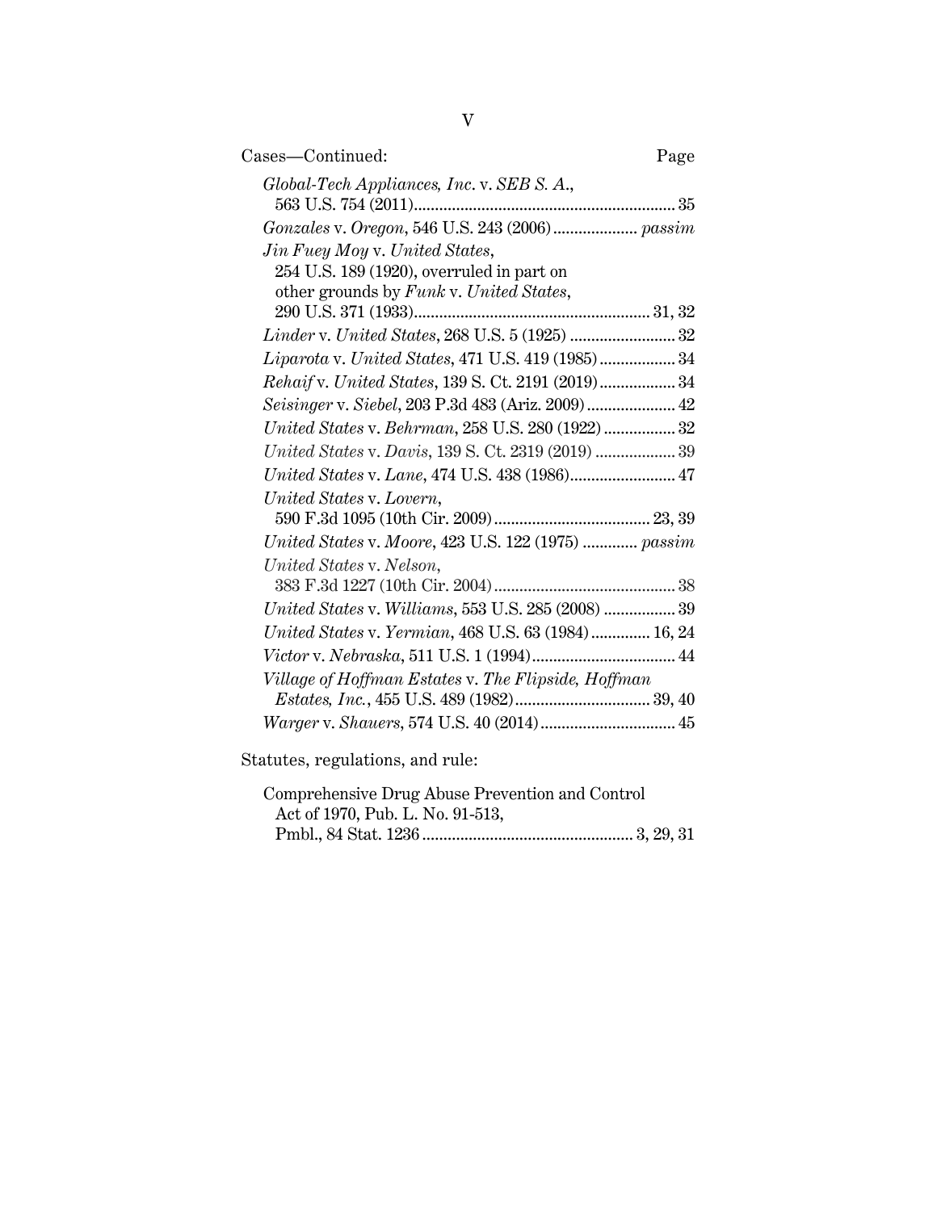Cases—Continued: Page

*Global-Tech Appliances, Inc.* v. *SEB S. A.*, 563 U.S. 754 (2011) .......... 35

*Gonzales* v. *Oregon*, 546 U.S. 243 (2006) .......... *passim*

*Jin Fuey Moy* v. *United States*, 254 U.S. 189 (1920), overruled in part on other grounds by *Funk* v. *United States*, 290 U.S. 371 (1933) .......... 31, 32

*Linder* v. *United States*, 268 U.S. 5 (1925) .......... 32

*Liparota* v. *United States*, 471 U.S. 419 (1985) .......... 34

*Rehaif* v. *United States*, 139 S. Ct. 2191 (2019) .......... 34

*Seisinger* v. *Siebel*, 203 P.3d 483 (Ariz. 2009) .......... 42

*United States* v. *Behrman*, 258 U.S. 280 (1922) .......... 32

*United States* v. *Davis*, 139 S. Ct. 2319 (2019) .......... 39

*United States* v. *Lane*, 474 U.S. 438 (1986) .......... 47

*United States* v. *Lovern*, 590 F.3d 1095 (10th Cir. 2009) .......... 23, 39

*United States* v. *Moore*, 423 U.S. 122 (1975) .......... *passim*

*United States* v. *Nelson*, 383 F.3d 1227 (10th Cir. 2004) .......... 38

*United States* v. *Williams*, 553 U.S. 285 (2008) .......... 39

*United States* v. *Yermian*, 468 U.S. 63 (1984) .......... 16, 24

*Victor* v. *Nebraska*, 511 U.S. 1 (1994) .......... 44

*Village of Hoffman Estates* v. *The Flipside, Hoffman Estates, Inc.*, 455 U.S. 489 (1982) .......... 39, 40

*Warger* v. *Shauers*, 574 U.S. 40 (2014) .......... 45

Statutes, regulations, and rule:

Comprehensive Drug Abuse Prevention and Control Act of 1970, Pub. L. No. 91-513, Pmbl., 84 Stat. 1236 .......... 3, 29, 31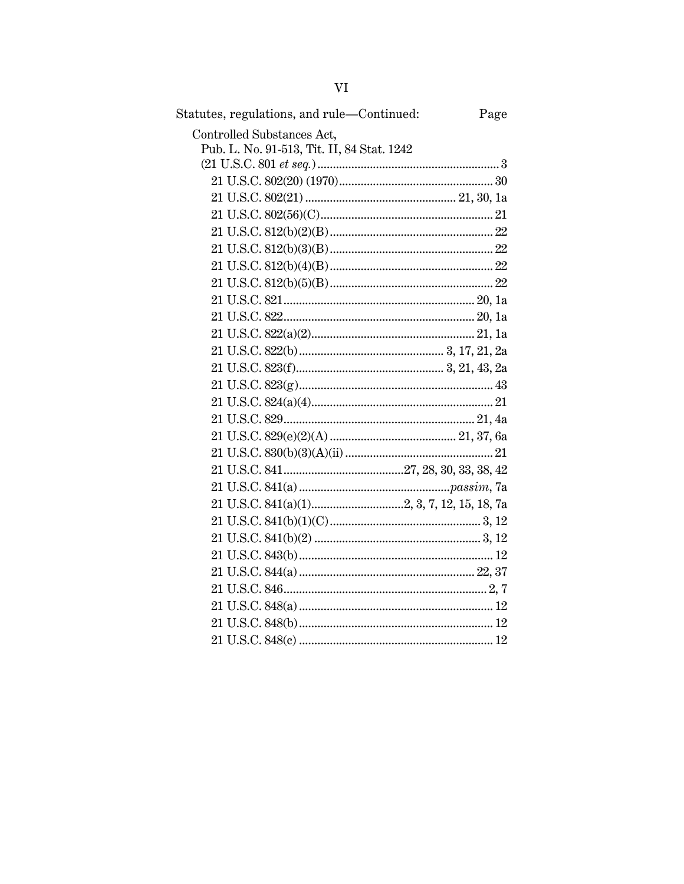Statutes, regulations, and rule—Continued: Page

Controlled Substances Act,
Pub. L. No. 91-513, Tit. II, 84 Stat. 1242
(21 U.S.C. 801 *et seq.*) .......... 3

21 U.S.C. 802(20) (1970) .......... 30

21 U.S.C. 802(21) .......... 21, 30, 1a

21 U.S.C. 802(56)(C) .......... 21

21 U.S.C. 812(b)(2)(B) .......... 22

21 U.S.C. 812(b)(3)(B) .......... 22

21 U.S.C. 812(b)(4)(B) .......... 22

21 U.S.C. 812(b)(5)(B) .......... 22

21 U.S.C. 821 .......... 20, 1a

21 U.S.C. 822 .......... 20, 1a

21 U.S.C. 822(a)(2) .......... 21, 1a

21 U.S.C. 822(b) .......... 3, 17, 21, 2a

21 U.S.C. 823(f) .......... 3, 21, 43, 2a

21 U.S.C. 823(g) .......... 43

21 U.S.C. 824(a)(4) .......... 21

21 U.S.C. 829 .......... 21, 4a

21 U.S.C. 829(e)(2)(A) .......... 21, 37, 6a

21 U.S.C. 830(b)(3)(A)(ii) .......... 21

21 U.S.C. 841 .......... 27, 28, 30, 33, 38, 42

21 U.S.C. 841(a) .......... *passim*, 7a

21 U.S.C. 841(a)(1) .......... 2, 3, 7, 12, 15, 18, 7a

21 U.S.C. 841(b)(1)(C) .......... 3, 12

21 U.S.C. 841(b)(2) .......... 3, 12

21 U.S.C. 843(b) .......... 12

21 U.S.C. 844(a) .......... 22, 37

21 U.S.C. 846 .......... 2, 7

21 U.S.C. 848(a) .......... 12

21 U.S.C. 848(b) .......... 12

21 U.S.C. 848(c) .......... 12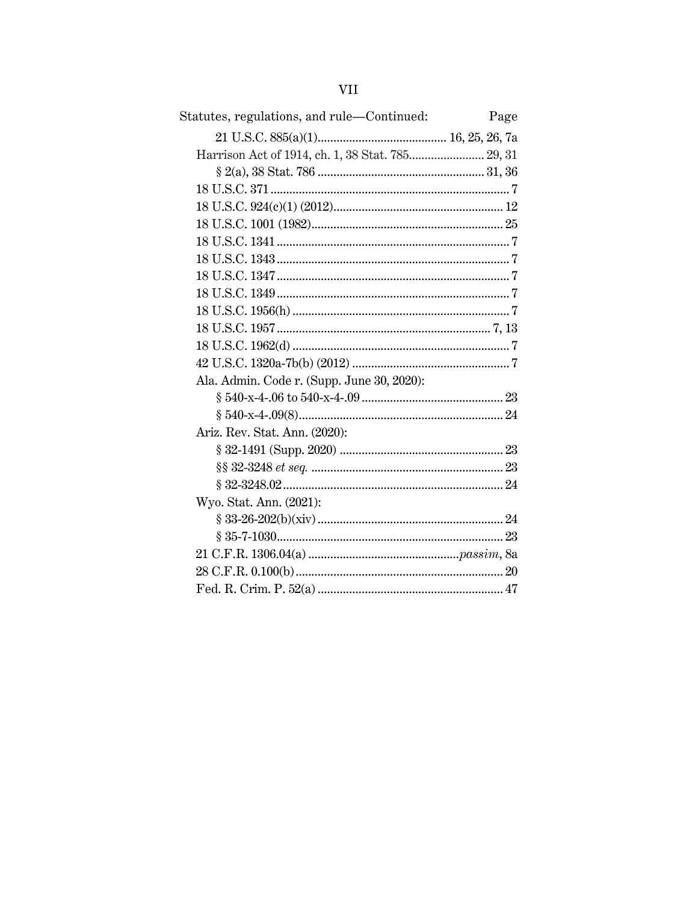Statutes, regulations, and rule—Continued: Page

21 U.S.C. 885(a)(1) ........................................ 16, 25, 26, 7a

Harrison Act of 1914, ch. 1, 38 Stat. 785 ........................ 29, 31

§ 2(a), 38 Stat. 786 .................................................... 31, 36

18 U.S.C. 371 ........................................................................ 7

18 U.S.C. 924(c)(1) (2012) ................................................... 12

18 U.S.C. 1001 (1982) .......................................................... 25

18 U.S.C. 1341 ...................................................................... 7

18 U.S.C. 1343 ...................................................................... 7

18 U.S.C. 1347 ...................................................................... 7

18 U.S.C. 1349 ...................................................................... 7

18 U.S.C. 1956(h) ................................................................. 7

18 U.S.C. 1957 ................................................................. 7, 13

18 U.S.C. 1962(d) ................................................................. 7

42 U.S.C. 1320a-7b(b) (2012) .............................................. 7

Ala. Admin. Code r. (Supp. June 30, 2020):

§ 540-x-4-.06 to 540-x-4-.09 ........................................... 23

§ 540-x-4-.09(8) ............................................................... 24

Ariz. Rev. Stat. Ann. (2020):

§ 32-1491 (Supp. 2020) .................................................. 23

§§ 32-3248 *et seq.* ........................................................... 23

§ 32-3248.02 .................................................................... 24

Wyo. Stat. Ann. (2021):

§ 33-26-202(b)(xiv) .......................................................... 24

§ 35-7-1030 ...................................................................... 23

21 C.F.R. 1306.04(a) ............................................... *passim*, 8a

28 C.F.R. 0.100(b) ................................................................ 20

Fed. R. Crim. P. 52(a) .......................................................... 47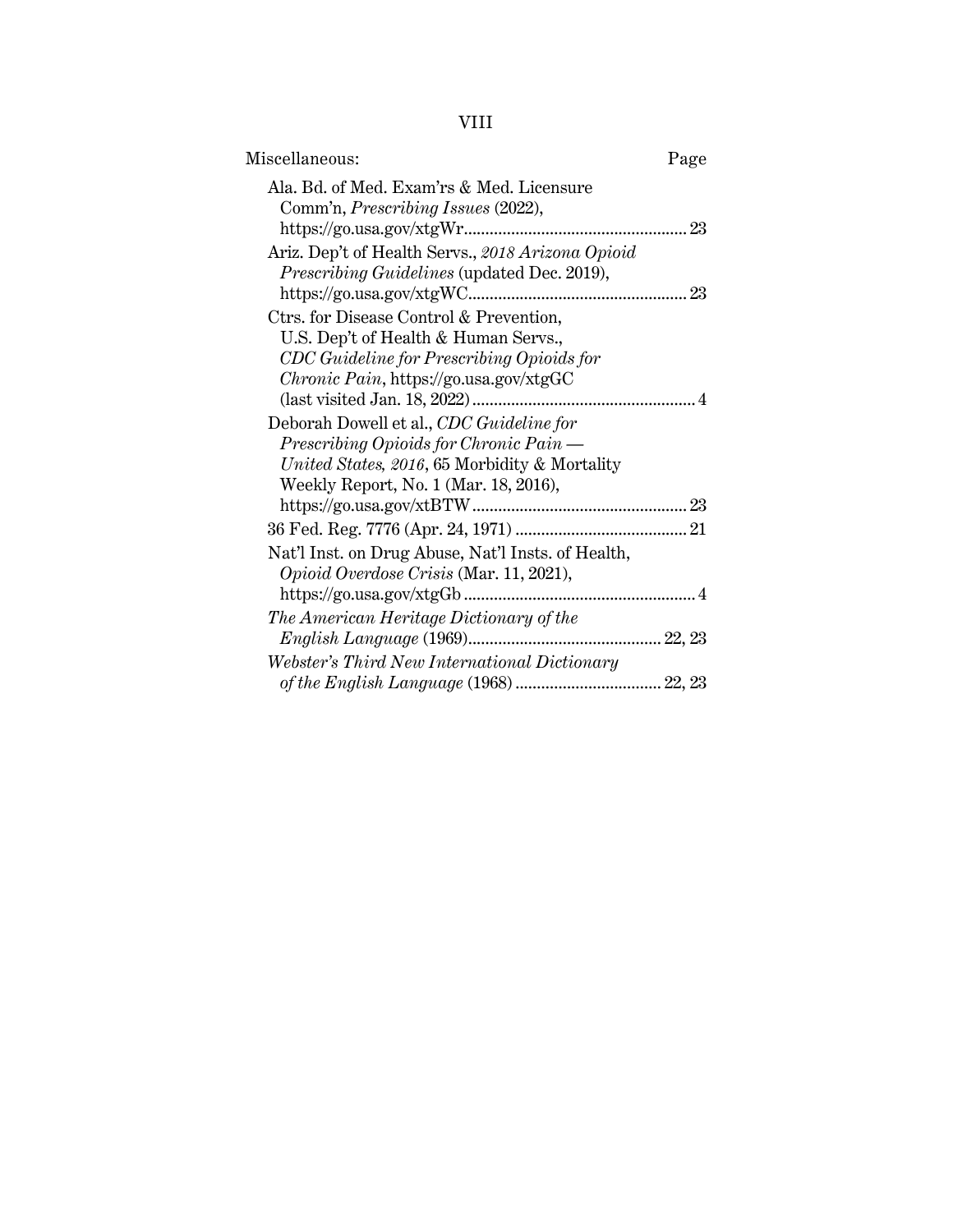| Miscellaneous: | Page |
| --- | --- |
| Ala. Bd. of Med. Exam'rs & Med. Licensure Comm'n, *Prescribing Issues* (2022), https://go.usa.gov/xtgWr | 23 |
| Ariz. Dep't of Health Servs., *2018 Arizona Opioid Prescribing Guidelines* (updated Dec. 2019), https://go.usa.gov/xtgWC | 23 |
| Ctrs. for Disease Control & Prevention, U.S. Dep't of Health & Human Servs., *CDC Guideline for Prescribing Opioids for Chronic Pain*, https://go.usa.gov/xtgGC (last visited Jan. 18, 2022) | 4 |
| Deborah Dowell et al., *CDC Guideline for Prescribing Opioids for Chronic Pain — United States, 2016*, 65 Morbidity & Mortality Weekly Report, No. 1 (Mar. 18, 2016), https://go.usa.gov/xtBTW | 23 |
| 36 Fed. Reg. 7776 (Apr. 24, 1971) | 21 |
| Nat'l Inst. on Drug Abuse, Nat'l Insts. of Health, *Opioid Overdose Crisis* (Mar. 11, 2021), https://go.usa.gov/xtgGb | 4 |
| *The American Heritage Dictionary of the English Language* (1969) | 22, 23 |
| *Webster's Third New International Dictionary of the English Language* (1968) | 22, 23 |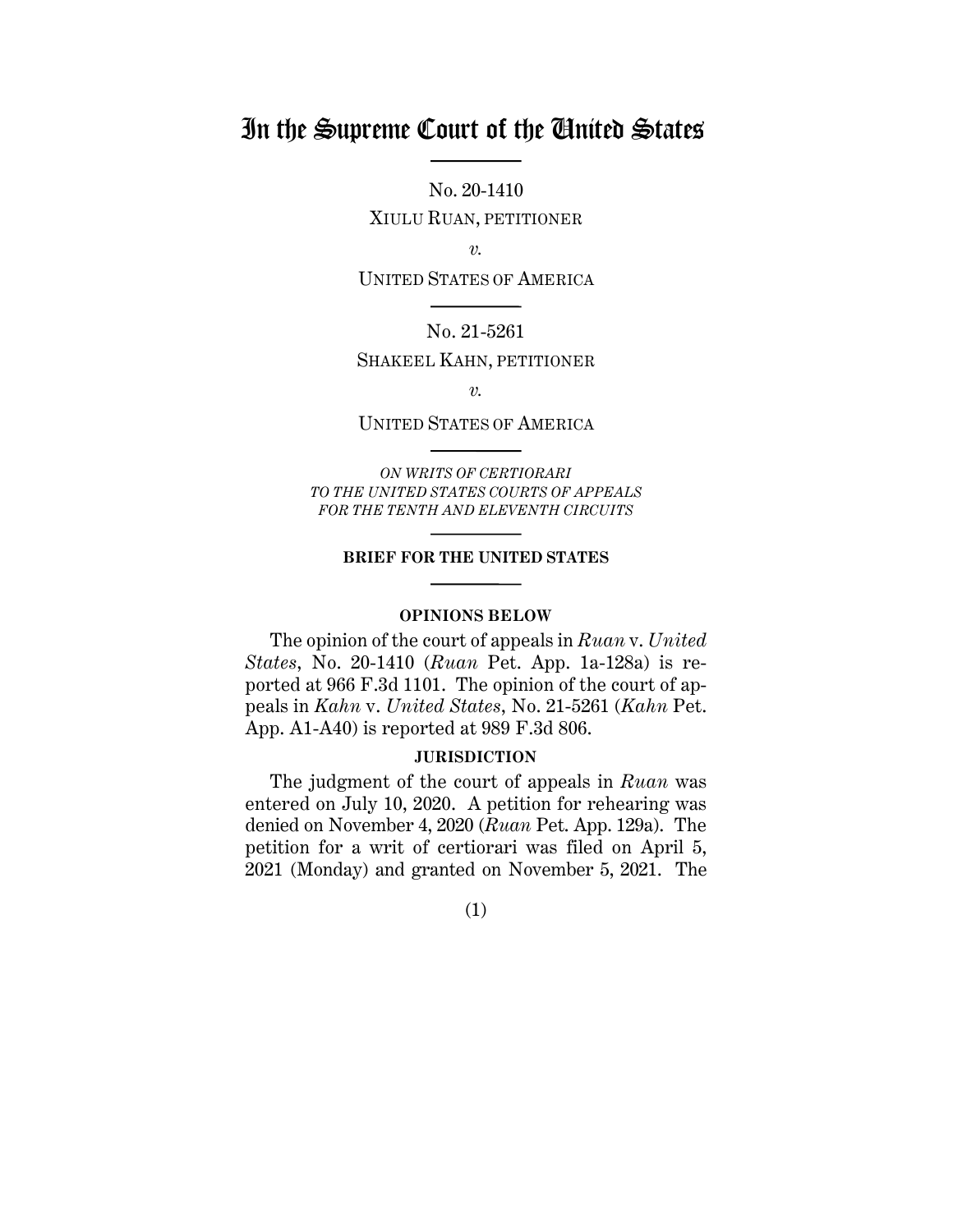# In the Supreme Court of the United States

No. 20-1410

XIULU RUAN, PETITIONER

*v.*

UNITED STATES OF AMERICA

No. 21-5261

SHAKEEL KAHN, PETITIONER

*v.*

UNITED STATES OF AMERICA

*ON WRITS OF CERTIORARI TO THE UNITED STATES COURTS OF APPEALS FOR THE TENTH AND ELEVENTH CIRCUITS*

**BRIEF FOR THE UNITED STATES**

**OPINIONS BELOW**

The opinion of the court of appeals in *Ruan* v. *United States*, No. 20-1410 (*Ruan* Pet. App. 1a-128a) is reported at 966 F.3d 1101. The opinion of the court of appeals in *Kahn* v. *United States*, No. 21-5261 (*Kahn* Pet. App. A1-A40) is reported at 989 F.3d 806.

**JURISDICTION**

The judgment of the court of appeals in *Ruan* was entered on July 10, 2020. A petition for rehearing was denied on November 4, 2020 (*Ruan* Pet. App. 129a). The petition for a writ of certiorari was filed on April 5, 2021 (Monday) and granted on November 5, 2021. The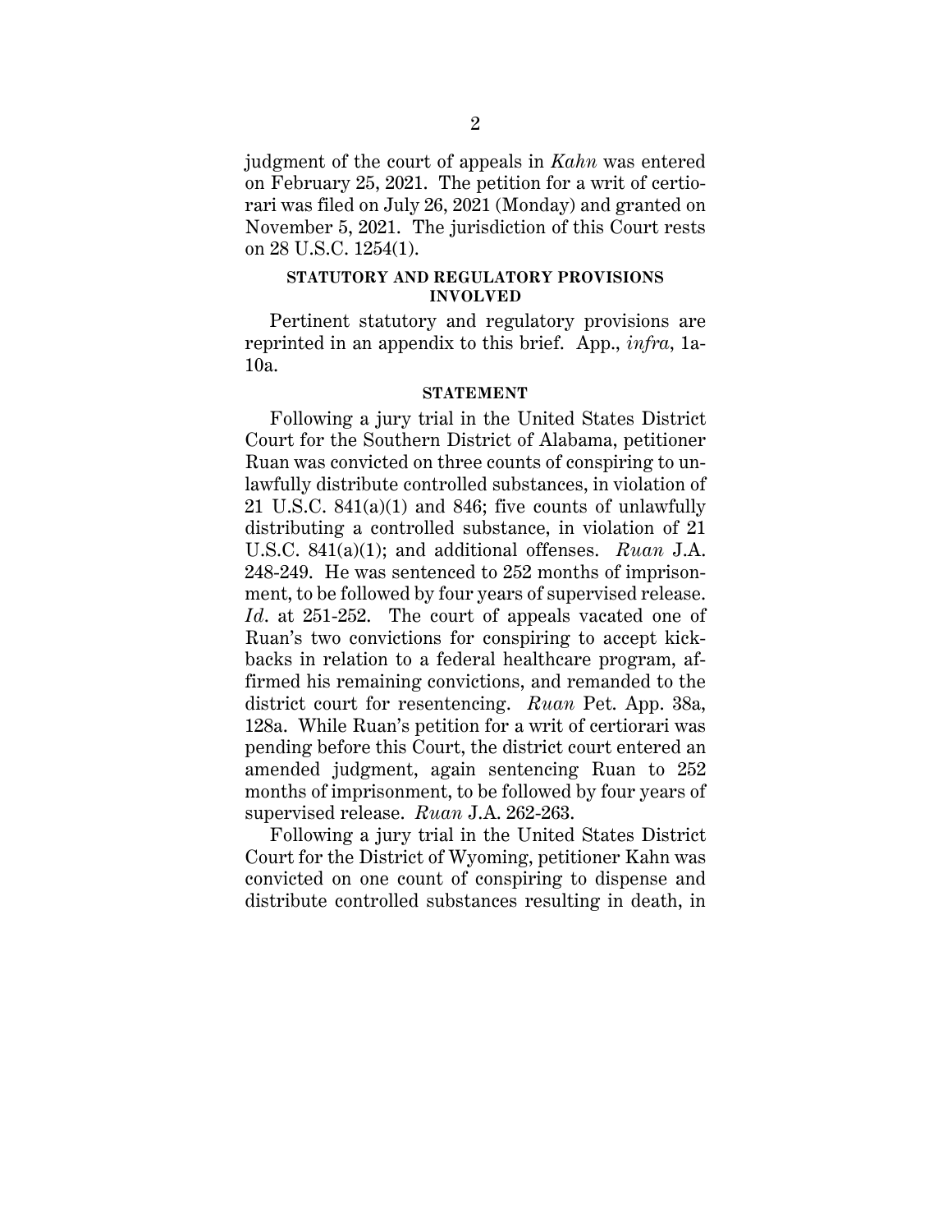judgment of the court of appeals in *Kahn* was entered on February 25, 2021. The petition for a writ of certiorari was filed on July 26, 2021 (Monday) and granted on November 5, 2021. The jurisdiction of this Court rests on 28 U.S.C. 1254(1).

## STATUTORY AND REGULATORY PROVISIONS INVOLVED

Pertinent statutory and regulatory provisions are reprinted in an appendix to this brief. App., *infra*, 1a-10a.

## STATEMENT

Following a jury trial in the United States District Court for the Southern District of Alabama, petitioner Ruan was convicted on three counts of conspiring to unlawfully distribute controlled substances, in violation of 21 U.S.C. 841(a)(1) and 846; five counts of unlawfully distributing a controlled substance, in violation of 21 U.S.C. 841(a)(1); and additional offenses. *Ruan* J.A. 248-249. He was sentenced to 252 months of imprisonment, to be followed by four years of supervised release. *Id*. at 251-252. The court of appeals vacated one of Ruan's two convictions for conspiring to accept kickbacks in relation to a federal healthcare program, affirmed his remaining convictions, and remanded to the district court for resentencing. *Ruan* Pet. App. 38a, 128a. While Ruan's petition for a writ of certiorari was pending before this Court, the district court entered an amended judgment, again sentencing Ruan to 252 months of imprisonment, to be followed by four years of supervised release. *Ruan* J.A. 262-263.

Following a jury trial in the United States District Court for the District of Wyoming, petitioner Kahn was convicted on one count of conspiring to dispense and distribute controlled substances resulting in death, in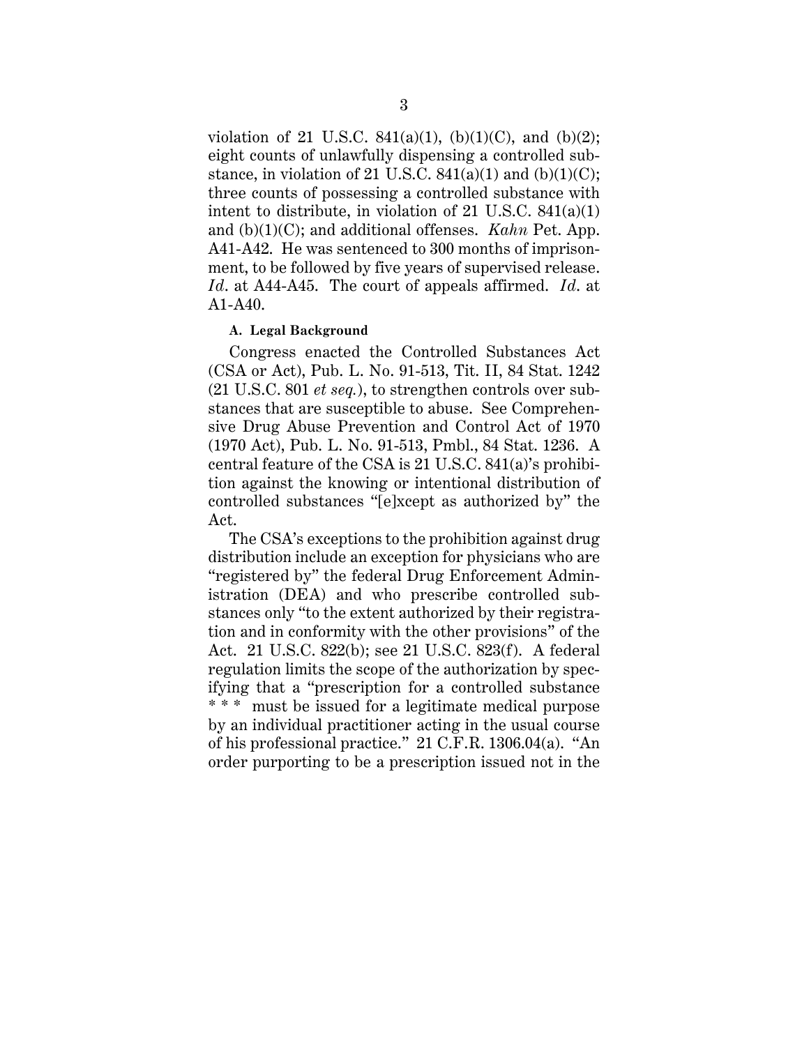violation of 21 U.S.C. 841(a)(1), (b)(1)(C), and (b)(2); eight counts of unlawfully dispensing a controlled substance, in violation of 21 U.S.C. 841(a)(1) and (b)(1)(C); three counts of possessing a controlled substance with intent to distribute, in violation of 21 U.S.C. 841(a)(1) and (b)(1)(C); and additional offenses. *Kahn* Pet. App. A41-A42. He was sentenced to 300 months of imprisonment, to be followed by five years of supervised release. *Id*. at A44-A45. The court of appeals affirmed. *Id*. at A1-A40.

**A. Legal Background**

Congress enacted the Controlled Substances Act (CSA or Act), Pub. L. No. 91-513, Tit. II, 84 Stat. 1242 (21 U.S.C. 801 *et seq.*), to strengthen controls over substances that are susceptible to abuse. See Comprehensive Drug Abuse Prevention and Control Act of 1970 (1970 Act), Pub. L. No. 91-513, Pmbl., 84 Stat. 1236. A central feature of the CSA is 21 U.S.C. 841(a)'s prohibition against the knowing or intentional distribution of controlled substances "[e]xcept as authorized by" the Act.

The CSA's exceptions to the prohibition against drug distribution include an exception for physicians who are "registered by" the federal Drug Enforcement Administration (DEA) and who prescribe controlled substances only "to the extent authorized by their registration and in conformity with the other provisions" of the Act. 21 U.S.C. 822(b); see 21 U.S.C. 823(f). A federal regulation limits the scope of the authorization by specifying that a "prescription for a controlled substance * * * must be issued for a legitimate medical purpose by an individual practitioner acting in the usual course of his professional practice." 21 C.F.R. 1306.04(a). "An order purporting to be a prescription issued not in the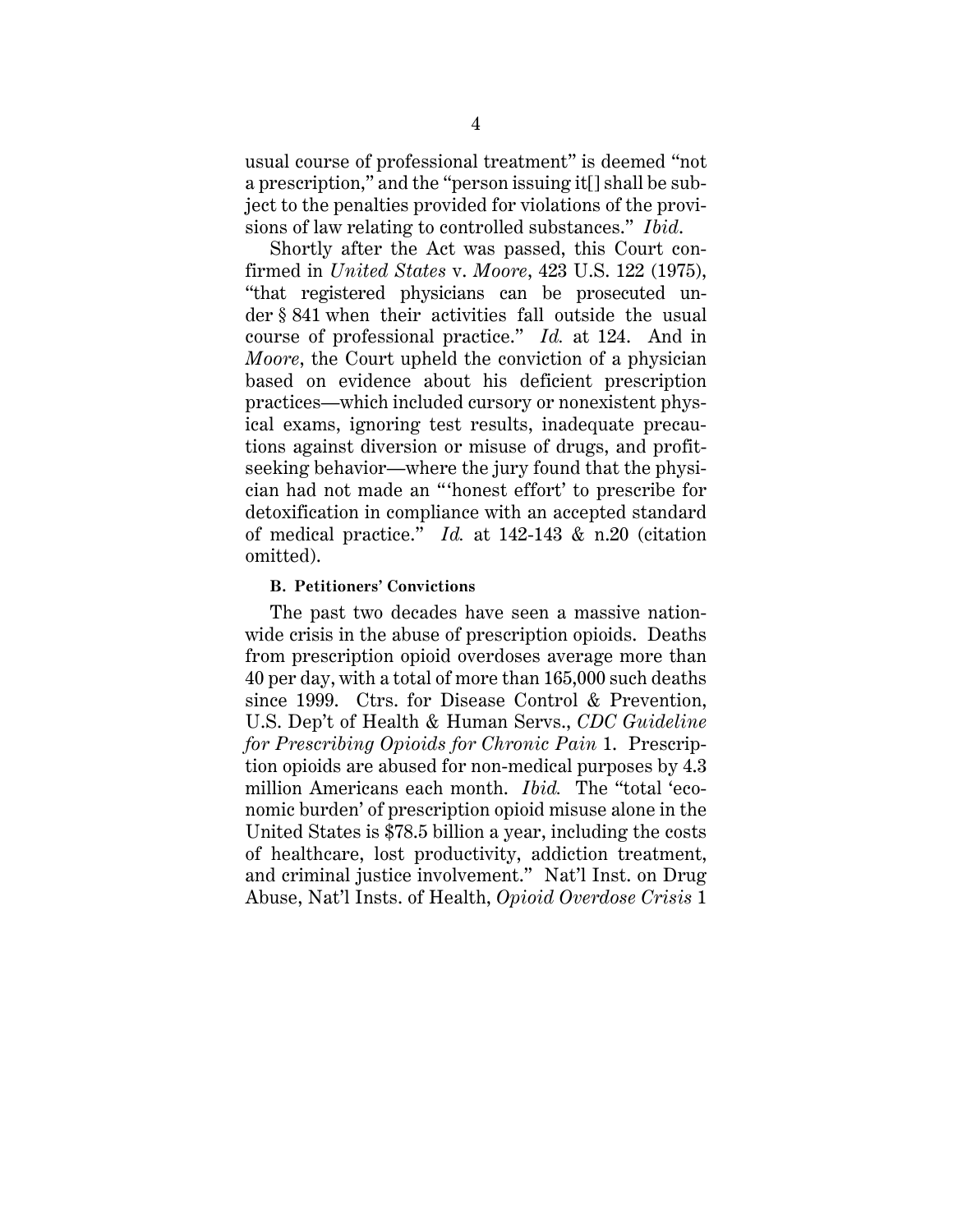usual course of professional treatment" is deemed "not a prescription," and the "person issuing it[] shall be subject to the penalties provided for violations of the provisions of law relating to controlled substances." *Ibid.*

Shortly after the Act was passed, this Court confirmed in *United States* v. *Moore*, 423 U.S. 122 (1975), "that registered physicians can be prosecuted under § 841 when their activities fall outside the usual course of professional practice." *Id.* at 124. And in *Moore*, the Court upheld the conviction of a physician based on evidence about his deficient prescription practices—which included cursory or nonexistent physical exams, ignoring test results, inadequate precautions against diversion or misuse of drugs, and profit-seeking behavior—where the jury found that the physician had not made an "'honest effort' to prescribe for detoxification in compliance with an accepted standard of medical practice." *Id.* at 142-143 & n.20 (citation omitted).

### B. Petitioners' Convictions

The past two decades have seen a massive nationwide crisis in the abuse of prescription opioids. Deaths from prescription opioid overdoses average more than 40 per day, with a total of more than 165,000 such deaths since 1999. Ctrs. for Disease Control & Prevention, U.S. Dep't of Health & Human Servs., *CDC Guideline for Prescribing Opioids for Chronic Pain* 1. Prescription opioids are abused for non-medical purposes by 4.3 million Americans each month. *Ibid.* The "total 'economic burden' of prescription opioid misuse alone in the United States is $78.5 billion a year, including the costs of healthcare, lost productivity, addiction treatment, and criminal justice involvement." Nat'l Inst. on Drug Abuse, Nat'l Insts. of Health, *Opioid Overdose Crisis* 1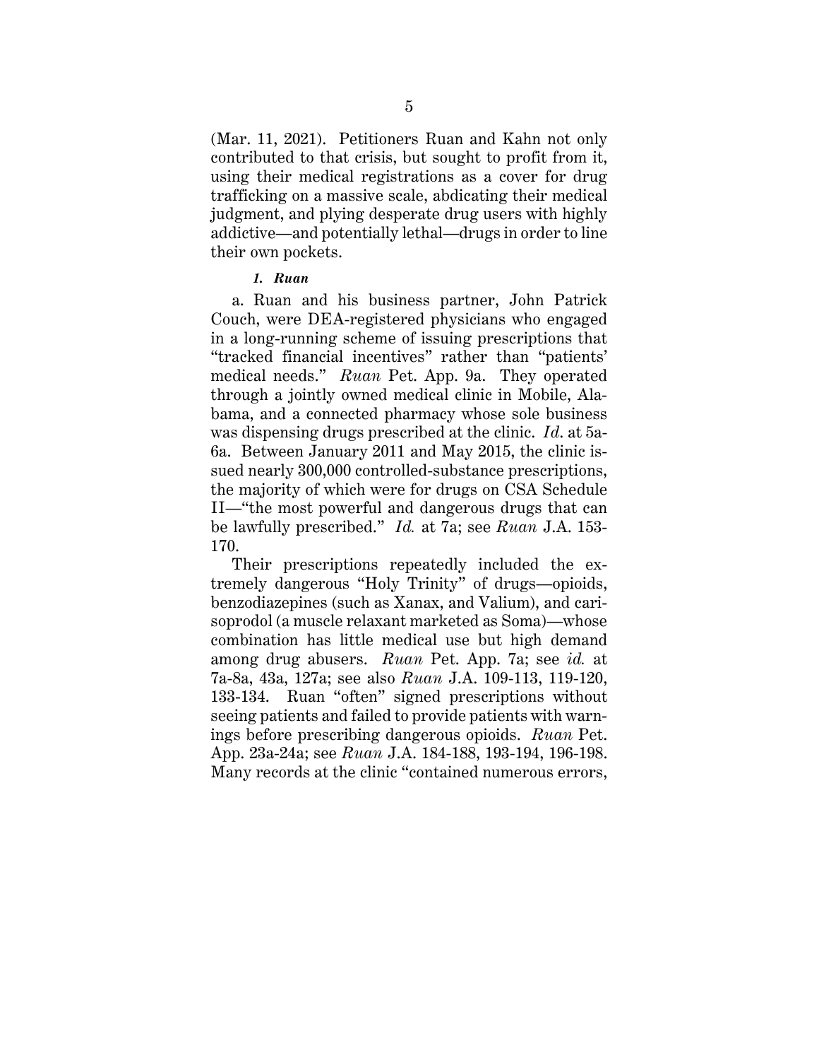(Mar. 11, 2021). Petitioners Ruan and Kahn not only contributed to that crisis, but sought to profit from it, using their medical registrations as a cover for drug trafficking on a massive scale, abdicating their medical judgment, and plying desperate drug users with highly addictive—and potentially lethal—drugs in order to line their own pockets.

#### *1. Ruan*

a. Ruan and his business partner, John Patrick Couch, were DEA-registered physicians who engaged in a long-running scheme of issuing prescriptions that "tracked financial incentives" rather than "patients' medical needs." *Ruan* Pet. App. 9a. They operated through a jointly owned medical clinic in Mobile, Alabama, and a connected pharmacy whose sole business was dispensing drugs prescribed at the clinic. *Id.* at 5a-6a. Between January 2011 and May 2015, the clinic issued nearly 300,000 controlled-substance prescriptions, the majority of which were for drugs on CSA Schedule II—"the most powerful and dangerous drugs that can be lawfully prescribed." *Id.* at 7a; see *Ruan* J.A. 153-170.

Their prescriptions repeatedly included the extremely dangerous "Holy Trinity" of drugs—opioids, benzodiazepines (such as Xanax, and Valium), and carisoprodol (a muscle relaxant marketed as Soma)—whose combination has little medical use but high demand among drug abusers. *Ruan* Pet. App. 7a; see *id.* at 7a-8a, 43a, 127a; see also *Ruan* J.A. 109-113, 119-120, 133-134. Ruan "often" signed prescriptions without seeing patients and failed to provide patients with warnings before prescribing dangerous opioids. *Ruan* Pet. App. 23a-24a; see *Ruan* J.A. 184-188, 193-194, 196-198. Many records at the clinic "contained numerous errors,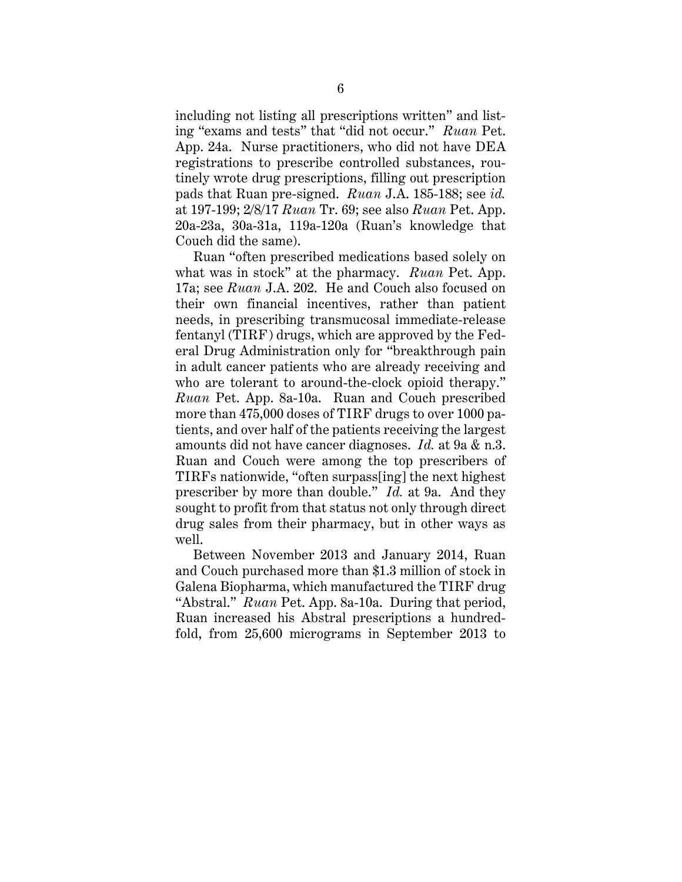including not listing all prescriptions written" and listing "exams and tests" that "did not occur." *Ruan* Pet. App. 24a. Nurse practitioners, who did not have DEA registrations to prescribe controlled substances, routinely wrote drug prescriptions, filling out prescription pads that Ruan pre-signed. *Ruan* J.A. 185-188; see *id.* at 197-199; 2/8/17 *Ruan* Tr. 69; see also *Ruan* Pet. App. 20a-23a, 30a-31a, 119a-120a (Ruan's knowledge that Couch did the same).

Ruan "often prescribed medications based solely on what was in stock" at the pharmacy. *Ruan* Pet. App. 17a; see *Ruan* J.A. 202. He and Couch also focused on their own financial incentives, rather than patient needs, in prescribing transmucosal immediate-release fentanyl (TIRF) drugs, which are approved by the Federal Drug Administration only for "breakthrough pain in adult cancer patients who are already receiving and who are tolerant to around-the-clock opioid therapy." *Ruan* Pet. App. 8a-10a. Ruan and Couch prescribed more than 475,000 doses of TIRF drugs to over 1000 patients, and over half of the patients receiving the largest amounts did not have cancer diagnoses. *Id.* at 9a & n.3. Ruan and Couch were among the top prescribers of TIRFs nationwide, "often surpass[ing] the next highest prescriber by more than double." *Id.* at 9a. And they sought to profit from that status not only through direct drug sales from their pharmacy, but in other ways as well.

Between November 2013 and January 2014, Ruan and Couch purchased more than $1.3 million of stock in Galena Biopharma, which manufactured the TIRF drug "Abstral." *Ruan* Pet. App. 8a-10a. During that period, Ruan increased his Abstral prescriptions a hundredfold, from 25,600 micrograms in September 2013 to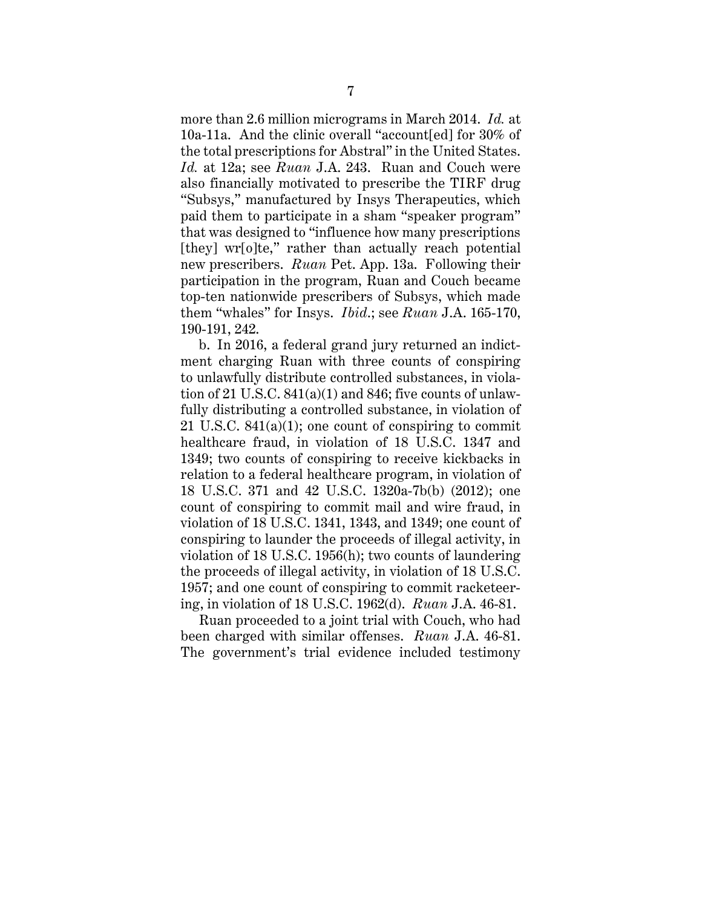more than 2.6 million micrograms in March 2014. *Id.* at 10a-11a. And the clinic overall "account[ed] for 30% of the total prescriptions for Abstral" in the United States. *Id.* at 12a; see *Ruan* J.A. 243. Ruan and Couch were also financially motivated to prescribe the TIRF drug "Subsys," manufactured by Insys Therapeutics, which paid them to participate in a sham "speaker program" that was designed to "influence how many prescriptions [they] wr[o]te," rather than actually reach potential new prescribers. *Ruan* Pet. App. 13a. Following their participation in the program, Ruan and Couch became top-ten nationwide prescribers of Subsys, which made them "whales" for Insys. *Ibid.*; see *Ruan* J.A. 165-170, 190-191, 242.

b. In 2016, a federal grand jury returned an indictment charging Ruan with three counts of conspiring to unlawfully distribute controlled substances, in violation of 21 U.S.C. 841(a)(1) and 846; five counts of unlawfully distributing a controlled substance, in violation of 21 U.S.C. 841(a)(1); one count of conspiring to commit healthcare fraud, in violation of 18 U.S.C. 1347 and 1349; two counts of conspiring to receive kickbacks in relation to a federal healthcare program, in violation of 18 U.S.C. 371 and 42 U.S.C. 1320a-7b(b) (2012); one count of conspiring to commit mail and wire fraud, in violation of 18 U.S.C. 1341, 1343, and 1349; one count of conspiring to launder the proceeds of illegal activity, in violation of 18 U.S.C. 1956(h); two counts of laundering the proceeds of illegal activity, in violation of 18 U.S.C. 1957; and one count of conspiring to commit racketeering, in violation of 18 U.S.C. 1962(d). *Ruan* J.A. 46-81.

Ruan proceeded to a joint trial with Couch, who had been charged with similar offenses. *Ruan* J.A. 46-81. The government's trial evidence included testimony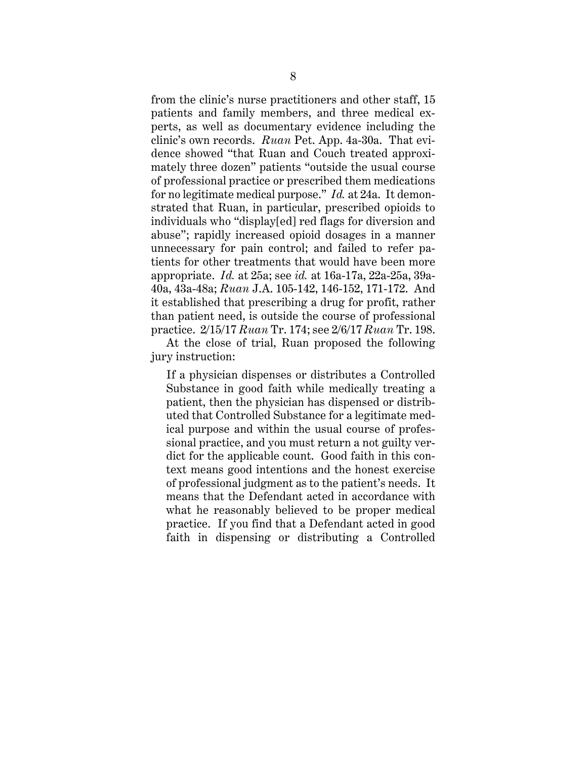from the clinic's nurse practitioners and other staff, 15 patients and family members, and three medical experts, as well as documentary evidence including the clinic's own records. *Ruan* Pet. App. 4a-30a. That evidence showed "that Ruan and Couch treated approximately three dozen" patients "outside the usual course of professional practice or prescribed them medications for no legitimate medical purpose." *Id.* at 24a. It demonstrated that Ruan, in particular, prescribed opioids to individuals who "display[ed] red flags for diversion and abuse"; rapidly increased opioid dosages in a manner unnecessary for pain control; and failed to refer patients for other treatments that would have been more appropriate. *Id.* at 25a; see *id.* at 16a-17a, 22a-25a, 39a-40a, 43a-48a; *Ruan* J.A. 105-142, 146-152, 171-172. And it established that prescribing a drug for profit, rather than patient need, is outside the course of professional practice. 2/15/17 *Ruan* Tr. 174; see 2/6/17 *Ruan* Tr. 198.

At the close of trial, Ruan proposed the following jury instruction:

> If a physician dispenses or distributes a Controlled Substance in good faith while medically treating a patient, then the physician has dispensed or distributed that Controlled Substance for a legitimate medical purpose and within the usual course of professional practice, and you must return a not guilty verdict for the applicable count. Good faith in this context means good intentions and the honest exercise of professional judgment as to the patient's needs. It means that the Defendant acted in accordance with what he reasonably believed to be proper medical practice. If you find that a Defendant acted in good faith in dispensing or distributing a Controlled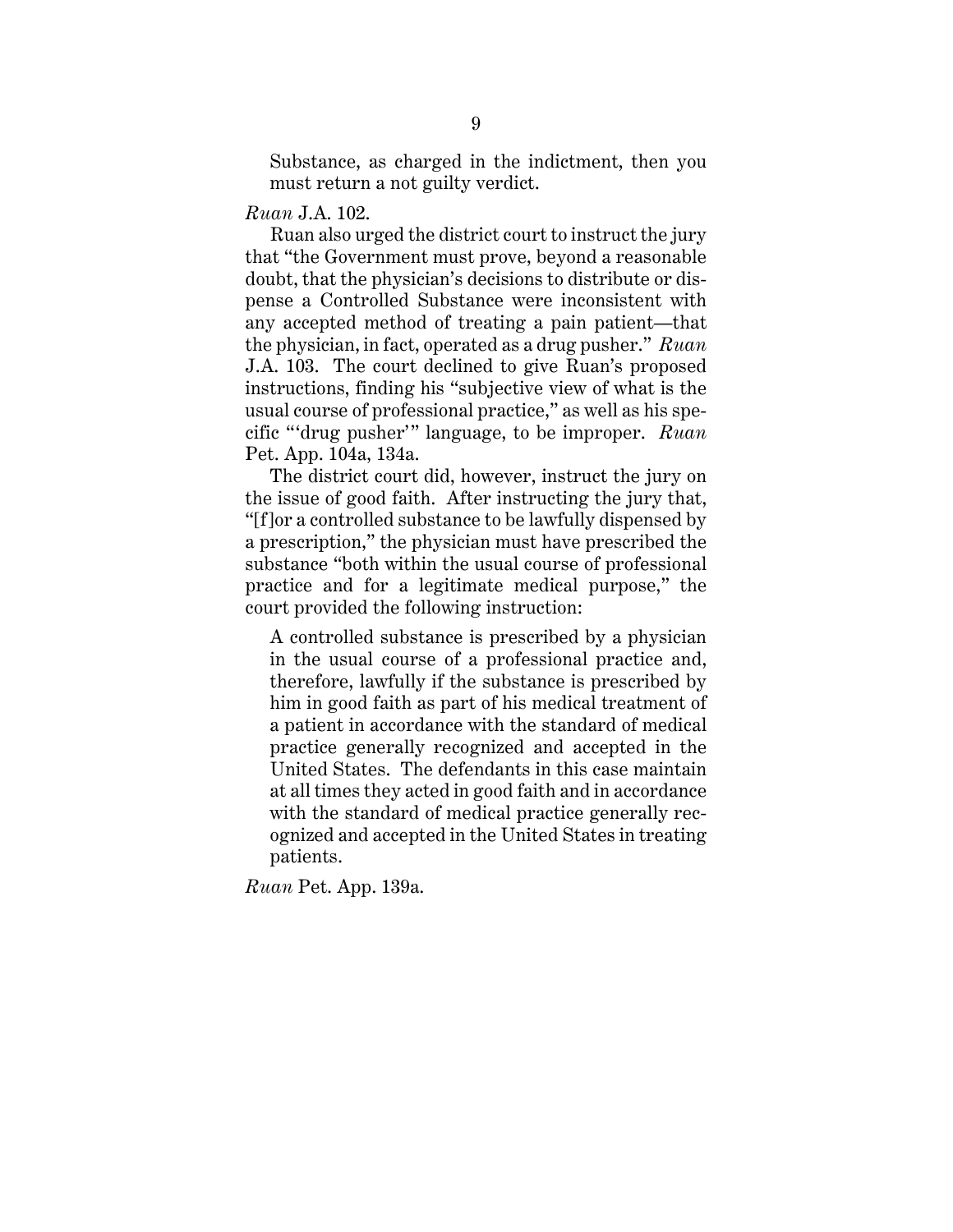> Substance, as charged in the indictment, then you must return a not guilty verdict.

*Ruan* J.A. 102.

Ruan also urged the district court to instruct the jury that "the Government must prove, beyond a reasonable doubt, that the physician's decisions to distribute or dispense a Controlled Substance were inconsistent with any accepted method of treating a pain patient—that the physician, in fact, operated as a drug pusher." *Ruan* J.A. 103. The court declined to give Ruan's proposed instructions, finding his "subjective view of what is the usual course of professional practice," as well as his specific "'drug pusher'" language, to be improper. *Ruan* Pet. App. 104a, 134a.

The district court did, however, instruct the jury on the issue of good faith. After instructing the jury that, "[f]or a controlled substance to be lawfully dispensed by a prescription," the physician must have prescribed the substance "both within the usual course of professional practice and for a legitimate medical purpose," the court provided the following instruction:

> A controlled substance is prescribed by a physician in the usual course of a professional practice and, therefore, lawfully if the substance is prescribed by him in good faith as part of his medical treatment of a patient in accordance with the standard of medical practice generally recognized and accepted in the United States. The defendants in this case maintain at all times they acted in good faith and in accordance with the standard of medical practice generally recognized and accepted in the United States in treating patients.

*Ruan* Pet. App. 139a.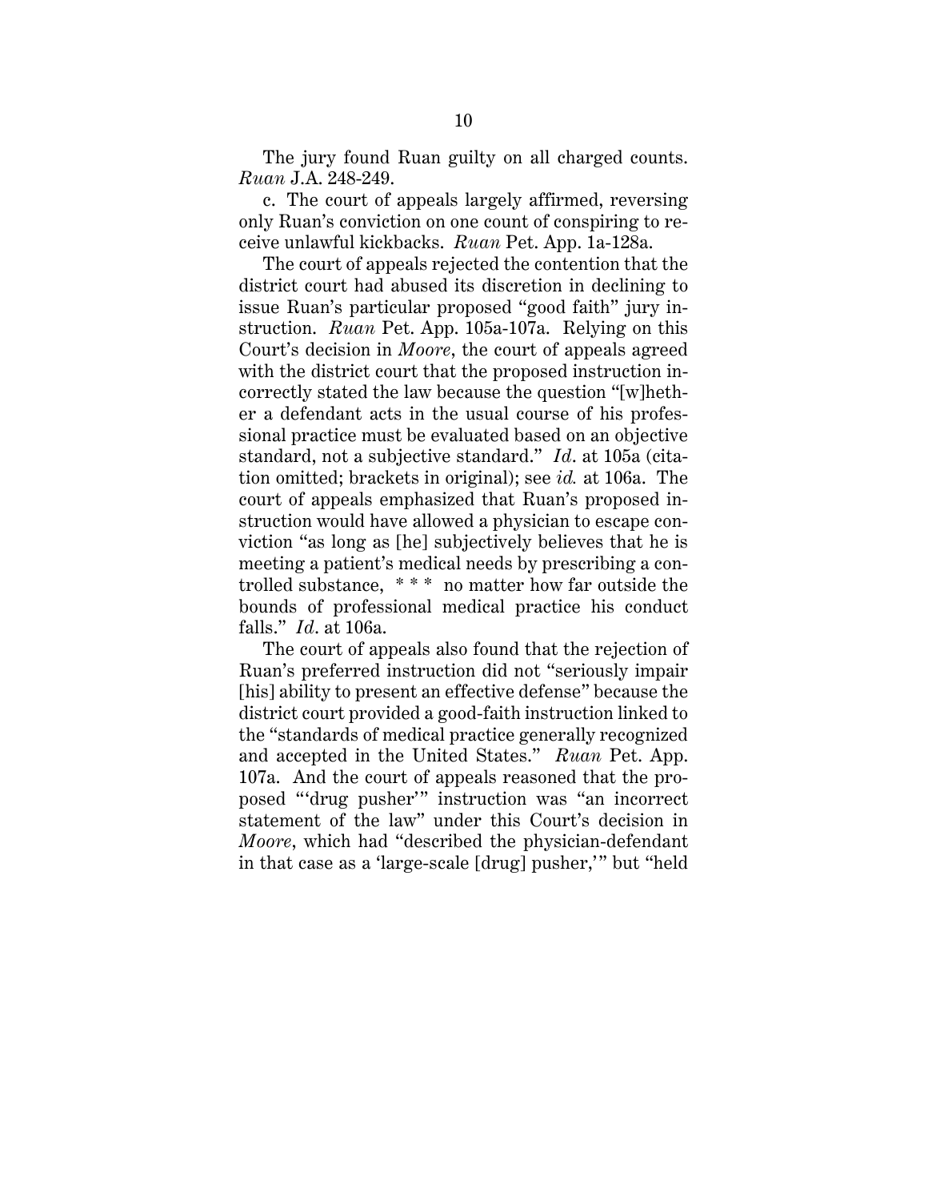The jury found Ruan guilty on all charged counts. *Ruan* J.A. 248-249.

c. The court of appeals largely affirmed, reversing only Ruan's conviction on one count of conspiring to receive unlawful kickbacks. *Ruan* Pet. App. 1a-128a.

The court of appeals rejected the contention that the district court had abused its discretion in declining to issue Ruan's particular proposed "good faith" jury instruction. *Ruan* Pet. App. 105a-107a. Relying on this Court's decision in *Moore*, the court of appeals agreed with the district court that the proposed instruction incorrectly stated the law because the question "[w]hether a defendant acts in the usual course of his professional practice must be evaluated based on an objective standard, not a subjective standard." *Id*. at 105a (citation omitted; brackets in original); see *id.* at 106a. The court of appeals emphasized that Ruan's proposed instruction would have allowed a physician to escape conviction "as long as [he] subjectively believes that he is meeting a patient's medical needs by prescribing a controlled substance, * * * no matter how far outside the bounds of professional medical practice his conduct falls." *Id*. at 106a.

The court of appeals also found that the rejection of Ruan's preferred instruction did not "seriously impair [his] ability to present an effective defense" because the district court provided a good-faith instruction linked to the "standards of medical practice generally recognized and accepted in the United States." *Ruan* Pet. App. 107a. And the court of appeals reasoned that the proposed "'drug pusher'" instruction was "an incorrect statement of the law" under this Court's decision in *Moore*, which had "described the physician-defendant in that case as a 'large-scale [drug] pusher,'" but "held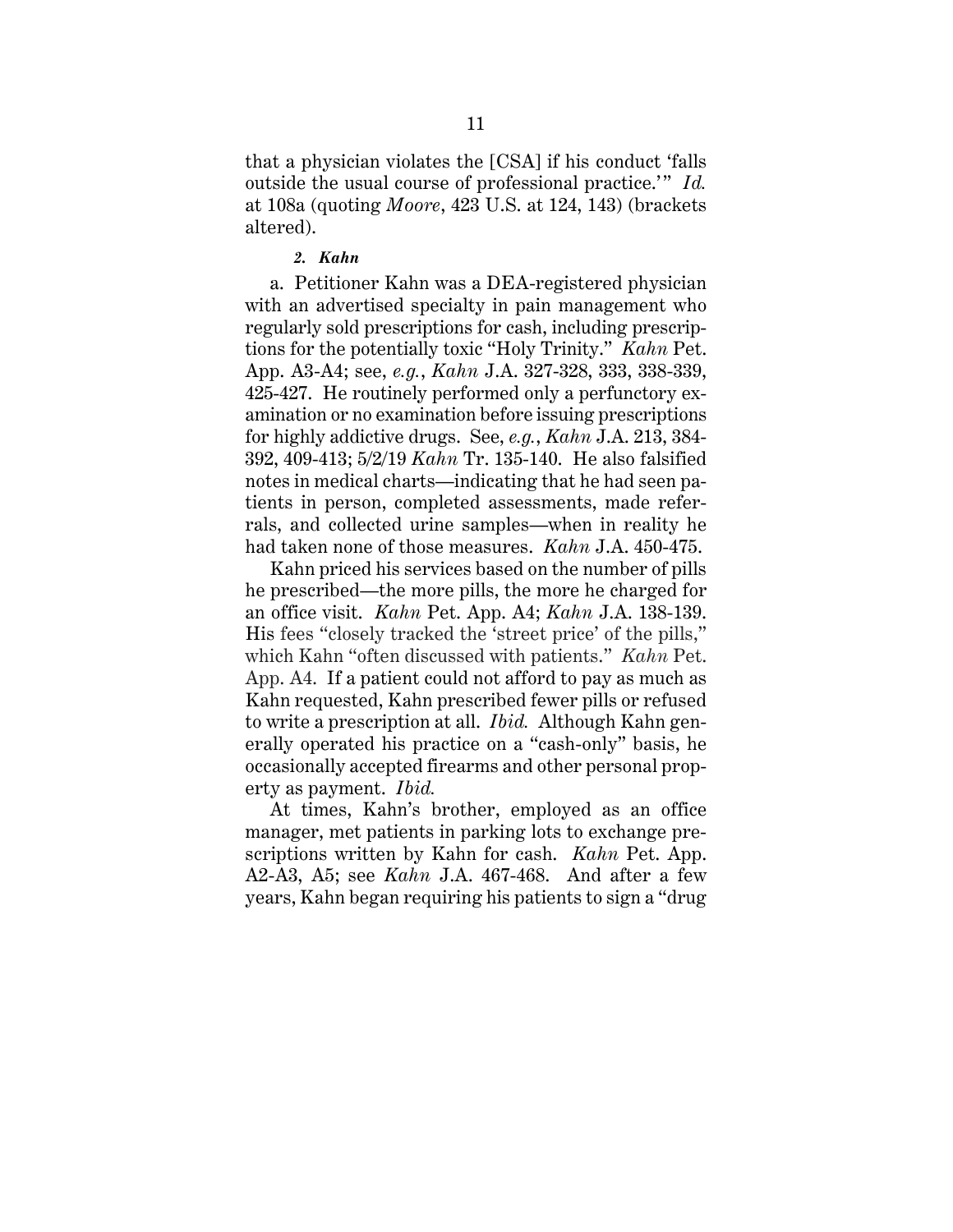that a physician violates the [CSA] if his conduct 'falls outside the usual course of professional practice.'" *Id.* at 108a (quoting *Moore*, 423 U.S. at 124, 143) (brackets altered).

#### *2. Kahn*

a. Petitioner Kahn was a DEA-registered physician with an advertised specialty in pain management who regularly sold prescriptions for cash, including prescriptions for the potentially toxic "Holy Trinity." *Kahn* Pet. App. A3-A4; see, *e.g.*, *Kahn* J.A. 327-328, 333, 338-339, 425-427. He routinely performed only a perfunctory examination or no examination before issuing prescriptions for highly addictive drugs. See, *e.g.*, *Kahn* J.A. 213, 384-392, 409-413; 5/2/19 *Kahn* Tr. 135-140. He also falsified notes in medical charts—indicating that he had seen patients in person, completed assessments, made referrals, and collected urine samples—when in reality he had taken none of those measures. *Kahn* J.A. 450-475.

Kahn priced his services based on the number of pills he prescribed—the more pills, the more he charged for an office visit. *Kahn* Pet. App. A4; *Kahn* J.A. 138-139. His fees "closely tracked the 'street price' of the pills," which Kahn "often discussed with patients." *Kahn* Pet. App. A4. If a patient could not afford to pay as much as Kahn requested, Kahn prescribed fewer pills or refused to write a prescription at all. *Ibid.* Although Kahn generally operated his practice on a "cash-only" basis, he occasionally accepted firearms and other personal property as payment. *Ibid.*

At times, Kahn's brother, employed as an office manager, met patients in parking lots to exchange prescriptions written by Kahn for cash. *Kahn* Pet. App. A2-A3, A5; see *Kahn* J.A. 467-468. And after a few years, Kahn began requiring his patients to sign a "drug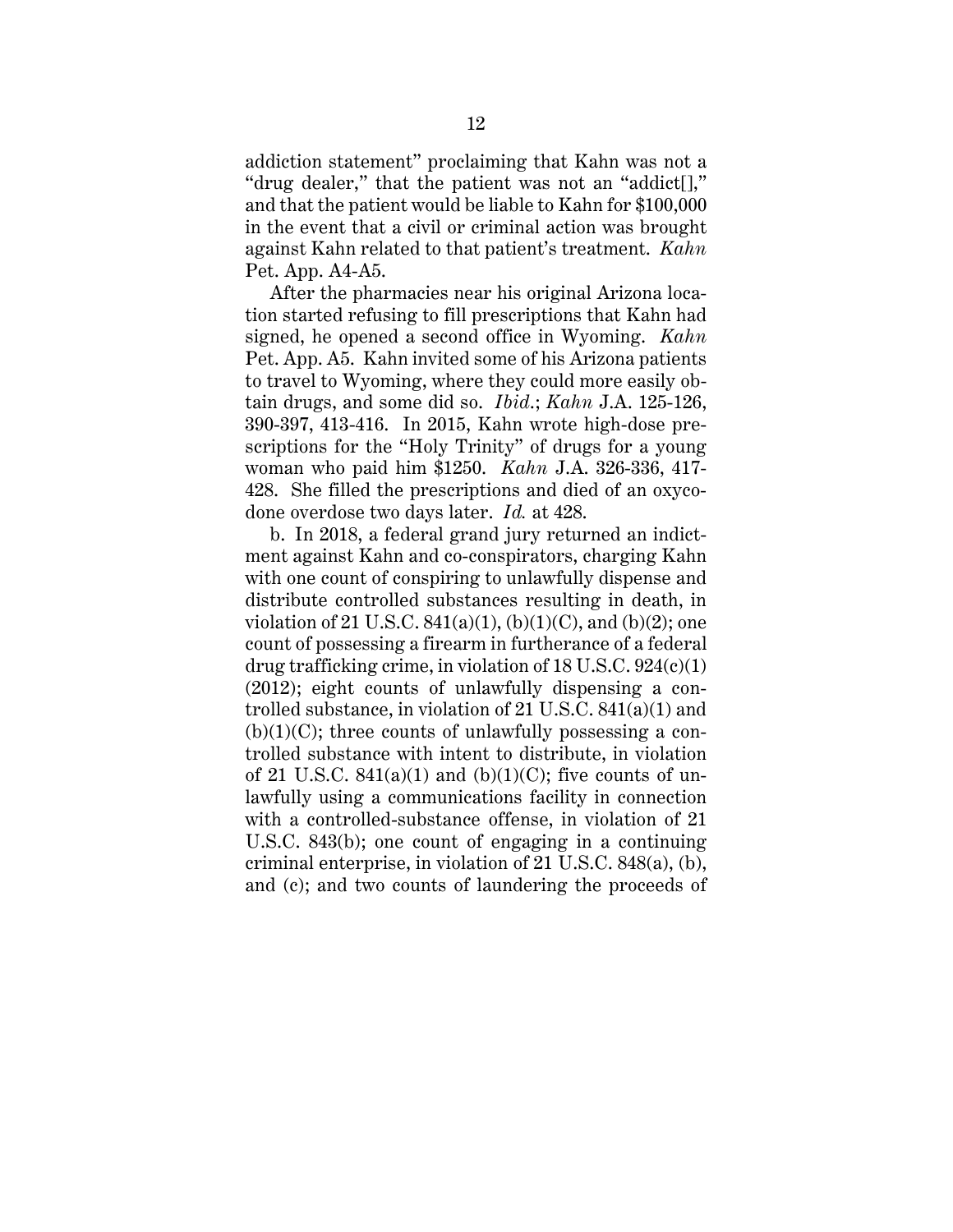addiction statement" proclaiming that Kahn was not a "drug dealer," that the patient was not an "addict[]," and that the patient would be liable to Kahn for $100,000 in the event that a civil or criminal action was brought against Kahn related to that patient's treatment. *Kahn* Pet. App. A4-A5.

After the pharmacies near his original Arizona location started refusing to fill prescriptions that Kahn had signed, he opened a second office in Wyoming. *Kahn* Pet. App. A5. Kahn invited some of his Arizona patients to travel to Wyoming, where they could more easily obtain drugs, and some did so. *Ibid.*; *Kahn* J.A. 125-126, 390-397, 413-416. In 2015, Kahn wrote high-dose prescriptions for the "Holy Trinity" of drugs for a young woman who paid him $1250. *Kahn* J.A. 326-336, 417-428. She filled the prescriptions and died of an oxycodone overdose two days later. *Id.* at 428.

b. In 2018, a federal grand jury returned an indictment against Kahn and co-conspirators, charging Kahn with one count of conspiring to unlawfully dispense and distribute controlled substances resulting in death, in violation of 21 U.S.C. 841(a)(1), (b)(1)(C), and (b)(2); one count of possessing a firearm in furtherance of a federal drug trafficking crime, in violation of 18 U.S.C. 924(c)(1) (2012); eight counts of unlawfully dispensing a controlled substance, in violation of 21 U.S.C. 841(a)(1) and (b)(1)(C); three counts of unlawfully possessing a controlled substance with intent to distribute, in violation of 21 U.S.C. 841(a)(1) and (b)(1)(C); five counts of unlawfully using a communications facility in connection with a controlled-substance offense, in violation of 21 U.S.C. 843(b); one count of engaging in a continuing criminal enterprise, in violation of 21 U.S.C. 848(a), (b), and (c); and two counts of laundering the proceeds of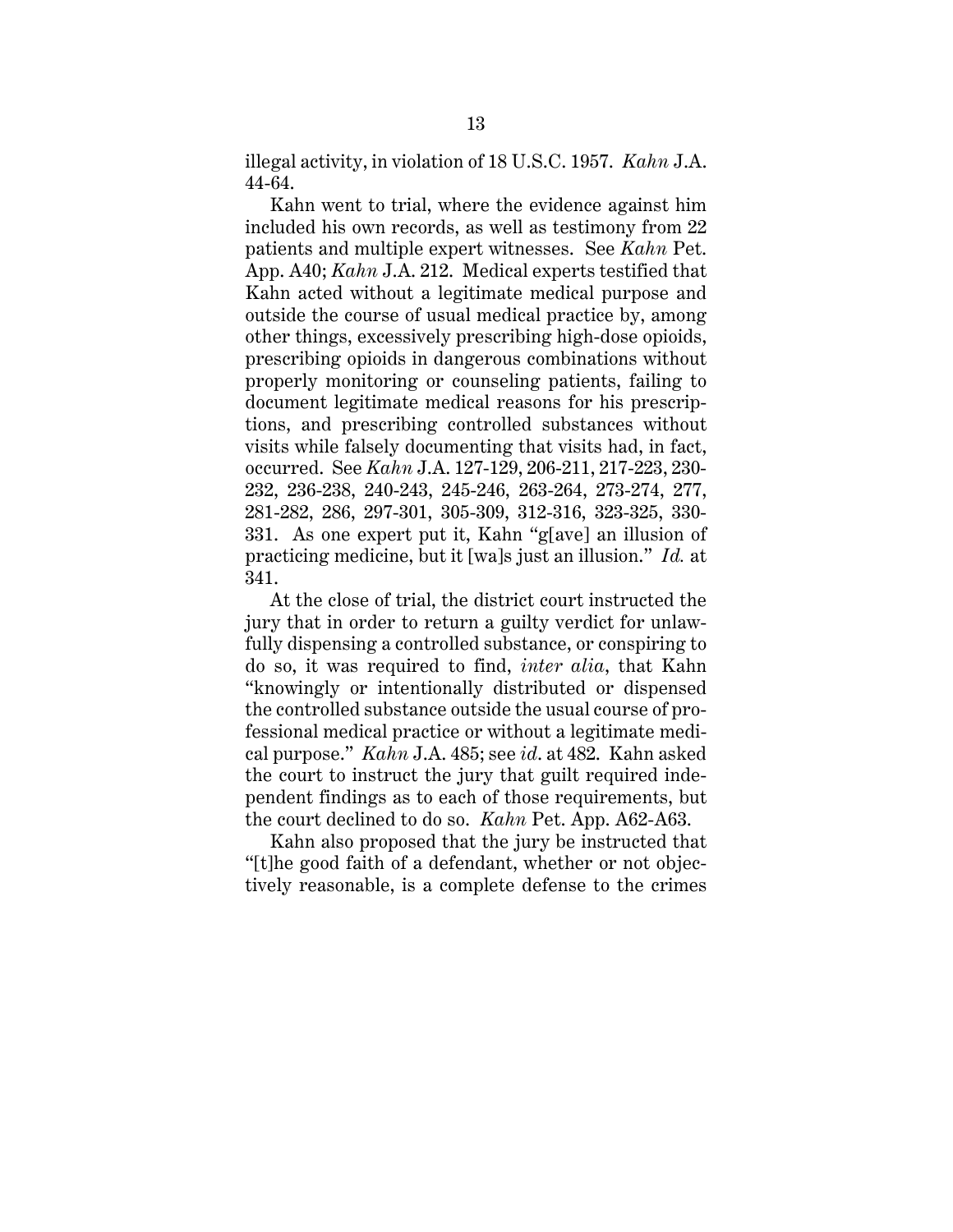illegal activity, in violation of 18 U.S.C. 1957. *Kahn* J.A. 44-64.

Kahn went to trial, where the evidence against him included his own records, as well as testimony from 22 patients and multiple expert witnesses. See *Kahn* Pet. App. A40; *Kahn* J.A. 212. Medical experts testified that Kahn acted without a legitimate medical purpose and outside the course of usual medical practice by, among other things, excessively prescribing high-dose opioids, prescribing opioids in dangerous combinations without properly monitoring or counseling patients, failing to document legitimate medical reasons for his prescriptions, and prescribing controlled substances without visits while falsely documenting that visits had, in fact, occurred. See *Kahn* J.A. 127-129, 206-211, 217-223, 230-232, 236-238, 240-243, 245-246, 263-264, 273-274, 277, 281-282, 286, 297-301, 305-309, 312-316, 323-325, 330-331. As one expert put it, Kahn "g[ave] an illusion of practicing medicine, but it [wa]s just an illusion." *Id.* at 341.

At the close of trial, the district court instructed the jury that in order to return a guilty verdict for unlawfully dispensing a controlled substance, or conspiring to do so, it was required to find, *inter alia*, that Kahn "knowingly or intentionally distributed or dispensed the controlled substance outside the usual course of professional medical practice or without a legitimate medical purpose." *Kahn* J.A. 485; see *id*. at 482. Kahn asked the court to instruct the jury that guilt required independent findings as to each of those requirements, but the court declined to do so. *Kahn* Pet. App. A62-A63.

Kahn also proposed that the jury be instructed that "[t]he good faith of a defendant, whether or not objectively reasonable, is a complete defense to the crimes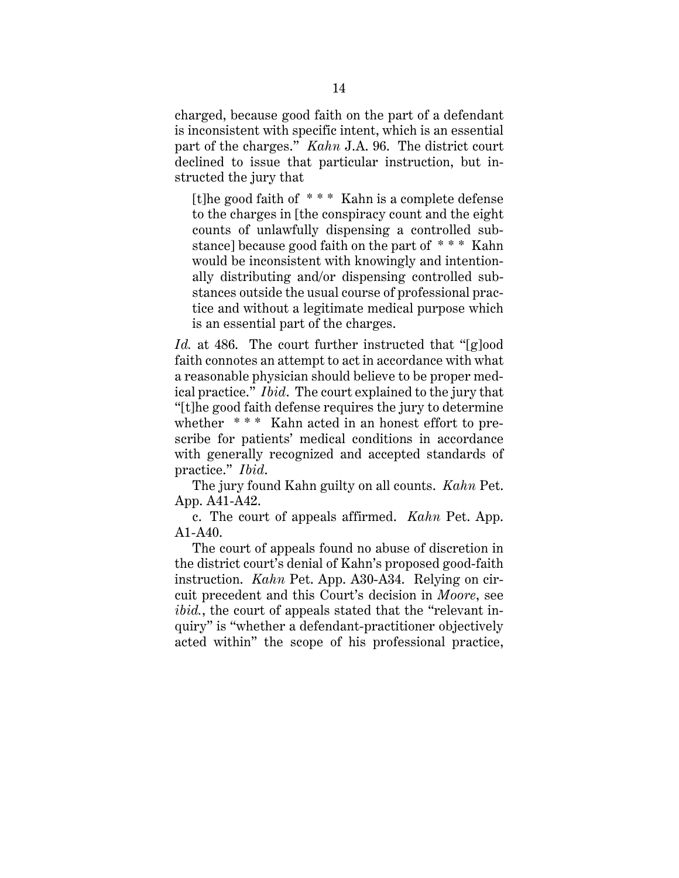charged, because good faith on the part of a defendant is inconsistent with specific intent, which is an essential part of the charges." *Kahn* J.A. 96. The district court declined to issue that particular instruction, but instructed the jury that

> [t]he good faith of * * * Kahn is a complete defense to the charges in [the conspiracy count and the eight counts of unlawfully dispensing a controlled substance] because good faith on the part of * * * Kahn would be inconsistent with knowingly and intentionally distributing and/or dispensing controlled substances outside the usual course of professional practice and without a legitimate medical purpose which is an essential part of the charges.

*Id.* at 486. The court further instructed that "[g]ood faith connotes an attempt to act in accordance with what a reasonable physician should believe to be proper medical practice." *Ibid*. The court explained to the jury that "[t]he good faith defense requires the jury to determine whether * * * Kahn acted in an honest effort to prescribe for patients' medical conditions in accordance with generally recognized and accepted standards of practice." *Ibid*.

The jury found Kahn guilty on all counts. *Kahn* Pet. App. A41-A42.

c. The court of appeals affirmed. *Kahn* Pet. App. A1-A40.

The court of appeals found no abuse of discretion in the district court's denial of Kahn's proposed good-faith instruction. *Kahn* Pet. App. A30-A34. Relying on circuit precedent and this Court's decision in *Moore*, see *ibid.*, the court of appeals stated that the "relevant inquiry" is "whether a defendant-practitioner objectively acted within" the scope of his professional practice,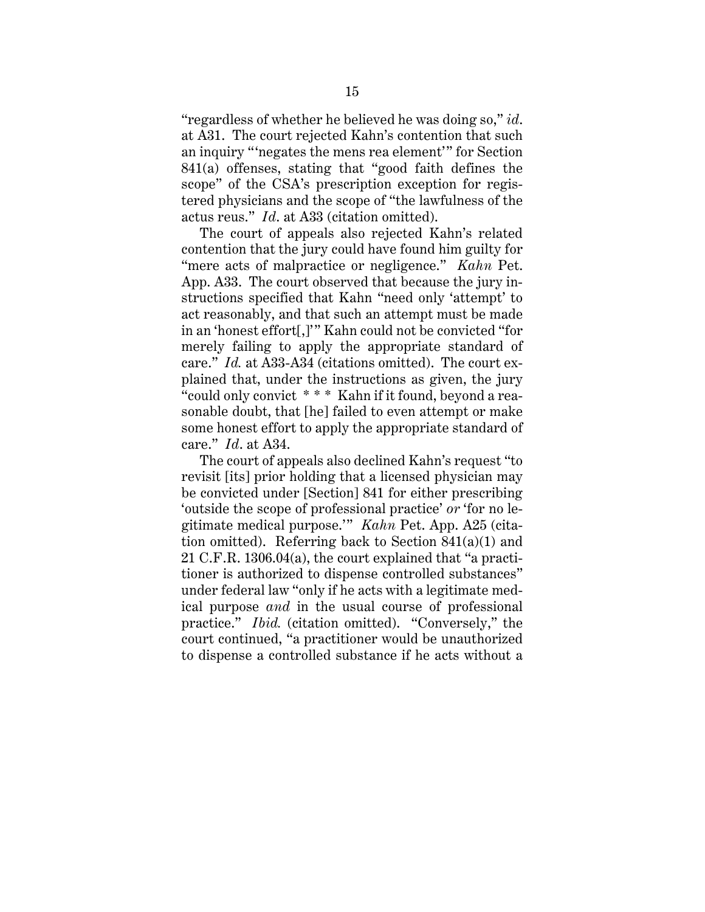"regardless of whether he believed he was doing so," *id.* at A31. The court rejected Kahn's contention that such an inquiry "'negates the mens rea element'" for Section 841(a) offenses, stating that "good faith defines the scope" of the CSA's prescription exception for registered physicians and the scope of "the lawfulness of the actus reus." *Id.* at A33 (citation omitted).

The court of appeals also rejected Kahn's related contention that the jury could have found him guilty for "mere acts of malpractice or negligence." *Kahn* Pet. App. A33. The court observed that because the jury instructions specified that Kahn "need only 'attempt' to act reasonably, and that such an attempt must be made in an 'honest effort[,]'" Kahn could not be convicted "for merely failing to apply the appropriate standard of care." *Id.* at A33-A34 (citations omitted). The court explained that, under the instructions as given, the jury "could only convict * * * Kahn if it found, beyond a reasonable doubt, that [he] failed to even attempt or make some honest effort to apply the appropriate standard of care." *Id.* at A34.

The court of appeals also declined Kahn's request "to revisit [its] prior holding that a licensed physician may be convicted under [Section] 841 for either prescribing 'outside the scope of professional practice' *or* 'for no legitimate medical purpose.'" *Kahn* Pet. App. A25 (citation omitted). Referring back to Section 841(a)(1) and 21 C.F.R. 1306.04(a), the court explained that "a practitioner is authorized to dispense controlled substances" under federal law "only if he acts with a legitimate medical purpose *and* in the usual course of professional practice." *Ibid.* (citation omitted). "Conversely," the court continued, "a practitioner would be unauthorized to dispense a controlled substance if he acts without a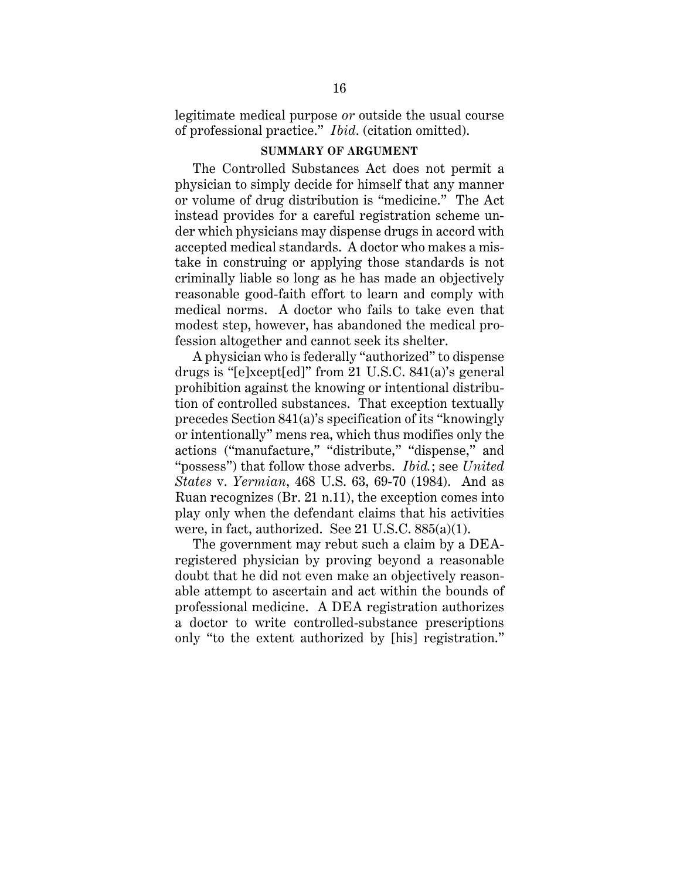legitimate medical purpose *or* outside the usual course of professional practice." *Ibid.* (citation omitted).

## SUMMARY OF ARGUMENT

The Controlled Substances Act does not permit a physician to simply decide for himself that any manner or volume of drug distribution is "medicine." The Act instead provides for a careful registration scheme under which physicians may dispense drugs in accord with accepted medical standards. A doctor who makes a mistake in construing or applying those standards is not criminally liable so long as he has made an objectively reasonable good-faith effort to learn and comply with medical norms. A doctor who fails to take even that modest step, however, has abandoned the medical profession altogether and cannot seek its shelter.

A physician who is federally "authorized" to dispense drugs is "[e]xcept[ed]" from 21 U.S.C. 841(a)'s general prohibition against the knowing or intentional distribution of controlled substances. That exception textually precedes Section 841(a)'s specification of its "knowingly or intentionally" mens rea, which thus modifies only the actions ("manufacture," "distribute," "dispense," and "possess") that follow those adverbs. *Ibid.*; see *United States* v. *Yermian*, 468 U.S. 63, 69-70 (1984). And as Ruan recognizes (Br. 21 n.11), the exception comes into play only when the defendant claims that his activities were, in fact, authorized. See 21 U.S.C. 885(a)(1).

The government may rebut such a claim by a DEA-registered physician by proving beyond a reasonable doubt that he did not even make an objectively reasonable attempt to ascertain and act within the bounds of professional medicine. A DEA registration authorizes a doctor to write controlled-substance prescriptions only "to the extent authorized by [his] registration."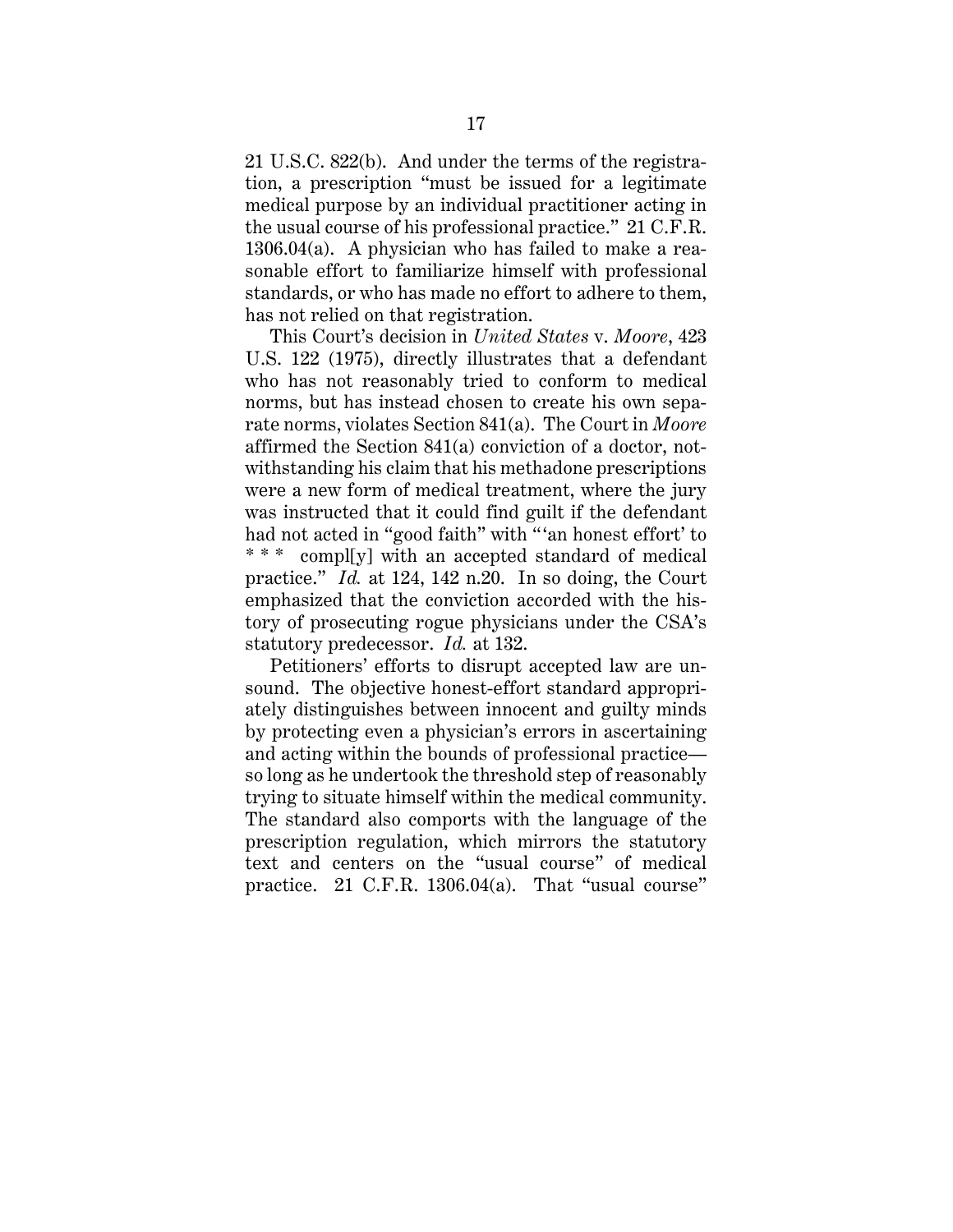21 U.S.C. 822(b). And under the terms of the registration, a prescription "must be issued for a legitimate medical purpose by an individual practitioner acting in the usual course of his professional practice." 21 C.F.R. 1306.04(a). A physician who has failed to make a reasonable effort to familiarize himself with professional standards, or who has made no effort to adhere to them, has not relied on that registration.

This Court's decision in *United States* v. *Moore*, 423 U.S. 122 (1975), directly illustrates that a defendant who has not reasonably tried to conform to medical norms, but has instead chosen to create his own separate norms, violates Section 841(a). The Court in *Moore* affirmed the Section 841(a) conviction of a doctor, notwithstanding his claim that his methadone prescriptions were a new form of medical treatment, where the jury was instructed that it could find guilt if the defendant had not acted in "good faith" with "'an honest effort' to * * * compl[y] with an accepted standard of medical practice." *Id.* at 124, 142 n.20. In so doing, the Court emphasized that the conviction accorded with the history of prosecuting rogue physicians under the CSA's statutory predecessor. *Id.* at 132.

Petitioners' efforts to disrupt accepted law are unsound. The objective honest-effort standard appropriately distinguishes between innocent and guilty minds by protecting even a physician's errors in ascertaining and acting within the bounds of professional practice—so long as he undertook the threshold step of reasonably trying to situate himself within the medical community. The standard also comports with the language of the prescription regulation, which mirrors the statutory text and centers on the "usual course" of medical practice. 21 C.F.R. 1306.04(a). That "usual course"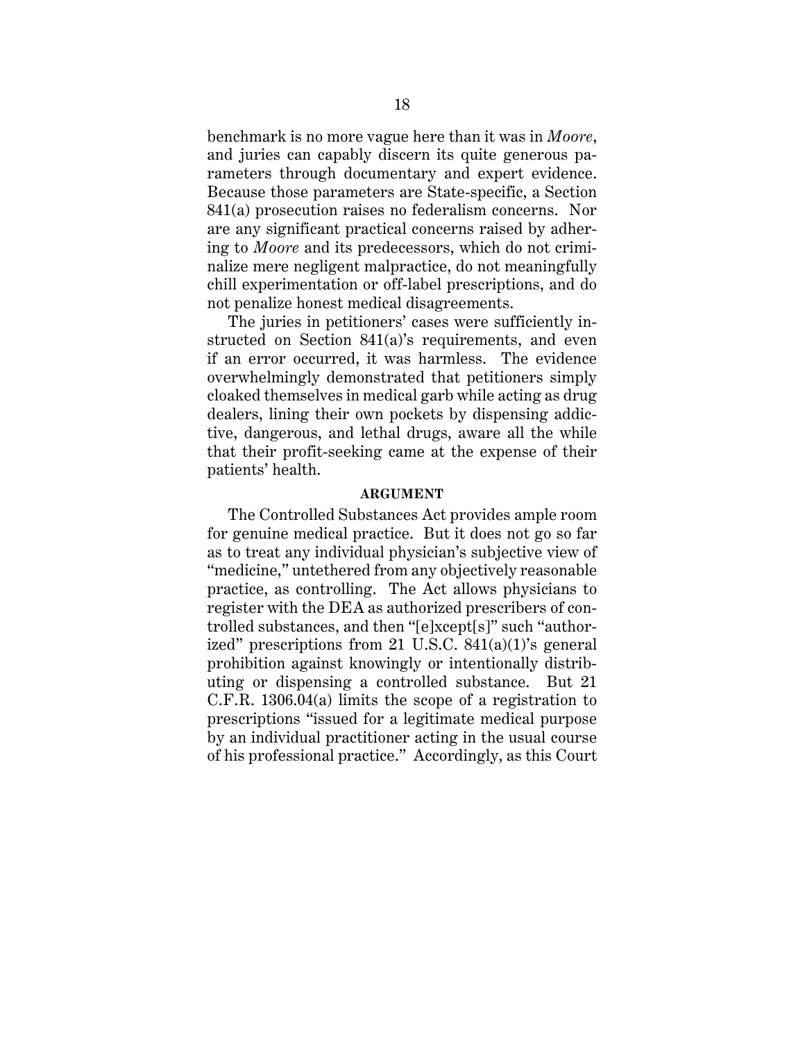benchmark is no more vague here than it was in *Moore*, and juries can capably discern its quite generous parameters through documentary and expert evidence. Because those parameters are State-specific, a Section 841(a) prosecution raises no federalism concerns. Nor are any significant practical concerns raised by adhering to *Moore* and its predecessors, which do not criminalize mere negligent malpractice, do not meaningfully chill experimentation or off-label prescriptions, and do not penalize honest medical disagreements.

The juries in petitioners' cases were sufficiently instructed on Section 841(a)'s requirements, and even if an error occurred, it was harmless. The evidence overwhelmingly demonstrated that petitioners simply cloaked themselves in medical garb while acting as drug dealers, lining their own pockets by dispensing addictive, dangerous, and lethal drugs, aware all the while that their profit-seeking came at the expense of their patients' health.

## ARGUMENT

The Controlled Substances Act provides ample room for genuine medical practice. But it does not go so far as to treat any individual physician's subjective view of "medicine," untethered from any objectively reasonable practice, as controlling. The Act allows physicians to register with the DEA as authorized prescribers of controlled substances, and then "[e]xcept[s]" such "authorized" prescriptions from 21 U.S.C. 841(a)(1)'s general prohibition against knowingly or intentionally distributing or dispensing a controlled substance. But 21 C.F.R. 1306.04(a) limits the scope of a registration to prescriptions "issued for a legitimate medical purpose by an individual practitioner acting in the usual course of his professional practice." Accordingly, as this Court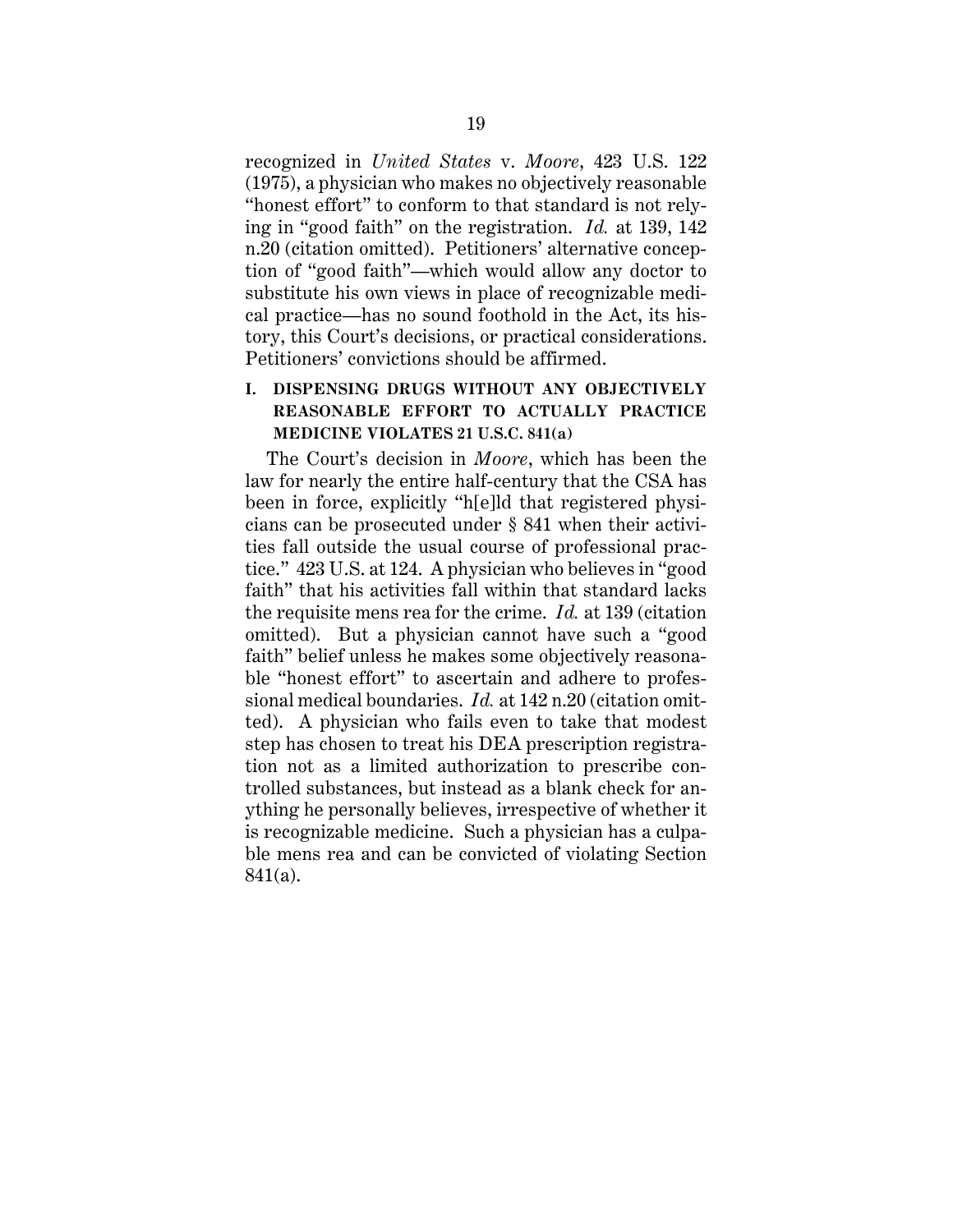recognized in *United States* v. *Moore*, 423 U.S. 122 (1975), a physician who makes no objectively reasonable "honest effort" to conform to that standard is not relying in "good faith" on the registration. *Id.* at 139, 142 n.20 (citation omitted). Petitioners' alternative conception of "good faith"—which would allow any doctor to substitute his own views in place of recognizable medical practice—has no sound foothold in the Act, its history, this Court's decisions, or practical considerations. Petitioners' convictions should be affirmed.

## I. DISPENSING DRUGS WITHOUT ANY OBJECTIVELY REASONABLE EFFORT TO ACTUALLY PRACTICE MEDICINE VIOLATES 21 U.S.C. 841(a)

The Court's decision in *Moore*, which has been the law for nearly the entire half-century that the CSA has been in force, explicitly "h[e]ld that registered physicians can be prosecuted under § 841 when their activities fall outside the usual course of professional practice." 423 U.S. at 124. A physician who believes in "good faith" that his activities fall within that standard lacks the requisite mens rea for the crime. *Id.* at 139 (citation omitted). But a physician cannot have such a "good faith" belief unless he makes some objectively reasonable "honest effort" to ascertain and adhere to professional medical boundaries. *Id.* at 142 n.20 (citation omitted). A physician who fails even to take that modest step has chosen to treat his DEA prescription registration not as a limited authorization to prescribe controlled substances, but instead as a blank check for anything he personally believes, irrespective of whether it is recognizable medicine. Such a physician has a culpable mens rea and can be convicted of violating Section 841(a).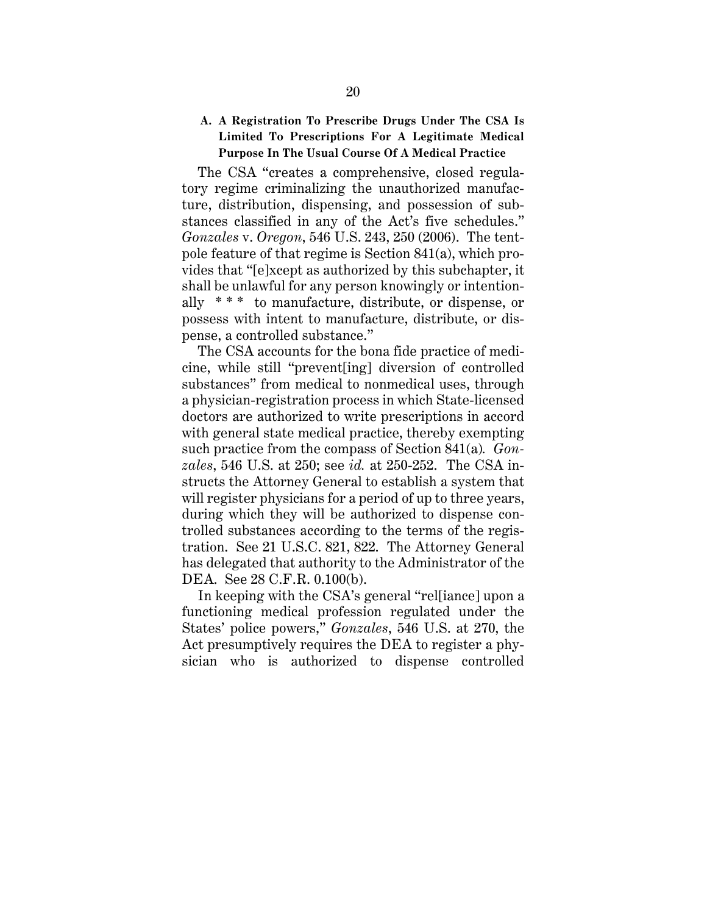### A. A Registration To Prescribe Drugs Under The CSA Is Limited To Prescriptions For A Legitimate Medical Purpose In The Usual Course Of A Medical Practice

The CSA "creates a comprehensive, closed regulatory regime criminalizing the unauthorized manufacture, distribution, dispensing, and possession of substances classified in any of the Act's five schedules." *Gonzales* v. *Oregon*, 546 U.S. 243, 250 (2006). The tentpole feature of that regime is Section 841(a), which provides that "[e]xcept as authorized by this subchapter, it shall be unlawful for any person knowingly or intentionally \* \* \* to manufacture, distribute, or dispense, or possess with intent to manufacture, distribute, or dispense, a controlled substance."

The CSA accounts for the bona fide practice of medicine, while still "prevent[ing] diversion of controlled substances" from medical to nonmedical uses, through a physician-registration process in which State-licensed doctors are authorized to write prescriptions in accord with general state medical practice, thereby exempting such practice from the compass of Section 841(a). *Gonzales*, 546 U.S. at 250; see *id.* at 250-252. The CSA instructs the Attorney General to establish a system that will register physicians for a period of up to three years, during which they will be authorized to dispense controlled substances according to the terms of the registration. See 21 U.S.C. 821, 822. The Attorney General has delegated that authority to the Administrator of the DEA. See 28 C.F.R. 0.100(b).

In keeping with the CSA's general "rel[iance] upon a functioning medical profession regulated under the States' police powers," *Gonzales*, 546 U.S. at 270, the Act presumptively requires the DEA to register a physician who is authorized to dispense controlled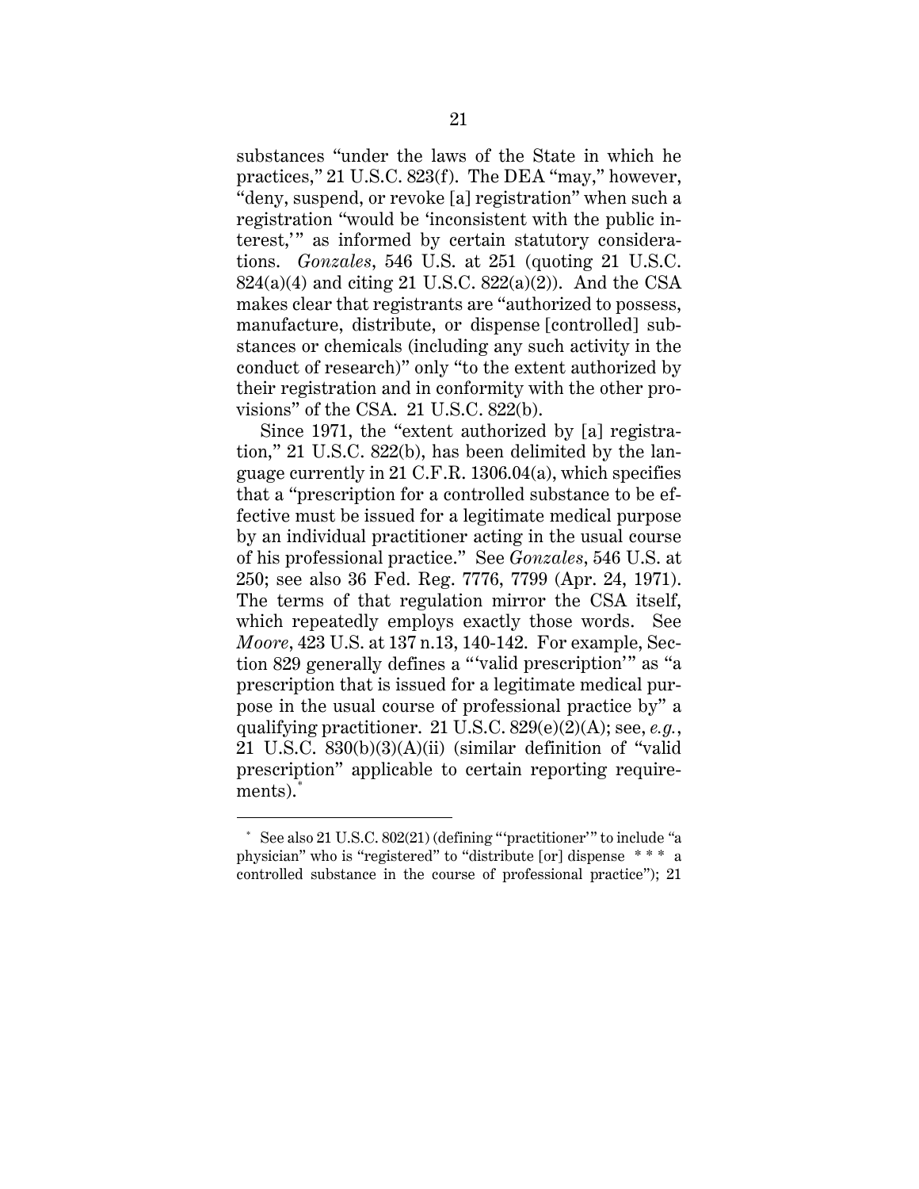substances "under the laws of the State in which he practices," 21 U.S.C. 823(f). The DEA "may," however, "deny, suspend, or revoke [a] registration" when such a registration "would be 'inconsistent with the public interest,'" as informed by certain statutory considerations. *Gonzales*, 546 U.S. at 251 (quoting 21 U.S.C. 824(a)(4) and citing 21 U.S.C. 822(a)(2)). And the CSA makes clear that registrants are "authorized to possess, manufacture, distribute, or dispense [controlled] substances or chemicals (including any such activity in the conduct of research)" only "to the extent authorized by their registration and in conformity with the other provisions" of the CSA. 21 U.S.C. 822(b).

Since 1971, the "extent authorized by [a] registration," 21 U.S.C. 822(b), has been delimited by the language currently in 21 C.F.R. 1306.04(a), which specifies that a "prescription for a controlled substance to be effective must be issued for a legitimate medical purpose by an individual practitioner acting in the usual course of his professional practice." See *Gonzales*, 546 U.S. at 250; see also 36 Fed. Reg. 7776, 7799 (Apr. 24, 1971). The terms of that regulation mirror the CSA itself, which repeatedly employs exactly those words. See *Moore*, 423 U.S. at 137 n.13, 140-142. For example, Section 829 generally defines a "'valid prescription'" as "a prescription that is issued for a legitimate medical purpose in the usual course of professional practice by" a qualifying practitioner. 21 U.S.C. 829(e)(2)(A); see, *e.g.*, 21 U.S.C. 830(b)(3)(A)(ii) (similar definition of "valid prescription" applicable to certain reporting requirements).[*]

[*] See also 21 U.S.C. 802(21) (defining "'practitioner'" to include "a physician" who is "registered" to "distribute [or] dispense * * * a controlled substance in the course of professional practice"); 21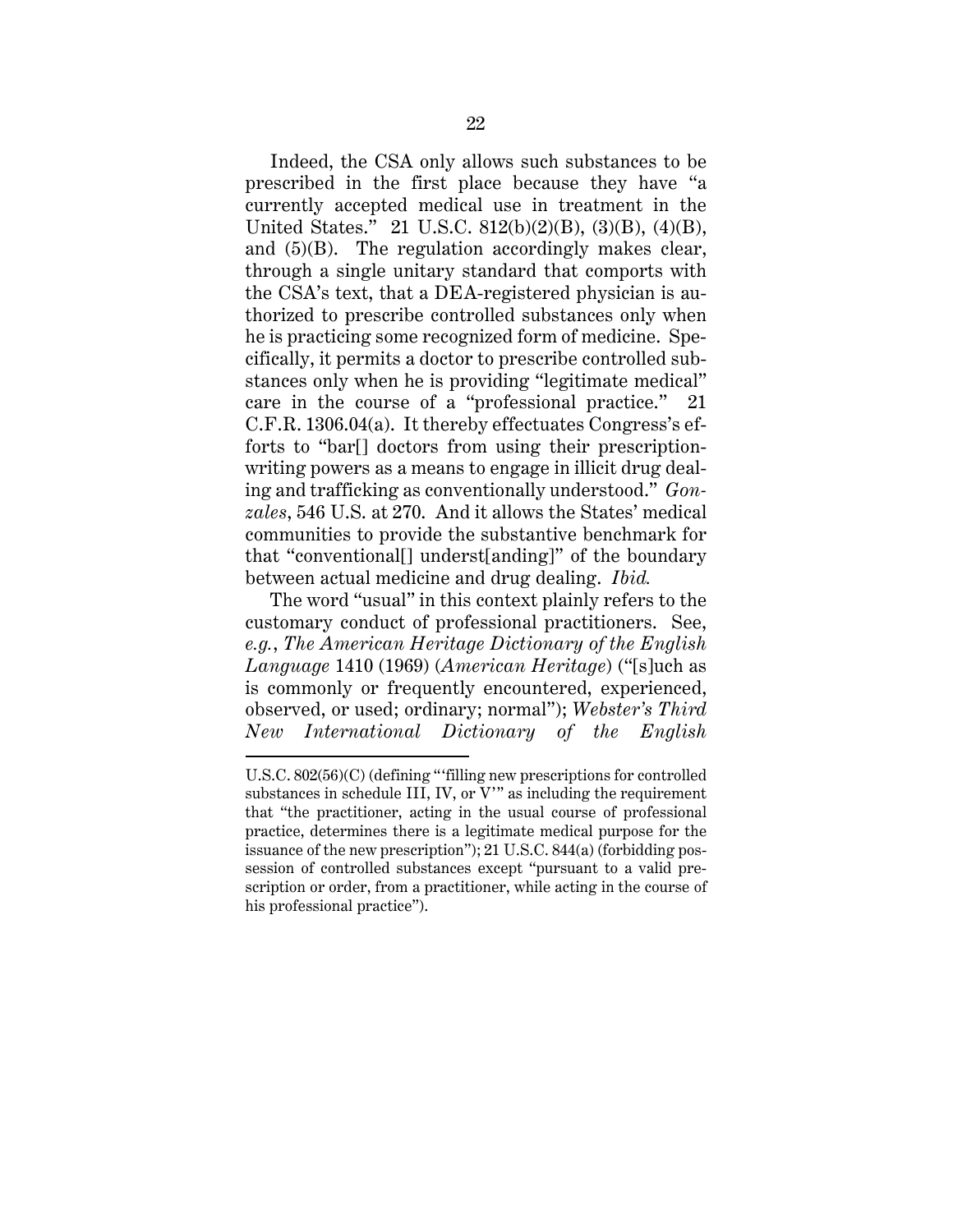Indeed, the CSA only allows such substances to be prescribed in the first place because they have "a currently accepted medical use in treatment in the United States." 21 U.S.C. 812(b)(2)(B), (3)(B), (4)(B), and (5)(B). The regulation accordingly makes clear, through a single unitary standard that comports with the CSA's text, that a DEA-registered physician is authorized to prescribe controlled substances only when he is practicing some recognized form of medicine. Specifically, it permits a doctor to prescribe controlled substances only when he is providing "legitimate medical" care in the course of a "professional practice." 21 C.F.R. 1306.04(a). It thereby effectuates Congress's efforts to "bar[] doctors from using their prescription-writing powers as a means to engage in illicit drug dealing and trafficking as conventionally understood." *Gonzales*, 546 U.S. at 270. And it allows the States' medical communities to provide the substantive benchmark for that "conventional[] underst[anding]" of the boundary between actual medicine and drug dealing. *Ibid.*

The word "usual" in this context plainly refers to the customary conduct of professional practitioners. See, *e.g.*, *The American Heritage Dictionary of the English Language* 1410 (1969) (*American Heritage*) ("[s]uch as is commonly or frequently encountered, experienced, observed, or used; ordinary; normal"); *Webster's Third New International Dictionary of the English*

---

U.S.C. 802(56)(C) (defining "'filling new prescriptions for controlled substances in schedule III, IV, or V'" as including the requirement that "the practitioner, acting in the usual course of professional practice, determines there is a legitimate medical purpose for the issuance of the new prescription"); 21 U.S.C. 844(a) (forbidding possession of controlled substances except "pursuant to a valid prescription or order, from a practitioner, while acting in the course of his professional practice").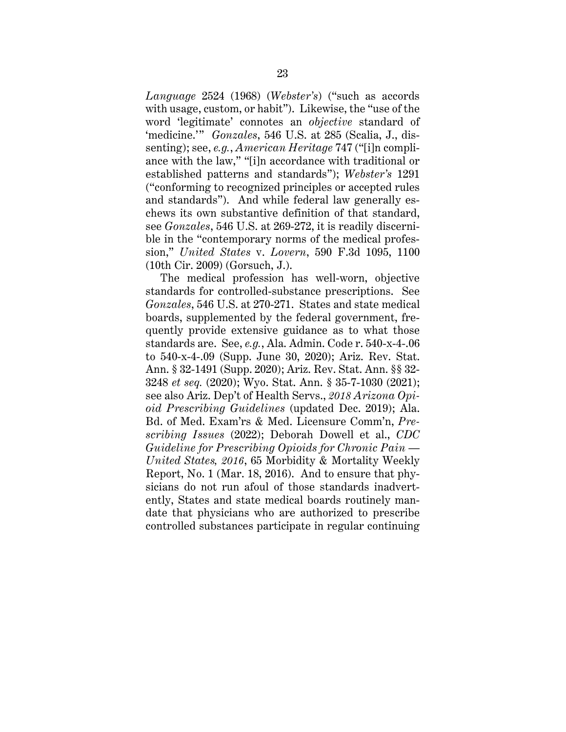*Language* 2524 (1968) (*Webster's*) ("such as accords with usage, custom, or habit"). Likewise, the "use of the word 'legitimate' connotes an *objective* standard of 'medicine.'" *Gonzales*, 546 U.S. at 285 (Scalia, J., dissenting); see, *e.g.*, *American Heritage* 747 ("[i]n compliance with the law," "[i]n accordance with traditional or established patterns and standards"); *Webster's* 1291 ("conforming to recognized principles or accepted rules and standards"). And while federal law generally eschews its own substantive definition of that standard, see *Gonzales*, 546 U.S. at 269-272, it is readily discernible in the "contemporary norms of the medical profession," *United States* v. *Lovern*, 590 F.3d 1095, 1100 (10th Cir. 2009) (Gorsuch, J.).

The medical profession has well-worn, objective standards for controlled-substance prescriptions. See *Gonzales*, 546 U.S. at 270-271. States and state medical boards, supplemented by the federal government, frequently provide extensive guidance as to what those standards are. See, *e.g.*, Ala. Admin. Code r. 540-x-4-.06 to 540-x-4-.09 (Supp. June 30, 2020); Ariz. Rev. Stat. Ann. § 32-1491 (Supp. 2020); Ariz. Rev. Stat. Ann. §§ 32-3248 *et seq.* (2020); Wyo. Stat. Ann. § 35-7-1030 (2021); see also Ariz. Dep't of Health Servs., *2018 Arizona Opioid Prescribing Guidelines* (updated Dec. 2019); Ala. Bd. of Med. Exam'rs & Med. Licensure Comm'n, *Prescribing Issues* (2022); Deborah Dowell et al., *CDC Guideline for Prescribing Opioids for Chronic Pain — United States, 2016*, 65 Morbidity & Mortality Weekly Report, No. 1 (Mar. 18, 2016). And to ensure that physicians do not run afoul of those standards inadvertently, States and state medical boards routinely mandate that physicians who are authorized to prescribe controlled substances participate in regular continuing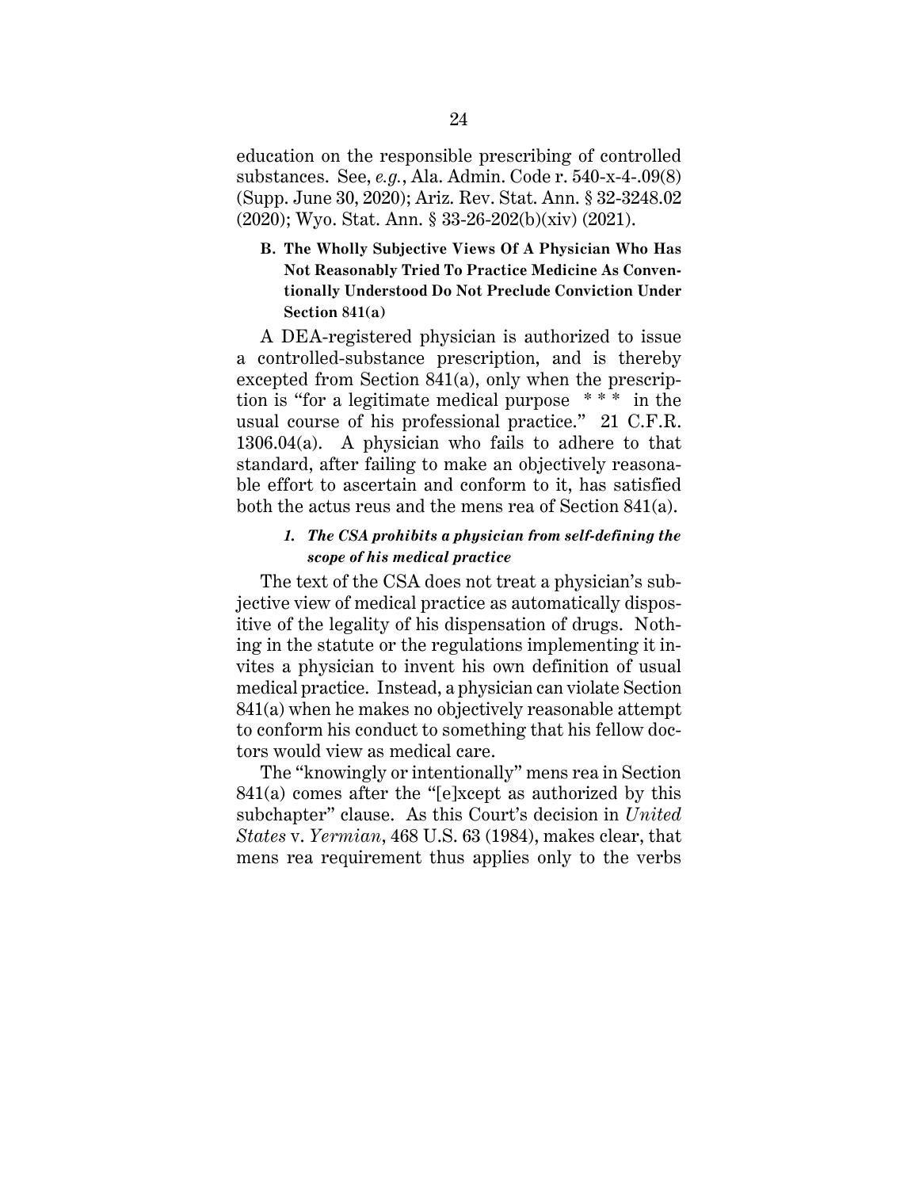education on the responsible prescribing of controlled substances. See, *e.g.*, Ala. Admin. Code r. 540-x-4-.09(8) (Supp. June 30, 2020); Ariz. Rev. Stat. Ann. § 32-3248.02 (2020); Wyo. Stat. Ann. § 33-26-202(b)(xiv) (2021).

### B. The Wholly Subjective Views Of A Physician Who Has Not Reasonably Tried To Practice Medicine As Conventionally Understood Do Not Preclude Conviction Under Section 841(a)

A DEA-registered physician is authorized to issue a controlled-substance prescription, and is thereby excepted from Section 841(a), only when the prescription is "for a legitimate medical purpose * * * in the usual course of his professional practice." 21 C.F.R. 1306.04(a). A physician who fails to adhere to that standard, after failing to make an objectively reasonable effort to ascertain and conform to it, has satisfied both the actus reus and the mens rea of Section 841(a).

#### *1. The CSA prohibits a physician from self-defining the scope of his medical practice*

The text of the CSA does not treat a physician's subjective view of medical practice as automatically dispositive of the legality of his dispensation of drugs. Nothing in the statute or the regulations implementing it invites a physician to invent his own definition of usual medical practice. Instead, a physician can violate Section 841(a) when he makes no objectively reasonable attempt to conform his conduct to something that his fellow doctors would view as medical care.

The "knowingly or intentionally" mens rea in Section 841(a) comes after the "[e]xcept as authorized by this subchapter" clause. As this Court's decision in *United States* v. *Yermian*, 468 U.S. 63 (1984), makes clear, that mens rea requirement thus applies only to the verbs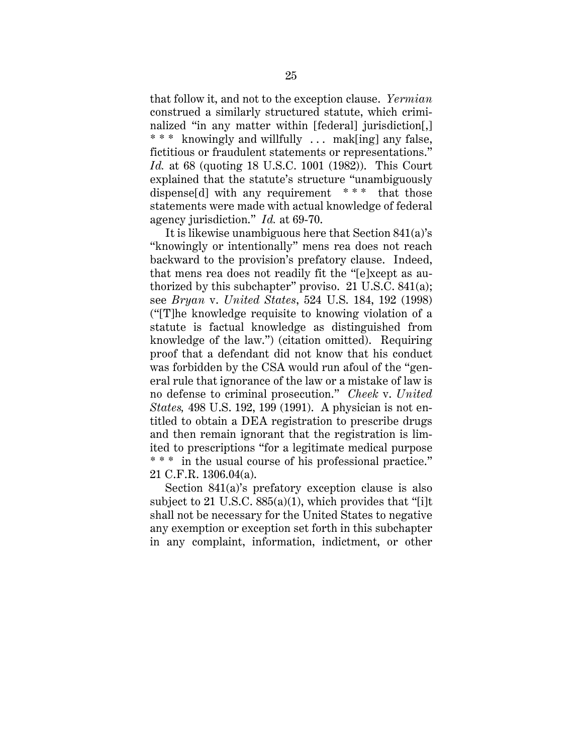that follow it, and not to the exception clause. *Yermian* construed a similarly structured statute, which criminalized "in any matter within [federal] jurisdiction[,] * * * knowingly and willfully . . . mak[ing] any false, fictitious or fraudulent statements or representations." *Id.* at 68 (quoting 18 U.S.C. 1001 (1982)). This Court explained that the statute's structure "unambiguously dispense[d] with any requirement * * * that those statements were made with actual knowledge of federal agency jurisdiction." *Id.* at 69-70.

It is likewise unambiguous here that Section 841(a)'s "knowingly or intentionally" mens rea does not reach backward to the provision's prefatory clause. Indeed, that mens rea does not readily fit the "[e]xcept as authorized by this subchapter" proviso. 21 U.S.C. 841(a); see *Bryan* v. *United States*, 524 U.S. 184, 192 (1998) ("[T]he knowledge requisite to knowing violation of a statute is factual knowledge as distinguished from knowledge of the law.") (citation omitted). Requiring proof that a defendant did not know that his conduct was forbidden by the CSA would run afoul of the "general rule that ignorance of the law or a mistake of law is no defense to criminal prosecution." *Cheek* v. *United States,* 498 U.S. 192, 199 (1991). A physician is not entitled to obtain a DEA registration to prescribe drugs and then remain ignorant that the registration is limited to prescriptions "for a legitimate medical purpose * * * in the usual course of his professional practice." 21 C.F.R. 1306.04(a).

Section 841(a)'s prefatory exception clause is also subject to 21 U.S.C. 885(a)(1), which provides that "[i]t shall not be necessary for the United States to negative any exemption or exception set forth in this subchapter in any complaint, information, indictment, or other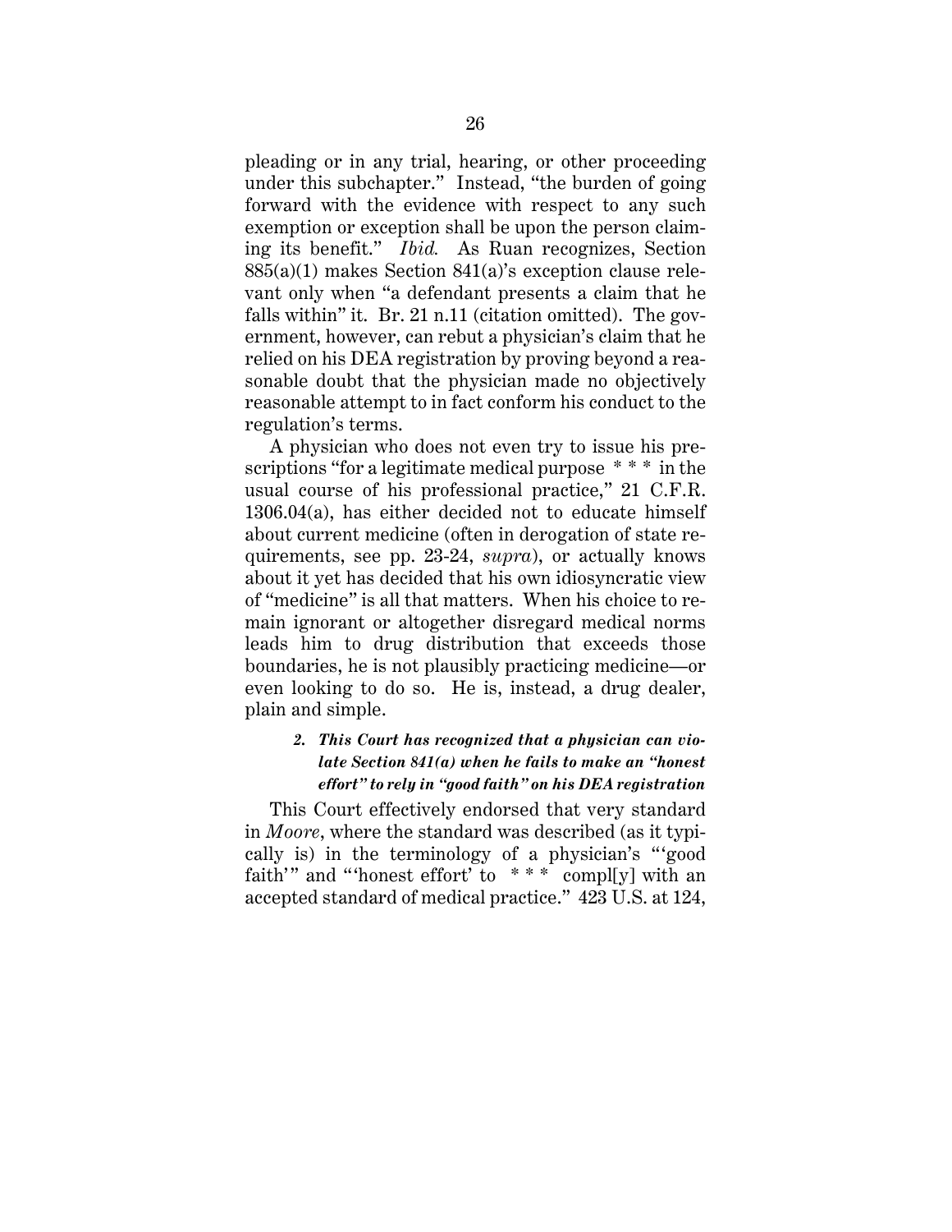pleading or in any trial, hearing, or other proceeding under this subchapter." Instead, "the burden of going forward with the evidence with respect to any such exemption or exception shall be upon the person claiming its benefit." *Ibid.* As Ruan recognizes, Section 885(a)(1) makes Section 841(a)'s exception clause relevant only when "a defendant presents a claim that he falls within" it. Br. 21 n.11 (citation omitted). The government, however, can rebut a physician's claim that he relied on his DEA registration by proving beyond a reasonable doubt that the physician made no objectively reasonable attempt to in fact conform his conduct to the regulation's terms.

A physician who does not even try to issue his prescriptions "for a legitimate medical purpose * * * in the usual course of his professional practice," 21 C.F.R. 1306.04(a), has either decided not to educate himself about current medicine (often in derogation of state requirements, see pp. 23-24, *supra*), or actually knows about it yet has decided that his own idiosyncratic view of "medicine" is all that matters. When his choice to remain ignorant or altogether disregard medical norms leads him to drug distribution that exceeds those boundaries, he is not plausibly practicing medicine—or even looking to do so. He is, instead, a drug dealer, plain and simple.

#### 2. *This Court has recognized that a physician can violate Section 841(a) when he fails to make an "honest effort" to rely in "good faith" on his DEA registration*

This Court effectively endorsed that very standard in *Moore*, where the standard was described (as it typically is) in the terminology of a physician's "'good faith'" and "'honest effort' to * * * compl[y] with an accepted standard of medical practice." 423 U.S. at 124,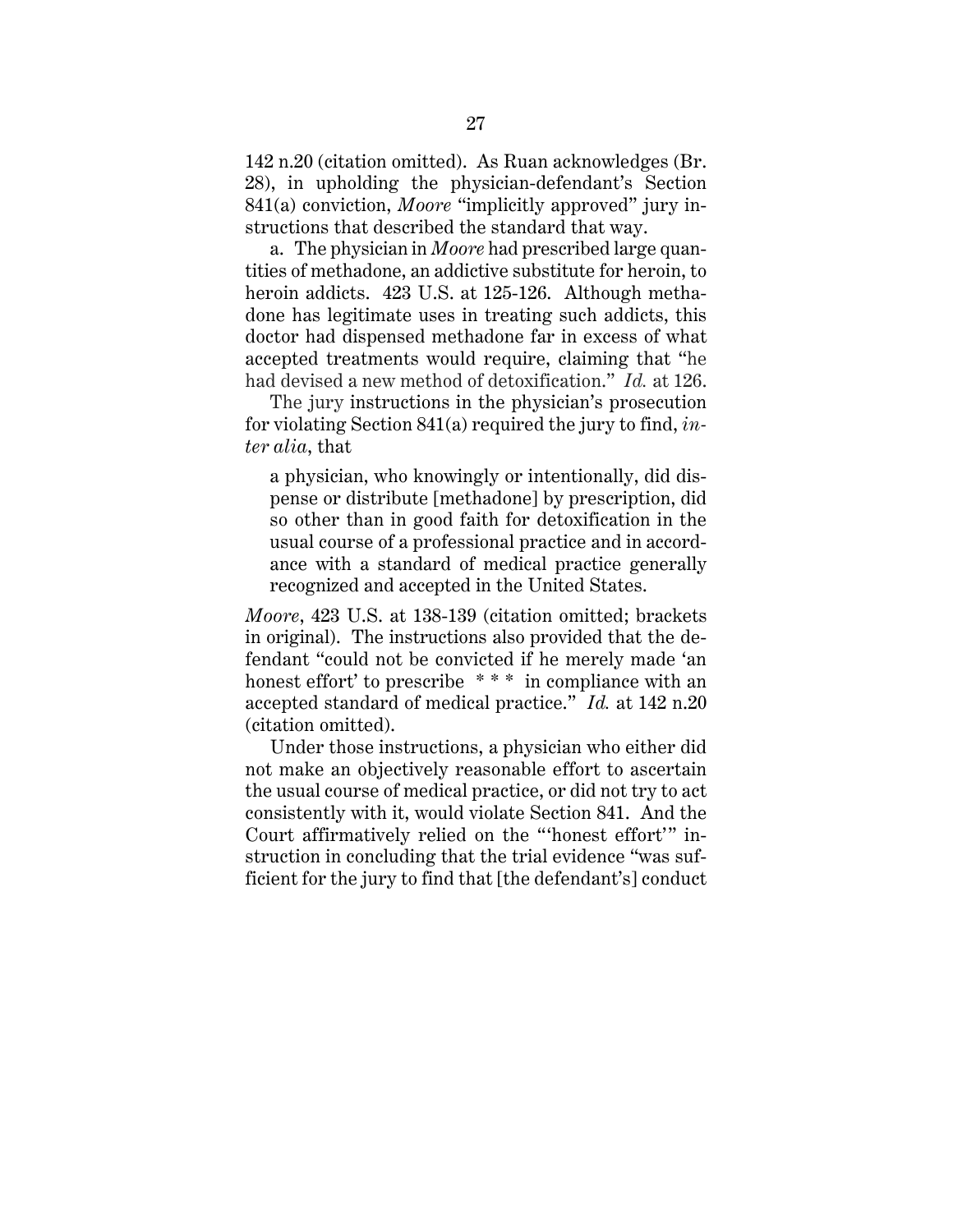142 n.20 (citation omitted). As Ruan acknowledges (Br. 28), in upholding the physician-defendant's Section 841(a) conviction, *Moore* "implicitly approved" jury instructions that described the standard that way.

a. The physician in *Moore* had prescribed large quantities of methadone, an addictive substitute for heroin, to heroin addicts. 423 U.S. at 125-126. Although methadone has legitimate uses in treating such addicts, this doctor had dispensed methadone far in excess of what accepted treatments would require, claiming that "he had devised a new method of detoxification." *Id.* at 126.

The jury instructions in the physician's prosecution for violating Section 841(a) required the jury to find, *inter alia*, that

> a physician, who knowingly or intentionally, did dispense or distribute [methadone] by prescription, did so other than in good faith for detoxification in the usual course of a professional practice and in accordance with a standard of medical practice generally recognized and accepted in the United States.

*Moore*, 423 U.S. at 138-139 (citation omitted; brackets in original). The instructions also provided that the defendant "could not be convicted if he merely made 'an honest effort' to prescribe * * * in compliance with an accepted standard of medical practice." *Id.* at 142 n.20 (citation omitted).

Under those instructions, a physician who either did not make an objectively reasonable effort to ascertain the usual course of medical practice, or did not try to act consistently with it, would violate Section 841. And the Court affirmatively relied on the "'honest effort'" instruction in concluding that the trial evidence "was sufficient for the jury to find that [the defendant's] conduct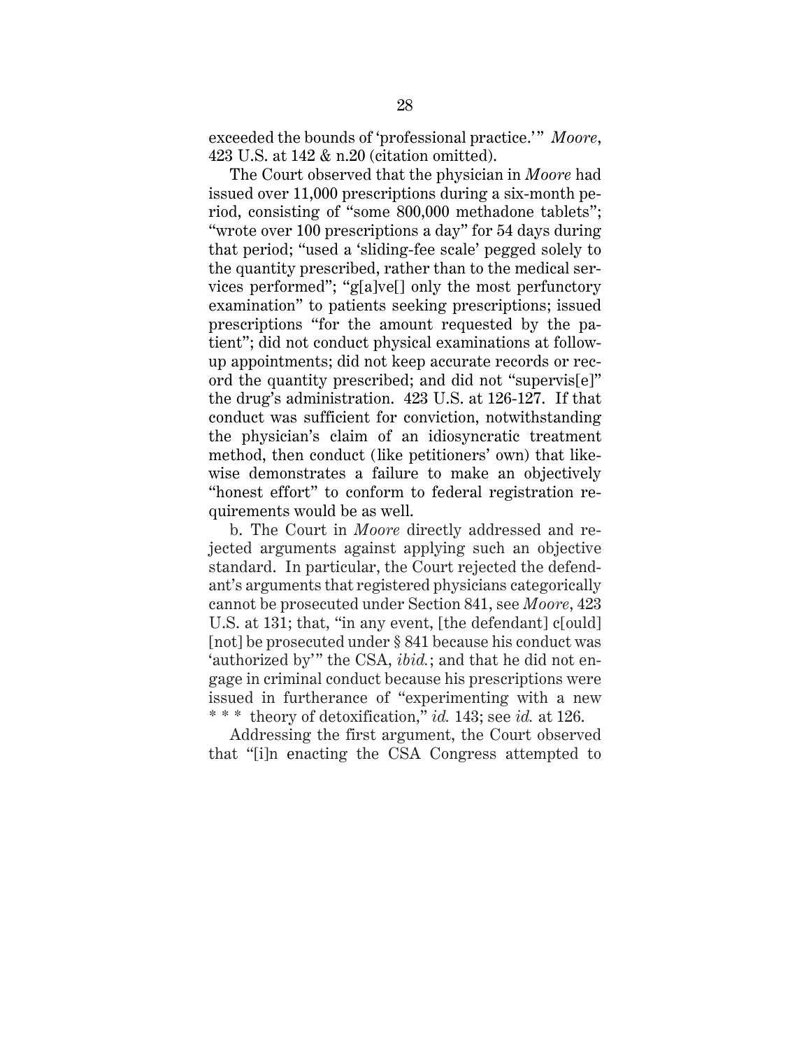exceeded the bounds of 'professional practice.'" *Moore*, 423 U.S. at 142 & n.20 (citation omitted).

The Court observed that the physician in *Moore* had issued over 11,000 prescriptions during a six-month period, consisting of "some 800,000 methadone tablets"; "wrote over 100 prescriptions a day" for 54 days during that period; "used a 'sliding-fee scale' pegged solely to the quantity prescribed, rather than to the medical services performed"; "g[a]ve[] only the most perfunctory examination" to patients seeking prescriptions; issued prescriptions "for the amount requested by the patient"; did not conduct physical examinations at follow-up appointments; did not keep accurate records or record the quantity prescribed; and did not "supervis[e]" the drug's administration. 423 U.S. at 126-127. If that conduct was sufficient for conviction, notwithstanding the physician's claim of an idiosyncratic treatment method, then conduct (like petitioners' own) that likewise demonstrates a failure to make an objectively "honest effort" to conform to federal registration requirements would be as well.

b. The Court in *Moore* directly addressed and rejected arguments against applying such an objective standard. In particular, the Court rejected the defendant's arguments that registered physicians categorically cannot be prosecuted under Section 841, see *Moore*, 423 U.S. at 131; that, "in any event, [the defendant] c[ould] [not] be prosecuted under § 841 because his conduct was 'authorized by'" the CSA, *ibid.*; and that he did not engage in criminal conduct because his prescriptions were issued in furtherance of "experimenting with a new * * * theory of detoxification," *id.* 143; see *id.* at 126.

Addressing the first argument, the Court observed that "[i]n enacting the CSA Congress attempted to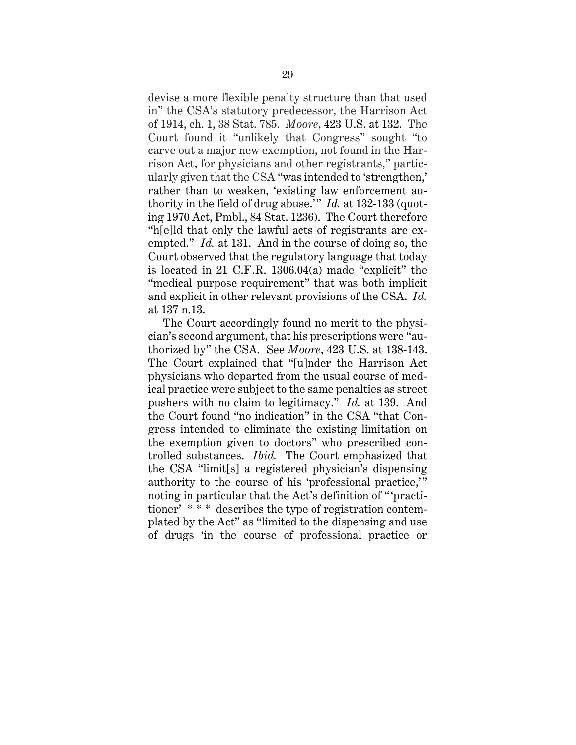devise a more flexible penalty structure than that used in" the CSA's statutory predecessor, the Harrison Act of 1914, ch. 1, 38 Stat. 785. *Moore*, 423 U.S. at 132. The Court found it "unlikely that Congress" sought "to carve out a major new exemption, not found in the Harrison Act, for physicians and other registrants," particularly given that the CSA "was intended to 'strengthen,' rather than to weaken, 'existing law enforcement authority in the field of drug abuse.'" *Id.* at 132-133 (quoting 1970 Act, Pmbl., 84 Stat. 1236). The Court therefore "h[e]ld that only the lawful acts of registrants are exempted." *Id.* at 131. And in the course of doing so, the Court observed that the regulatory language that today is located in 21 C.F.R. 1306.04(a) made "explicit" the "medical purpose requirement" that was both implicit and explicit in other relevant provisions of the CSA. *Id.* at 137 n.13.

The Court accordingly found no merit to the physician's second argument, that his prescriptions were "authorized by" the CSA. See *Moore*, 423 U.S. at 138-143. The Court explained that "[u]nder the Harrison Act physicians who departed from the usual course of medical practice were subject to the same penalties as street pushers with no claim to legitimacy." *Id.* at 139. And the Court found "no indication" in the CSA "that Congress intended to eliminate the existing limitation on the exemption given to doctors" who prescribed controlled substances. *Ibid.* The Court emphasized that the CSA "limit[s] a registered physician's dispensing authority to the course of his 'professional practice,'" noting in particular that the Act's definition of "'practitioner' * * * describes the type of registration contemplated by the Act" as "limited to the dispensing and use of drugs 'in the course of professional practice or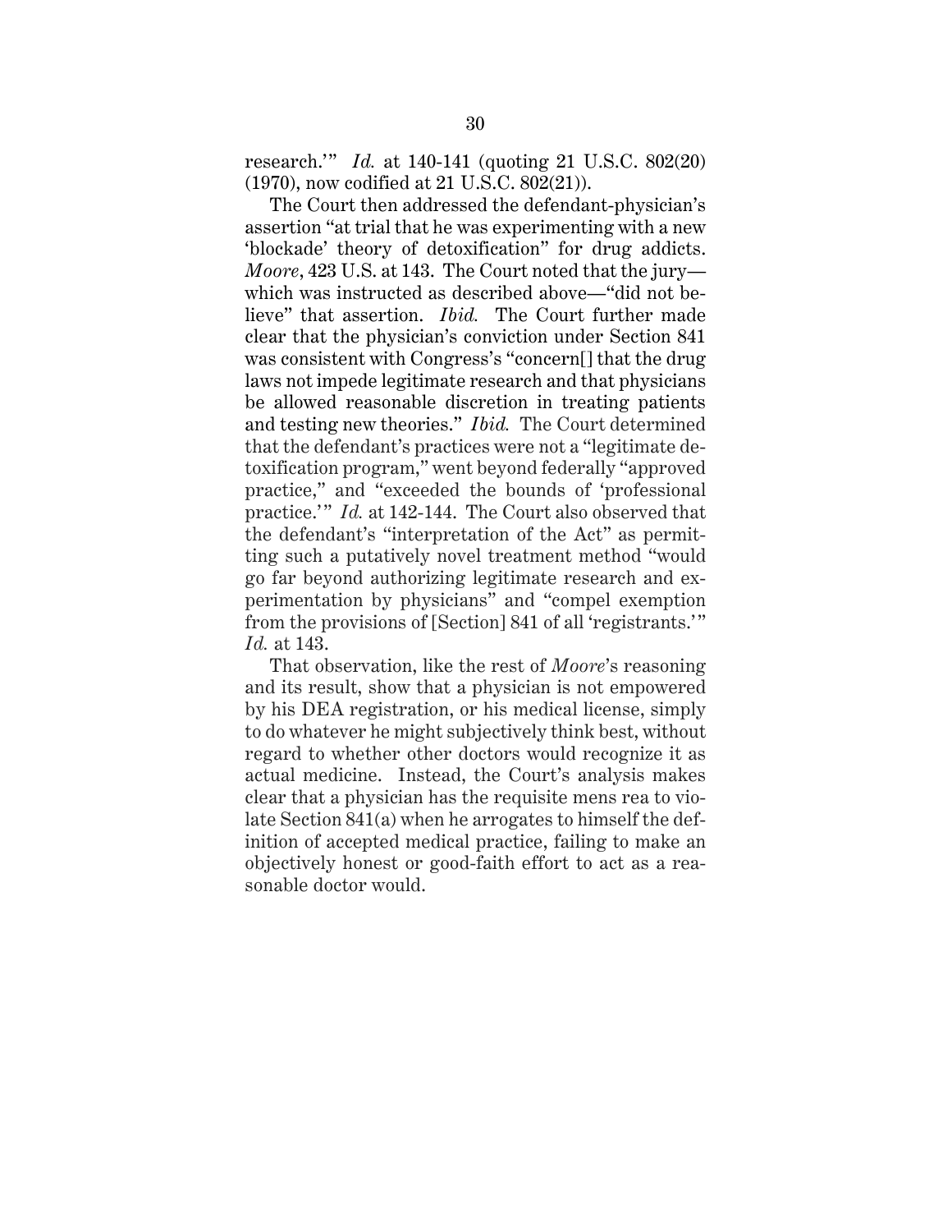research.'" *Id.* at 140-141 (quoting 21 U.S.C. 802(20) (1970), now codified at 21 U.S.C. 802(21)).

The Court then addressed the defendant-physician's assertion "at trial that he was experimenting with a new 'blockade' theory of detoxification" for drug addicts. *Moore*, 423 U.S. at 143. The Court noted that the jury—which was instructed as described above—"did not believe" that assertion. *Ibid.* The Court further made clear that the physician's conviction under Section 841 was consistent with Congress's "concern[] that the drug laws not impede legitimate research and that physicians be allowed reasonable discretion in treating patients and testing new theories." *Ibid.* The Court determined that the defendant's practices were not a "legitimate detoxification program," went beyond federally "approved practice," and "exceeded the bounds of 'professional practice.'" *Id.* at 142-144. The Court also observed that the defendant's "interpretation of the Act" as permitting such a putatively novel treatment method "would go far beyond authorizing legitimate research and experimentation by physicians" and "compel exemption from the provisions of [Section] 841 of all 'registrants.'" *Id.* at 143.

That observation, like the rest of *Moore*'s reasoning and its result, show that a physician is not empowered by his DEA registration, or his medical license, simply to do whatever he might subjectively think best, without regard to whether other doctors would recognize it as actual medicine. Instead, the Court's analysis makes clear that a physician has the requisite mens rea to violate Section 841(a) when he arrogates to himself the definition of accepted medical practice, failing to make an objectively honest or good-faith effort to act as a reasonable doctor would.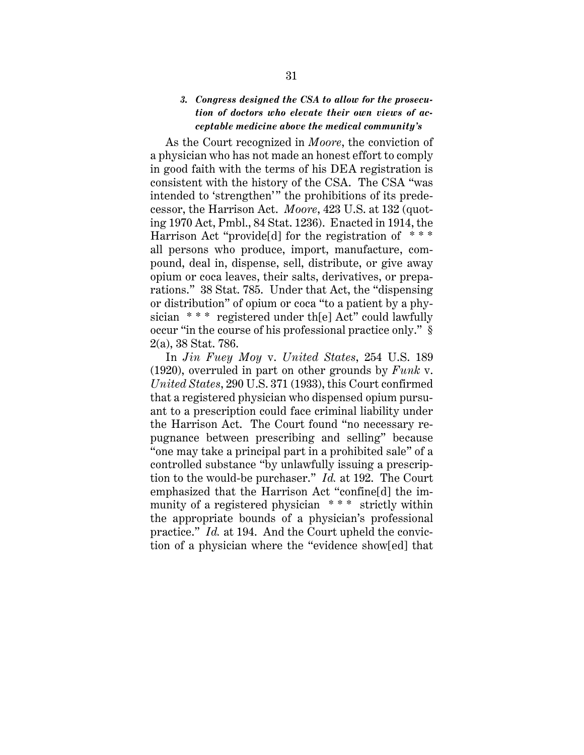### *3. Congress designed the CSA to allow for the prosecution of doctors who elevate their own views of acceptable medicine above the medical community's*

As the Court recognized in *Moore*, the conviction of a physician who has not made an honest effort to comply in good faith with the terms of his DEA registration is consistent with the history of the CSA. The CSA "was intended to 'strengthen'" the prohibitions of its predecessor, the Harrison Act. *Moore*, 423 U.S. at 132 (quoting 1970 Act, Pmbl., 84 Stat. 1236). Enacted in 1914, the Harrison Act "provide[d] for the registration of * * * all persons who produce, import, manufacture, compound, deal in, dispense, sell, distribute, or give away opium or coca leaves, their salts, derivatives, or preparations." 38 Stat. 785. Under that Act, the "dispensing or distribution" of opium or coca "to a patient by a physician * * * registered under th[e] Act" could lawfully occur "in the course of his professional practice only." § 2(a), 38 Stat. 786.

In *Jin Fuey Moy* v. *United States*, 254 U.S. 189 (1920), overruled in part on other grounds by *Funk* v. *United States*, 290 U.S. 371 (1933), this Court confirmed that a registered physician who dispensed opium pursuant to a prescription could face criminal liability under the Harrison Act. The Court found "no necessary repugnance between prescribing and selling" because "one may take a principal part in a prohibited sale" of a controlled substance "by unlawfully issuing a prescription to the would-be purchaser." *Id.* at 192. The Court emphasized that the Harrison Act "confine[d] the immunity of a registered physician * * * strictly within the appropriate bounds of a physician's professional practice." *Id.* at 194. And the Court upheld the conviction of a physician where the "evidence show[ed] that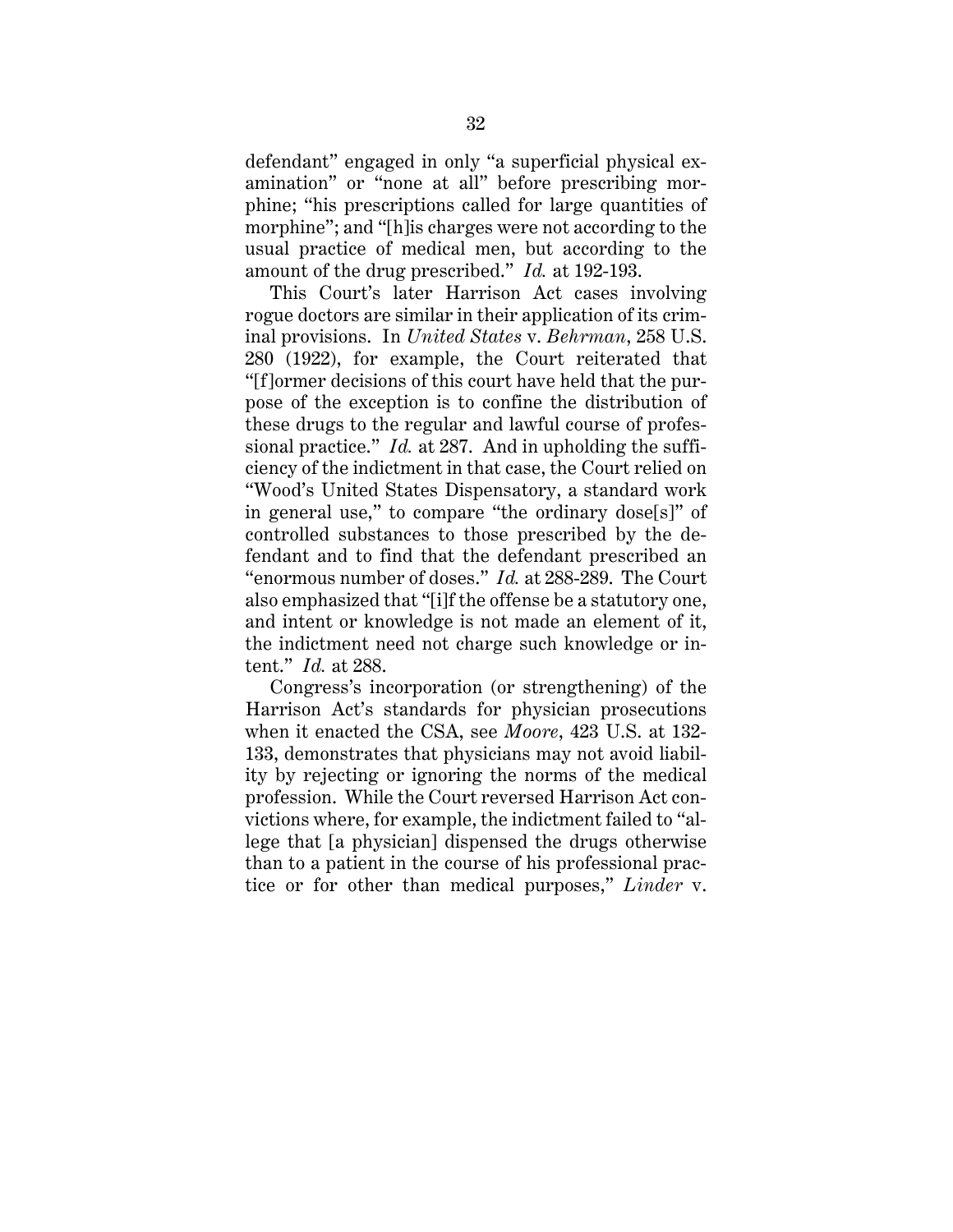defendant" engaged in only "a superficial physical examination" or "none at all" before prescribing morphine; "his prescriptions called for large quantities of morphine"; and "[h]is charges were not according to the usual practice of medical men, but according to the amount of the drug prescribed." *Id.* at 192-193.

This Court's later Harrison Act cases involving rogue doctors are similar in their application of its criminal provisions. In *United States* v. *Behrman*, 258 U.S. 280 (1922), for example, the Court reiterated that "[f]ormer decisions of this court have held that the purpose of the exception is to confine the distribution of these drugs to the regular and lawful course of professional practice." *Id.* at 287. And in upholding the sufficiency of the indictment in that case, the Court relied on "Wood's United States Dispensatory, a standard work in general use," to compare "the ordinary dose[s]" of controlled substances to those prescribed by the defendant and to find that the defendant prescribed an "enormous number of doses." *Id.* at 288-289. The Court also emphasized that "[i]f the offense be a statutory one, and intent or knowledge is not made an element of it, the indictment need not charge such knowledge or intent." *Id.* at 288.

Congress's incorporation (or strengthening) of the Harrison Act's standards for physician prosecutions when it enacted the CSA, see *Moore*, 423 U.S. at 132-133, demonstrates that physicians may not avoid liability by rejecting or ignoring the norms of the medical profession. While the Court reversed Harrison Act convictions where, for example, the indictment failed to "allege that [a physician] dispensed the drugs otherwise than to a patient in the course of his professional practice or for other than medical purposes," *Linder* v.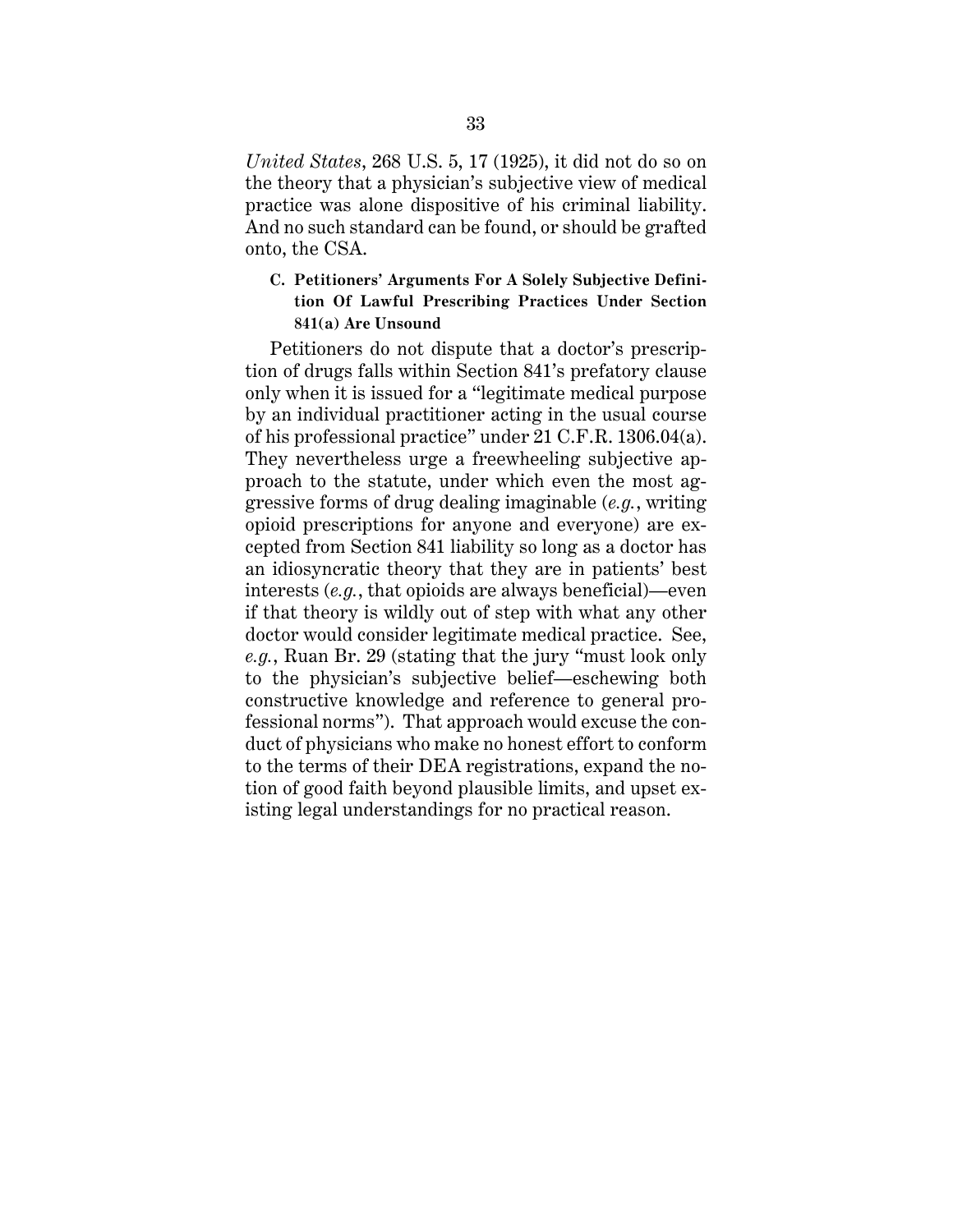*United States*, 268 U.S. 5, 17 (1925), it did not do so on the theory that a physician's subjective view of medical practice was alone dispositive of his criminal liability. And no such standard can be found, or should be grafted onto, the CSA.

### C. Petitioners' Arguments For A Solely Subjective Definition Of Lawful Prescribing Practices Under Section 841(a) Are Unsound

Petitioners do not dispute that a doctor's prescription of drugs falls within Section 841's prefatory clause only when it is issued for a "legitimate medical purpose by an individual practitioner acting in the usual course of his professional practice" under 21 C.F.R. 1306.04(a). They nevertheless urge a freewheeling subjective approach to the statute, under which even the most aggressive forms of drug dealing imaginable (*e.g.*, writing opioid prescriptions for anyone and everyone) are excepted from Section 841 liability so long as a doctor has an idiosyncratic theory that they are in patients' best interests (*e.g.*, that opioids are always beneficial)—even if that theory is wildly out of step with what any other doctor would consider legitimate medical practice. See, *e.g.*, Ruan Br. 29 (stating that the jury "must look only to the physician's subjective belief—eschewing both constructive knowledge and reference to general professional norms"). That approach would excuse the conduct of physicians who make no honest effort to conform to the terms of their DEA registrations, expand the notion of good faith beyond plausible limits, and upset existing legal understandings for no practical reason.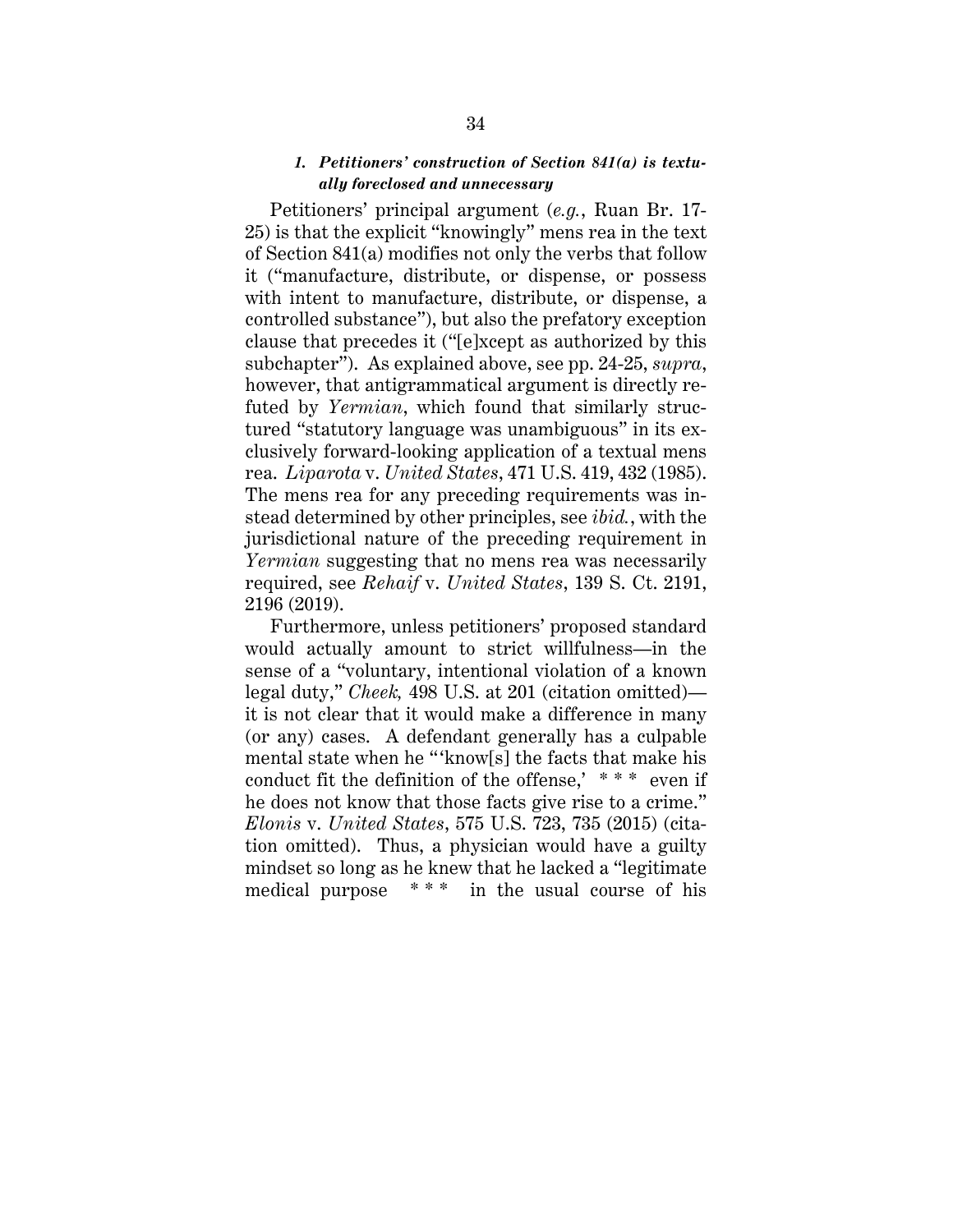### *1. Petitioners' construction of Section 841(a) is textually foreclosed and unnecessary*

Petitioners' principal argument (*e.g.*, Ruan Br. 17-25) is that the explicit "knowingly" mens rea in the text of Section 841(a) modifies not only the verbs that follow it ("manufacture, distribute, or dispense, or possess with intent to manufacture, distribute, or dispense, a controlled substance"), but also the prefatory exception clause that precedes it ("[e]xcept as authorized by this subchapter"). As explained above, see pp. 24-25, *supra*, however, that antigrammatical argument is directly refuted by *Yermian*, which found that similarly structured "statutory language was unambiguous" in its exclusively forward-looking application of a textual mens rea. *Liparota* v. *United States*, 471 U.S. 419, 432 (1985). The mens rea for any preceding requirements was instead determined by other principles, see *ibid.*, with the jurisdictional nature of the preceding requirement in *Yermian* suggesting that no mens rea was necessarily required, see *Rehaif* v. *United States*, 139 S. Ct. 2191, 2196 (2019).

Furthermore, unless petitioners' proposed standard would actually amount to strict willfulness—in the sense of a "voluntary, intentional violation of a known legal duty," *Cheek,* 498 U.S. at 201 (citation omitted)—it is not clear that it would make a difference in many (or any) cases. A defendant generally has a culpable mental state when he "'know[s] the facts that make his conduct fit the definition of the offense,' * * * even if he does not know that those facts give rise to a crime." *Elonis* v. *United States*, 575 U.S. 723, 735 (2015) (citation omitted). Thus, a physician would have a guilty mindset so long as he knew that he lacked a "legitimate medical purpose * * * in the usual course of his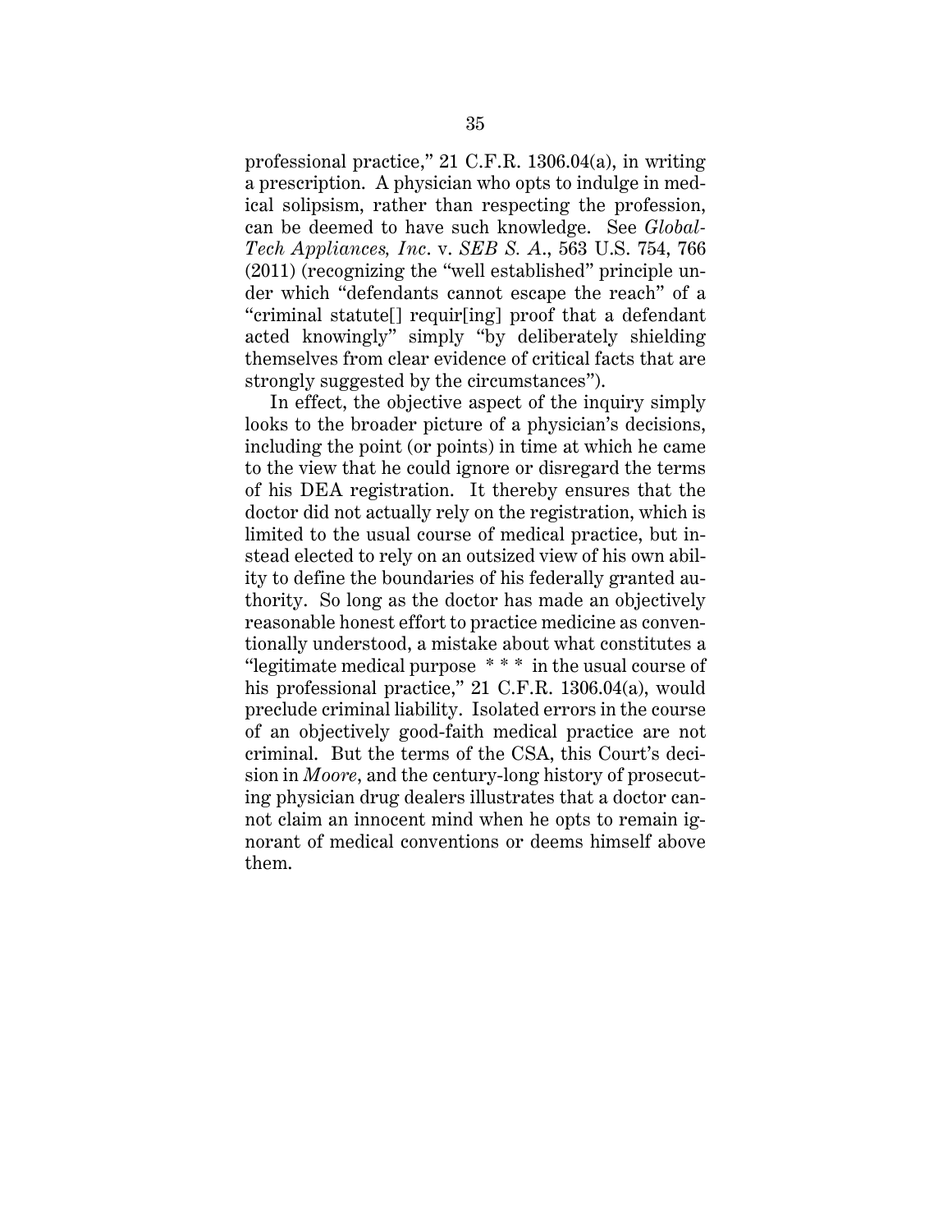professional practice," 21 C.F.R. 1306.04(a), in writing a prescription. A physician who opts to indulge in medical solipsism, rather than respecting the profession, can be deemed to have such knowledge. See *Global-Tech Appliances, Inc.* v. *SEB S. A.*, 563 U.S. 754, 766 (2011) (recognizing the "well established" principle under which "defendants cannot escape the reach" of a "criminal statute[] requir[ing] proof that a defendant acted knowingly" simply "by deliberately shielding themselves from clear evidence of critical facts that are strongly suggested by the circumstances").

In effect, the objective aspect of the inquiry simply looks to the broader picture of a physician's decisions, including the point (or points) in time at which he came to the view that he could ignore or disregard the terms of his DEA registration. It thereby ensures that the doctor did not actually rely on the registration, which is limited to the usual course of medical practice, but instead elected to rely on an outsized view of his own ability to define the boundaries of his federally granted authority. So long as the doctor has made an objectively reasonable honest effort to practice medicine as conventionally understood, a mistake about what constitutes a "legitimate medical purpose * * * in the usual course of his professional practice," 21 C.F.R. 1306.04(a), would preclude criminal liability. Isolated errors in the course of an objectively good-faith medical practice are not criminal. But the terms of the CSA, this Court's decision in *Moore*, and the century-long history of prosecuting physician drug dealers illustrates that a doctor cannot claim an innocent mind when he opts to remain ignorant of medical conventions or deems himself above them.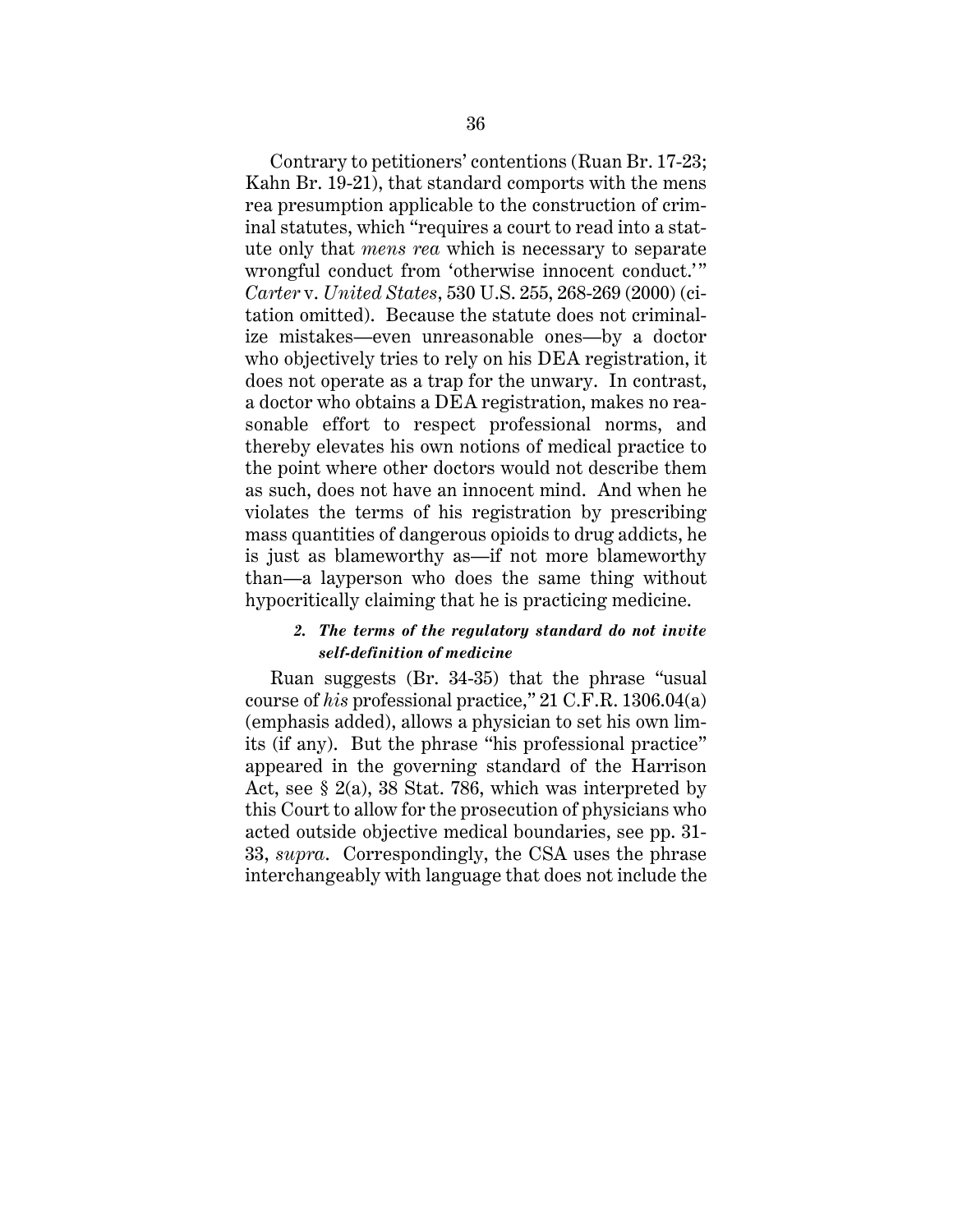Contrary to petitioners' contentions (Ruan Br. 17-23; Kahn Br. 19-21), that standard comports with the mens rea presumption applicable to the construction of criminal statutes, which "requires a court to read into a statute only that *mens rea* which is necessary to separate wrongful conduct from 'otherwise innocent conduct.'" *Carter* v. *United States*, 530 U.S. 255, 268-269 (2000) (citation omitted). Because the statute does not criminalize mistakes—even unreasonable ones—by a doctor who objectively tries to rely on his DEA registration, it does not operate as a trap for the unwary. In contrast, a doctor who obtains a DEA registration, makes no reasonable effort to respect professional norms, and thereby elevates his own notions of medical practice to the point where other doctors would not describe them as such, does not have an innocent mind. And when he violates the terms of his registration by prescribing mass quantities of dangerous opioids to drug addicts, he is just as blameworthy as—if not more blameworthy than—a layperson who does the same thing without hypocritically claiming that he is practicing medicine.

#### *2. The terms of the regulatory standard do not invite self-definition of medicine*

Ruan suggests (Br. 34-35) that the phrase "usual course of *his* professional practice," 21 C.F.R. 1306.04(a) (emphasis added), allows a physician to set his own limits (if any). But the phrase "his professional practice" appeared in the governing standard of the Harrison Act, see § 2(a), 38 Stat. 786, which was interpreted by this Court to allow for the prosecution of physicians who acted outside objective medical boundaries, see pp. 31-33, *supra*. Correspondingly, the CSA uses the phrase interchangeably with language that does not include the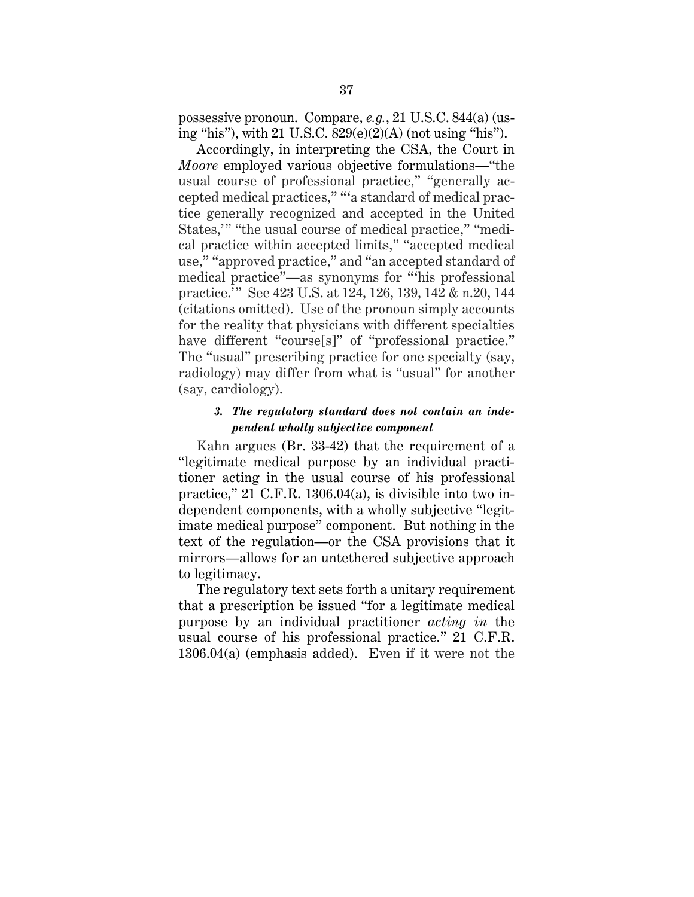possessive pronoun. Compare, *e.g.*, 21 U.S.C. 844(a) (using "his"), with 21 U.S.C. 829(e)(2)(A) (not using "his").

Accordingly, in interpreting the CSA, the Court in *Moore* employed various objective formulations—"the usual course of professional practice," "generally accepted medical practices," "'a standard of medical practice generally recognized and accepted in the United States,'" "the usual course of medical practice," "medical practice within accepted limits," "accepted medical use," "approved practice," and "an accepted standard of medical practice"—as synonyms for "'his professional practice.'" See 423 U.S. at 124, 126, 139, 142 & n.20, 144 (citations omitted). Use of the pronoun simply accounts for the reality that physicians with different specialties have different "course[s]" of "professional practice." The "usual" prescribing practice for one specialty (say, radiology) may differ from what is "usual" for another (say, cardiology).

#### 3. *The regulatory standard does not contain an independent wholly subjective component*

Kahn argues (Br. 33-42) that the requirement of a "legitimate medical purpose by an individual practitioner acting in the usual course of his professional practice," 21 C.F.R. 1306.04(a), is divisible into two independent components, with a wholly subjective "legitimate medical purpose" component. But nothing in the text of the regulation—or the CSA provisions that it mirrors—allows for an untethered subjective approach to legitimacy.

The regulatory text sets forth a unitary requirement that a prescription be issued "for a legitimate medical purpose by an individual practitioner *acting in* the usual course of his professional practice." 21 C.F.R. 1306.04(a) (emphasis added). Even if it were not the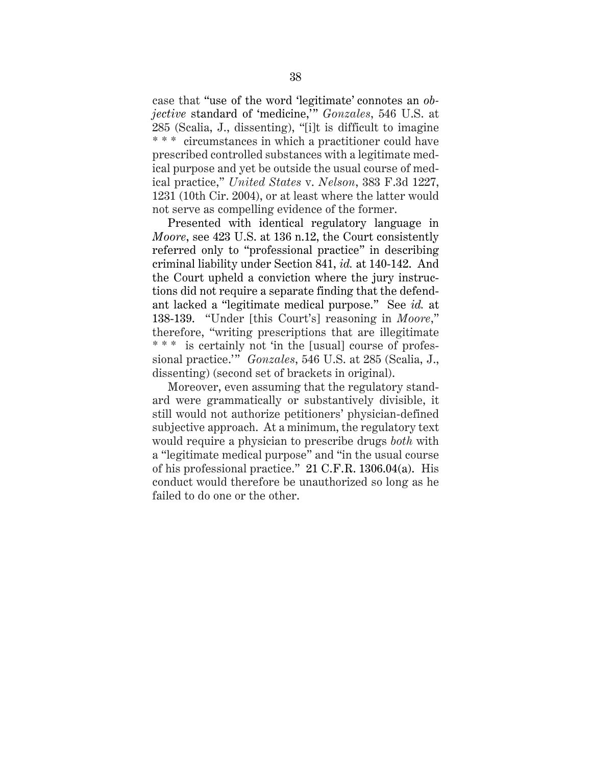case that "use of the word 'legitimate' connotes an *objective* standard of 'medicine,'" *Gonzales*, 546 U.S. at 285 (Scalia, J., dissenting), "[i]t is difficult to imagine * * * circumstances in which a practitioner could have prescribed controlled substances with a legitimate medical purpose and yet be outside the usual course of medical practice," *United States* v. *Nelson*, 383 F.3d 1227, 1231 (10th Cir. 2004), or at least where the latter would not serve as compelling evidence of the former.

Presented with identical regulatory language in *Moore*, see 423 U.S. at 136 n.12, the Court consistently referred only to "professional practice" in describing criminal liability under Section 841, *id.* at 140-142. And the Court upheld a conviction where the jury instructions did not require a separate finding that the defendant lacked a "legitimate medical purpose." See *id.* at 138-139. "Under [this Court's] reasoning in *Moore*," therefore, "writing prescriptions that are illegitimate * * * is certainly not 'in the [usual] course of professional practice.'" *Gonzales*, 546 U.S. at 285 (Scalia, J., dissenting) (second set of brackets in original).

Moreover, even assuming that the regulatory standard were grammatically or substantively divisible, it still would not authorize petitioners' physician-defined subjective approach. At a minimum, the regulatory text would require a physician to prescribe drugs *both* with a "legitimate medical purpose" and "in the usual course of his professional practice." 21 C.F.R. 1306.04(a). His conduct would therefore be unauthorized so long as he failed to do one or the other.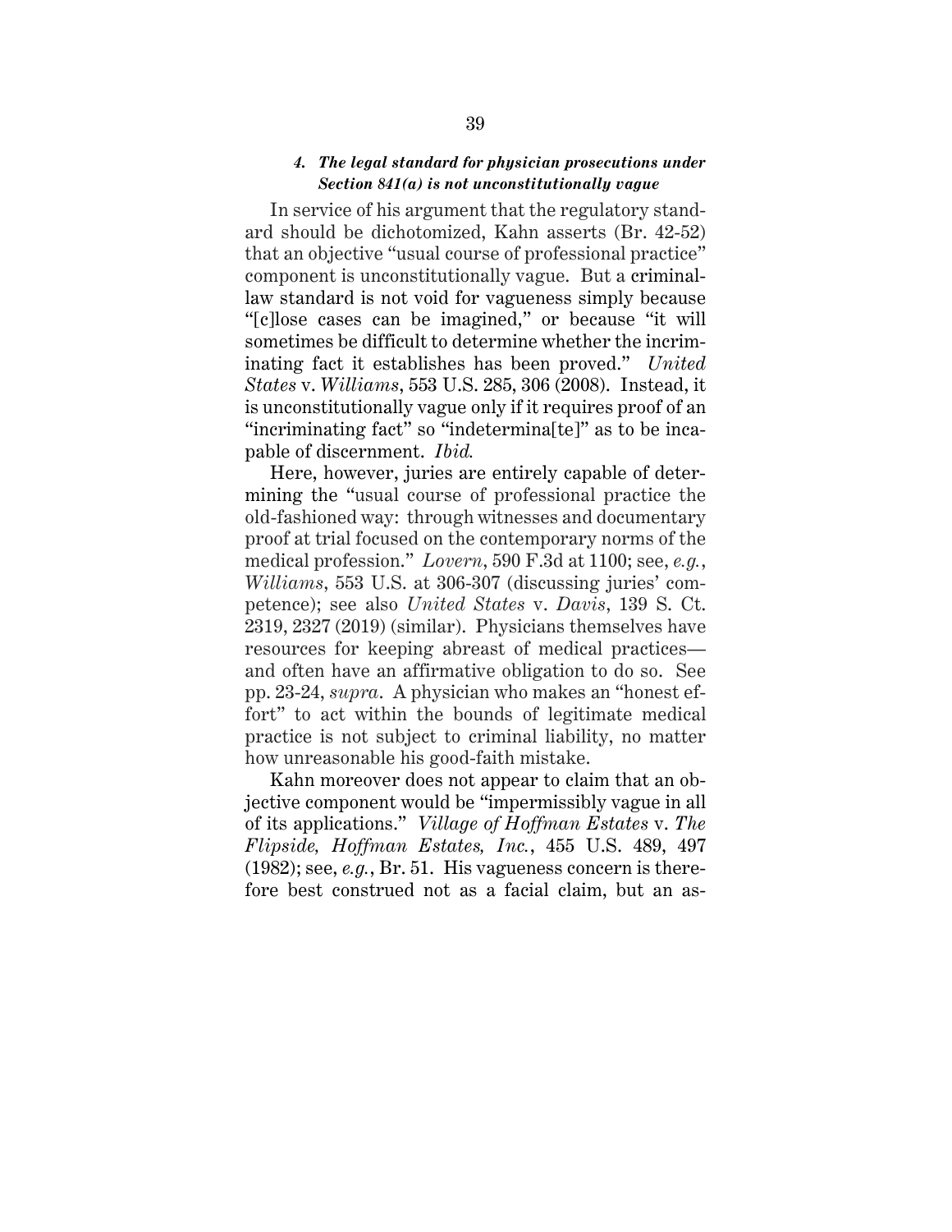#### *4. The legal standard for physician prosecutions under Section 841(a) is not unconstitutionally vague*

In service of his argument that the regulatory standard should be dichotomized, Kahn asserts (Br. 42-52) that an objective "usual course of professional practice" component is unconstitutionally vague. But a criminal-law standard is not void for vagueness simply because "[c]lose cases can be imagined," or because "it will sometimes be difficult to determine whether the incriminating fact it establishes has been proved." *United States* v. *Williams*, 553 U.S. 285, 306 (2008). Instead, it is unconstitutionally vague only if it requires proof of an "incriminating fact" so "indetermina[te]" as to be incapable of discernment. *Ibid.*

Here, however, juries are entirely capable of determining the "usual course of professional practice the old-fashioned way: through witnesses and documentary proof at trial focused on the contemporary norms of the medical profession." *Lovern*, 590 F.3d at 1100; see, *e.g.*, *Williams*, 553 U.S. at 306-307 (discussing juries' competence); see also *United States* v. *Davis*, 139 S. Ct. 2319, 2327 (2019) (similar). Physicians themselves have resources for keeping abreast of medical practices—and often have an affirmative obligation to do so. See pp. 23-24, *supra*. A physician who makes an "honest effort" to act within the bounds of legitimate medical practice is not subject to criminal liability, no matter how unreasonable his good-faith mistake.

Kahn moreover does not appear to claim that an objective component would be "impermissibly vague in all of its applications." *Village of Hoffman Estates* v. *The Flipside, Hoffman Estates, Inc.*, 455 U.S. 489, 497 (1982); see, *e.g.*, Br. 51. His vagueness concern is therefore best construed not as a facial claim, but an as-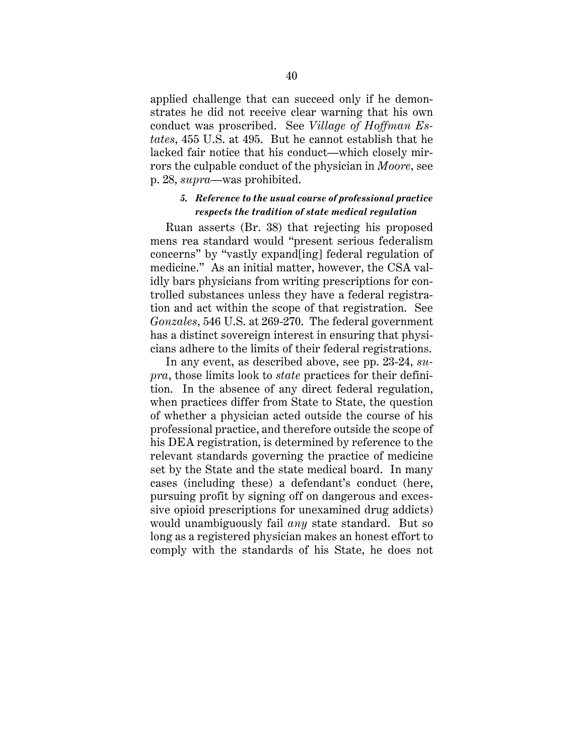applied challenge that can succeed only if he demonstrates he did not receive clear warning that his own conduct was proscribed. See *Village of Hoffman Estates*, 455 U.S. at 495. But he cannot establish that he lacked fair notice that his conduct—which closely mirrors the culpable conduct of the physician in *Moore*, see p. 28, *supra*—was prohibited.

##### *5. Reference to the usual course of professional practice respects the tradition of state medical regulation*

Ruan asserts (Br. 38) that rejecting his proposed mens rea standard would "present serious federalism concerns" by "vastly expand[ing] federal regulation of medicine." As an initial matter, however, the CSA validly bars physicians from writing prescriptions for controlled substances unless they have a federal registration and act within the scope of that registration. See *Gonzales*, 546 U.S. at 269-270. The federal government has a distinct sovereign interest in ensuring that physicians adhere to the limits of their federal registrations.

In any event, as described above, see pp. 23-24, *supra*, those limits look to *state* practices for their definition. In the absence of any direct federal regulation, when practices differ from State to State, the question of whether a physician acted outside the course of his professional practice, and therefore outside the scope of his DEA registration, is determined by reference to the relevant standards governing the practice of medicine set by the State and the state medical board. In many cases (including these) a defendant's conduct (here, pursuing profit by signing off on dangerous and excessive opioid prescriptions for unexamined drug addicts) would unambiguously fail *any* state standard. But so long as a registered physician makes an honest effort to comply with the standards of his State, he does not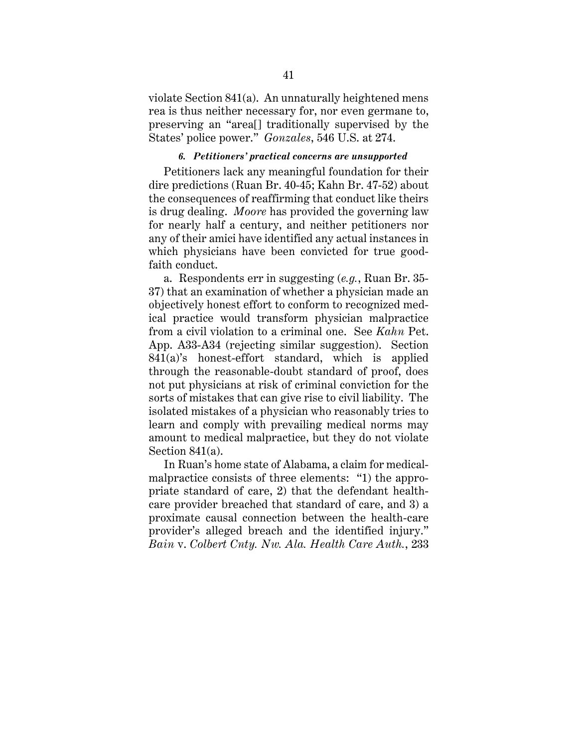violate Section 841(a). An unnaturally heightened mens rea is thus neither necessary for, nor even germane to, preserving an "area[] traditionally supervised by the States' police power." *Gonzales*, 546 U.S. at 274.

#### *6. Petitioners' practical concerns are unsupported*

Petitioners lack any meaningful foundation for their dire predictions (Ruan Br. 40-45; Kahn Br. 47-52) about the consequences of reaffirming that conduct like theirs is drug dealing. *Moore* has provided the governing law for nearly half a century, and neither petitioners nor any of their amici have identified any actual instances in which physicians have been convicted for true good-faith conduct.

a. Respondents err in suggesting (*e.g.*, Ruan Br. 35-37) that an examination of whether a physician made an objectively honest effort to conform to recognized medical practice would transform physician malpractice from a civil violation to a criminal one. See *Kahn* Pet. App. A33-A34 (rejecting similar suggestion). Section 841(a)'s honest-effort standard, which is applied through the reasonable-doubt standard of proof, does not put physicians at risk of criminal conviction for the sorts of mistakes that can give rise to civil liability. The isolated mistakes of a physician who reasonably tries to learn and comply with prevailing medical norms may amount to medical malpractice, but they do not violate Section 841(a).

In Ruan's home state of Alabama, a claim for medical-malpractice consists of three elements: "1) the appropriate standard of care, 2) that the defendant health-care provider breached that standard of care, and 3) a proximate causal connection between the health-care provider's alleged breach and the identified injury." *Bain* v. *Colbert Cnty. Nw. Ala. Health Care Auth.*, 233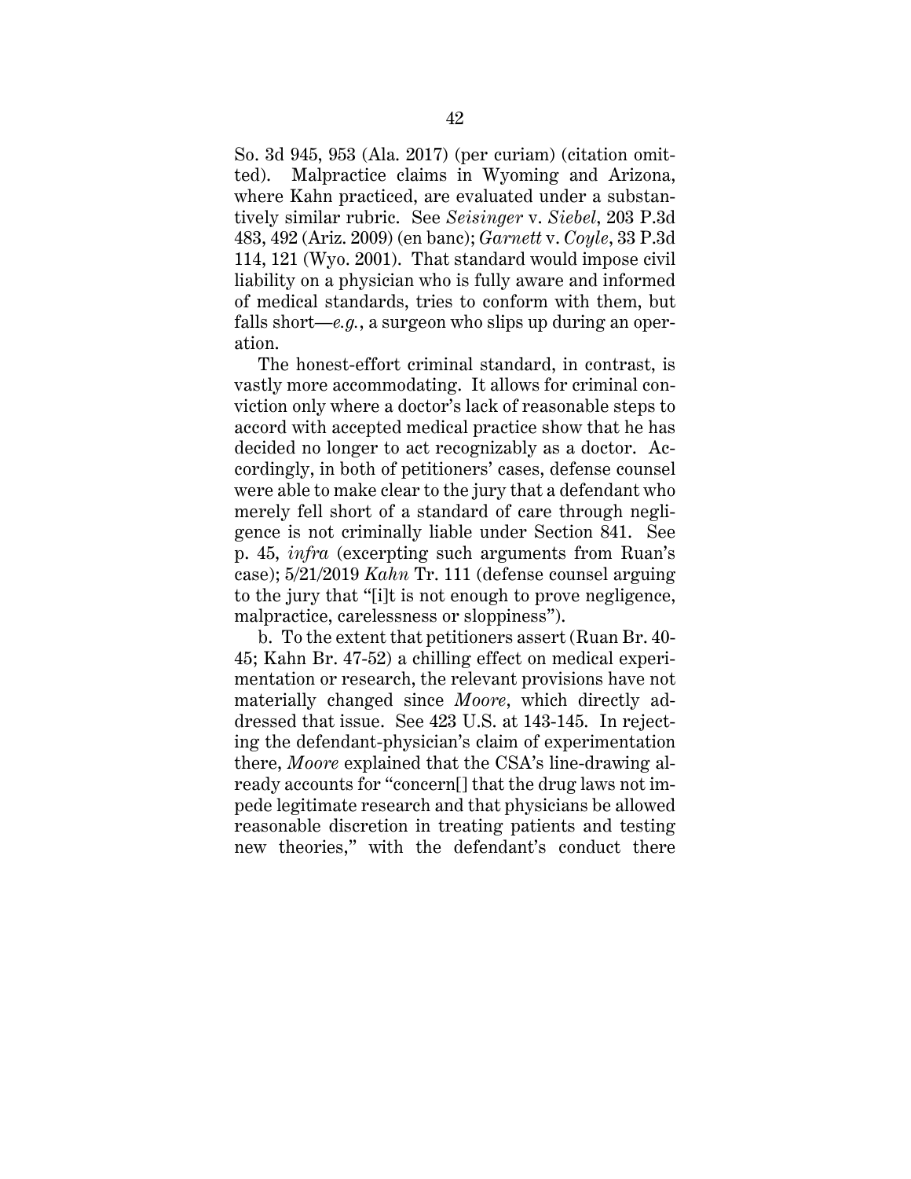So. 3d 945, 953 (Ala. 2017) (per curiam) (citation omitted). Malpractice claims in Wyoming and Arizona, where Kahn practiced, are evaluated under a substantively similar rubric. See *Seisinger* v. *Siebel*, 203 P.3d 483, 492 (Ariz. 2009) (en banc); *Garnett* v. *Coyle*, 33 P.3d 114, 121 (Wyo. 2001). That standard would impose civil liability on a physician who is fully aware and informed of medical standards, tries to conform with them, but falls short—*e.g.*, a surgeon who slips up during an operation.

The honest-effort criminal standard, in contrast, is vastly more accommodating. It allows for criminal conviction only where a doctor's lack of reasonable steps to accord with accepted medical practice show that he has decided no longer to act recognizably as a doctor. Accordingly, in both of petitioners' cases, defense counsel were able to make clear to the jury that a defendant who merely fell short of a standard of care through negligence is not criminally liable under Section 841. See p. 45, *infra* (excerpting such arguments from Ruan's case); 5/21/2019 *Kahn* Tr. 111 (defense counsel arguing to the jury that "[i]t is not enough to prove negligence, malpractice, carelessness or sloppiness").

b. To the extent that petitioners assert (Ruan Br. 40-45; Kahn Br. 47-52) a chilling effect on medical experimentation or research, the relevant provisions have not materially changed since *Moore*, which directly addressed that issue. See 423 U.S. at 143-145. In rejecting the defendant-physician's claim of experimentation there, *Moore* explained that the CSA's line-drawing already accounts for "concern[] that the drug laws not impede legitimate research and that physicians be allowed reasonable discretion in treating patients and testing new theories," with the defendant's conduct there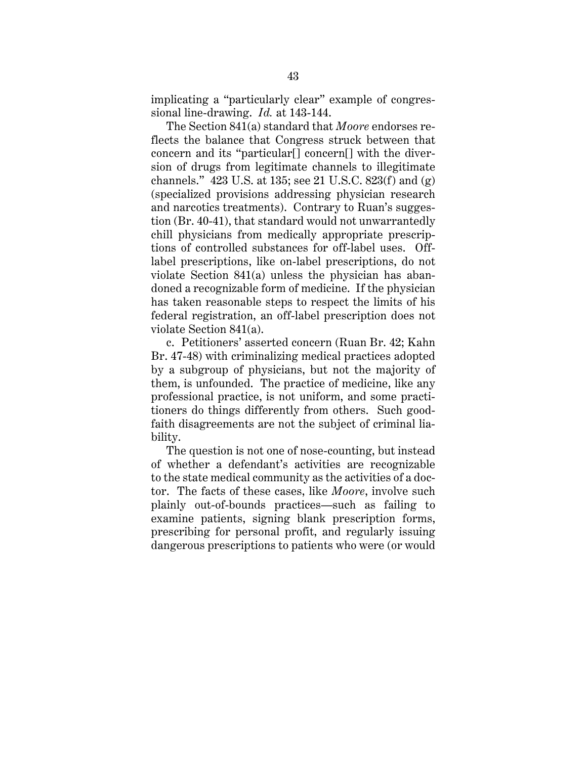implicating a "particularly clear" example of congressional line-drawing. *Id.* at 143-144.

The Section 841(a) standard that *Moore* endorses reflects the balance that Congress struck between that concern and its "particular[] concern[] with the diversion of drugs from legitimate channels to illegitimate channels." 423 U.S. at 135; see 21 U.S.C. 823(f) and (g) (specialized provisions addressing physician research and narcotics treatments). Contrary to Ruan's suggestion (Br. 40-41), that standard would not unwarrantedly chill physicians from medically appropriate prescriptions of controlled substances for off-label uses. Off-label prescriptions, like on-label prescriptions, do not violate Section 841(a) unless the physician has abandoned a recognizable form of medicine. If the physician has taken reasonable steps to respect the limits of his federal registration, an off-label prescription does not violate Section 841(a).

c. Petitioners' asserted concern (Ruan Br. 42; Kahn Br. 47-48) with criminalizing medical practices adopted by a subgroup of physicians, but not the majority of them, is unfounded. The practice of medicine, like any professional practice, is not uniform, and some practitioners do things differently from others. Such good-faith disagreements are not the subject of criminal liability.

The question is not one of nose-counting, but instead of whether a defendant's activities are recognizable to the state medical community as the activities of a doctor. The facts of these cases, like *Moore*, involve such plainly out-of-bounds practices—such as failing to examine patients, signing blank prescription forms, prescribing for personal profit, and regularly issuing dangerous prescriptions to patients who were (or would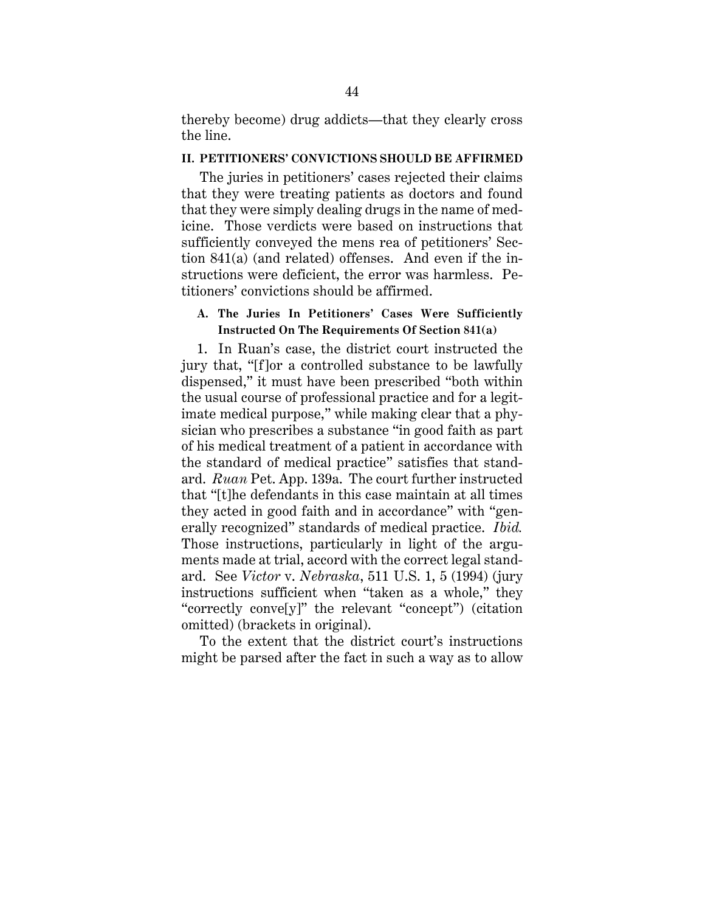thereby become) drug addicts—that they clearly cross the line.

## II. PETITIONERS' CONVICTIONS SHOULD BE AFFIRMED

The juries in petitioners' cases rejected their claims that they were treating patients as doctors and found that they were simply dealing drugs in the name of medicine. Those verdicts were based on instructions that sufficiently conveyed the mens rea of petitioners' Section 841(a) (and related) offenses. And even if the instructions were deficient, the error was harmless. Petitioners' convictions should be affirmed.

### A. The Juries In Petitioners' Cases Were Sufficiently Instructed On The Requirements Of Section 841(a)

1. In Ruan's case, the district court instructed the jury that, "[f]or a controlled substance to be lawfully dispensed," it must have been prescribed "both within the usual course of professional practice and for a legitimate medical purpose," while making clear that a physician who prescribes a substance "in good faith as part of his medical treatment of a patient in accordance with the standard of medical practice" satisfies that standard. *Ruan* Pet. App. 139a. The court further instructed that "[t]he defendants in this case maintain at all times they acted in good faith and in accordance" with "generally recognized" standards of medical practice. *Ibid.* Those instructions, particularly in light of the arguments made at trial, accord with the correct legal standard. See *Victor* v. *Nebraska*, 511 U.S. 1, 5 (1994) (jury instructions sufficient when "taken as a whole," they "correctly conve[y]" the relevant "concept") (citation omitted) (brackets in original).

To the extent that the district court's instructions might be parsed after the fact in such a way as to allow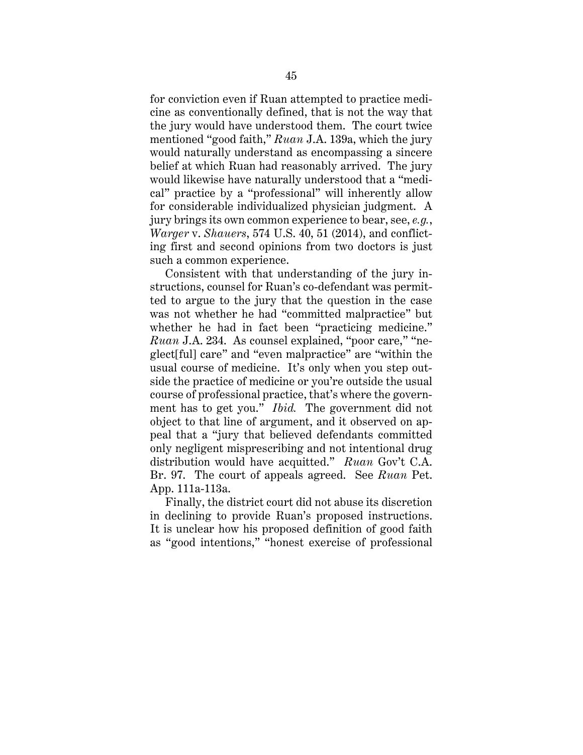for conviction even if Ruan attempted to practice medicine as conventionally defined, that is not the way that the jury would have understood them. The court twice mentioned "good faith," *Ruan* J.A. 139a, which the jury would naturally understand as encompassing a sincere belief at which Ruan had reasonably arrived. The jury would likewise have naturally understood that a "medical" practice by a "professional" will inherently allow for considerable individualized physician judgment. A jury brings its own common experience to bear, see, *e.g.*, *Warger* v. *Shauers*, 574 U.S. 40, 51 (2014), and conflicting first and second opinions from two doctors is just such a common experience.

Consistent with that understanding of the jury instructions, counsel for Ruan's co-defendant was permitted to argue to the jury that the question in the case was not whether he had "committed malpractice" but whether he had in fact been "practicing medicine." *Ruan* J.A. 234. As counsel explained, "poor care," "neglect[ful] care" and "even malpractice" are "within the usual course of medicine. It's only when you step outside the practice of medicine or you're outside the usual course of professional practice, that's where the government has to get you." *Ibid.* The government did not object to that line of argument, and it observed on appeal that a "jury that believed defendants committed only negligent misprescribing and not intentional drug distribution would have acquitted." *Ruan* Gov't C.A. Br. 97. The court of appeals agreed. See *Ruan* Pet. App. 111a-113a.

Finally, the district court did not abuse its discretion in declining to provide Ruan's proposed instructions. It is unclear how his proposed definition of good faith as "good intentions," "honest exercise of professional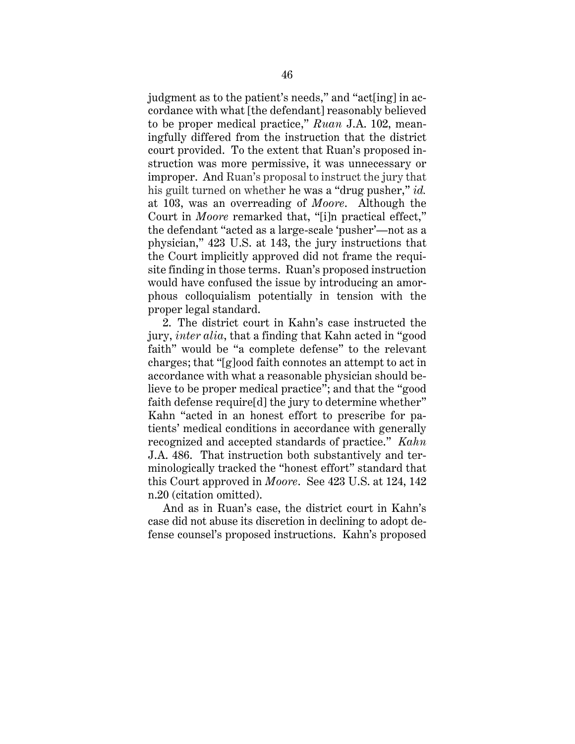judgment as to the patient's needs," and "act[ing] in accordance with what [the defendant] reasonably believed to be proper medical practice," *Ruan* J.A. 102, meaningfully differed from the instruction that the district court provided. To the extent that Ruan's proposed instruction was more permissive, it was unnecessary or improper. And Ruan's proposal to instruct the jury that his guilt turned on whether he was a "drug pusher," *id.* at 103, was an overreading of *Moore*. Although the Court in *Moore* remarked that, "[i]n practical effect," the defendant "acted as a large-scale 'pusher'—not as a physician," 423 U.S. at 143, the jury instructions that the Court implicitly approved did not frame the requisite finding in those terms. Ruan's proposed instruction would have confused the issue by introducing an amorphous colloquialism potentially in tension with the proper legal standard.

2. The district court in Kahn's case instructed the jury, *inter alia*, that a finding that Kahn acted in "good faith" would be "a complete defense" to the relevant charges; that "[g]ood faith connotes an attempt to act in accordance with what a reasonable physician should believe to be proper medical practice"; and that the "good faith defense require[d] the jury to determine whether" Kahn "acted in an honest effort to prescribe for patients' medical conditions in accordance with generally recognized and accepted standards of practice." *Kahn* J.A. 486. That instruction both substantively and terminologically tracked the "honest effort" standard that this Court approved in *Moore*. See 423 U.S. at 124, 142 n.20 (citation omitted).

And as in Ruan's case, the district court in Kahn's case did not abuse its discretion in declining to adopt defense counsel's proposed instructions. Kahn's proposed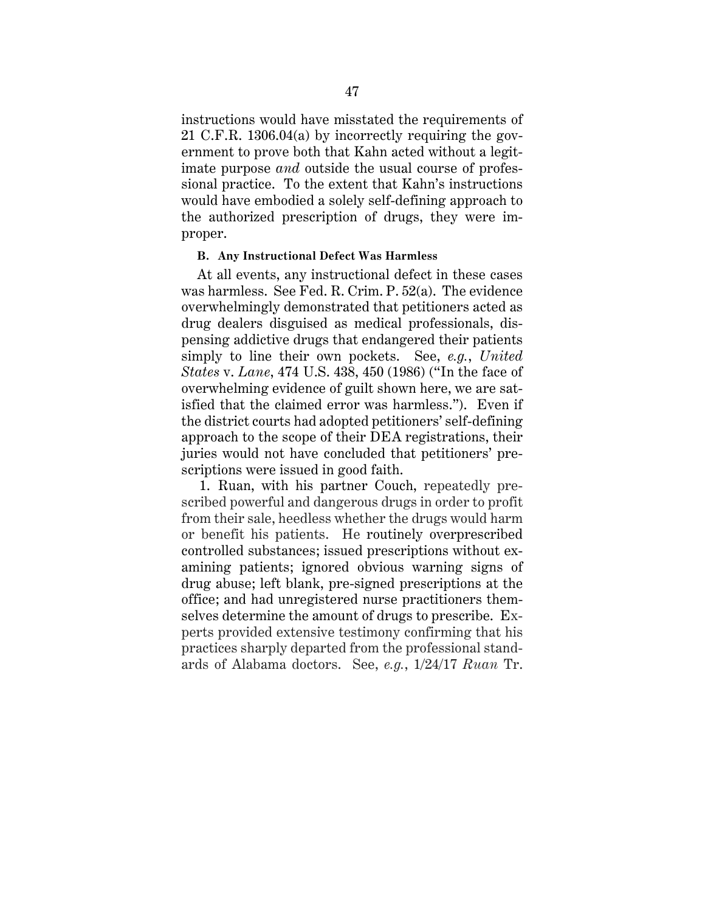instructions would have misstated the requirements of 21 C.F.R. 1306.04(a) by incorrectly requiring the government to prove both that Kahn acted without a legitimate purpose *and* outside the usual course of professional practice. To the extent that Kahn's instructions would have embodied a solely self-defining approach to the authorized prescription of drugs, they were improper.

### B. Any Instructional Defect Was Harmless

At all events, any instructional defect in these cases was harmless. See Fed. R. Crim. P. 52(a). The evidence overwhelmingly demonstrated that petitioners acted as drug dealers disguised as medical professionals, dispensing addictive drugs that endangered their patients simply to line their own pockets. See, *e.g.*, *United States* v. *Lane*, 474 U.S. 438, 450 (1986) ("In the face of overwhelming evidence of guilt shown here, we are satisfied that the claimed error was harmless."). Even if the district courts had adopted petitioners' self-defining approach to the scope of their DEA registrations, their juries would not have concluded that petitioners' prescriptions were issued in good faith.

1. Ruan, with his partner Couch, repeatedly prescribed powerful and dangerous drugs in order to profit from their sale, heedless whether the drugs would harm or benefit his patients. He routinely overprescribed controlled substances; issued prescriptions without examining patients; ignored obvious warning signs of drug abuse; left blank, pre-signed prescriptions at the office; and had unregistered nurse practitioners themselves determine the amount of drugs to prescribe. Experts provided extensive testimony confirming that his practices sharply departed from the professional standards of Alabama doctors. See, *e.g.*, 1/24/17 *Ruan* Tr.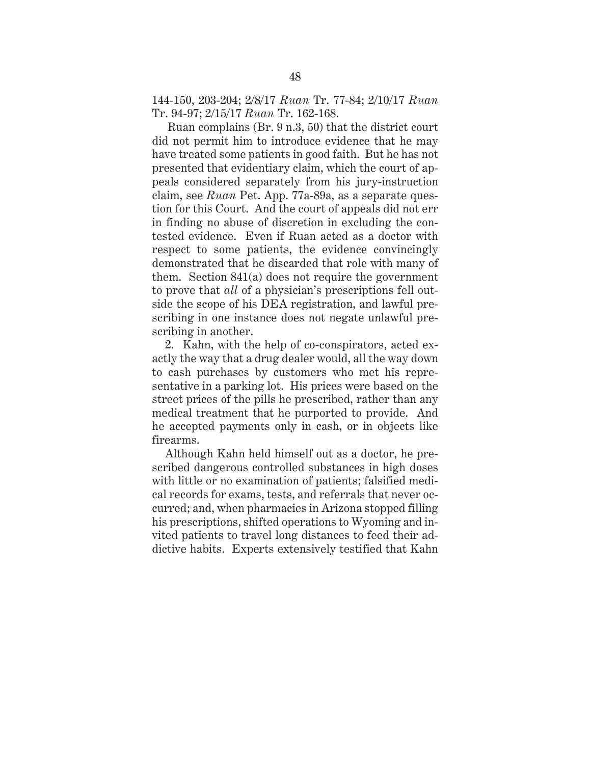144-150, 203-204; 2/8/17 *Ruan* Tr. 77-84; 2/10/17 *Ruan* Tr. 94-97; 2/15/17 *Ruan* Tr. 162-168.

Ruan complains (Br. 9 n.3, 50) that the district court did not permit him to introduce evidence that he may have treated some patients in good faith. But he has not presented that evidentiary claim, which the court of appeals considered separately from his jury-instruction claim, see *Ruan* Pet. App. 77a-89a, as a separate question for this Court. And the court of appeals did not err in finding no abuse of discretion in excluding the contested evidence. Even if Ruan acted as a doctor with respect to some patients, the evidence convincingly demonstrated that he discarded that role with many of them. Section 841(a) does not require the government to prove that *all* of a physician's prescriptions fell outside the scope of his DEA registration, and lawful prescribing in one instance does not negate unlawful prescribing in another.

2. Kahn, with the help of co-conspirators, acted exactly the way that a drug dealer would, all the way down to cash purchases by customers who met his representative in a parking lot. His prices were based on the street prices of the pills he prescribed, rather than any medical treatment that he purported to provide. And he accepted payments only in cash, or in objects like firearms.

Although Kahn held himself out as a doctor, he prescribed dangerous controlled substances in high doses with little or no examination of patients; falsified medical records for exams, tests, and referrals that never occurred; and, when pharmacies in Arizona stopped filling his prescriptions, shifted operations to Wyoming and invited patients to travel long distances to feed their addictive habits. Experts extensively testified that Kahn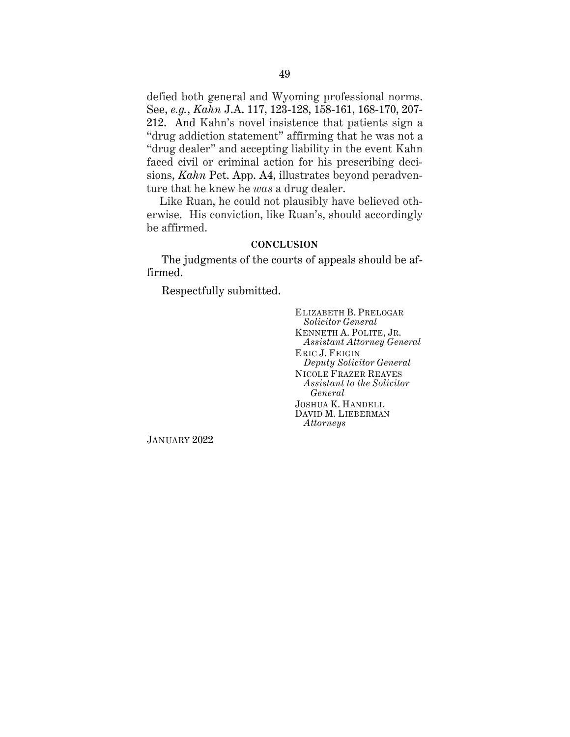defied both general and Wyoming professional norms. See, *e.g.*, *Kahn* J.A. 117, 123-128, 158-161, 168-170, 207-212. And Kahn's novel insistence that patients sign a "drug addiction statement" affirming that he was not a "drug dealer" and accepting liability in the event Kahn faced civil or criminal action for his prescribing decisions, *Kahn* Pet. App. A4, illustrates beyond peradventure that he knew he *was* a drug dealer.

Like Ruan, he could not plausibly have believed otherwise. His conviction, like Ruan's, should accordingly be affirmed.

## CONCLUSION

The judgments of the courts of appeals should be affirmed.

Respectfully submitted.

ELIZABETH B. PRELOGAR
*Solicitor General*
KENNETH A. POLITE, JR.
*Assistant Attorney General*
ERIC J. FEIGIN
*Deputy Solicitor General*
NICOLE FRAZER REAVES
*Assistant to the Solicitor General*
JOSHUA K. HANDELL
DAVID M. LIEBERMAN
*Attorneys*

JANUARY 2022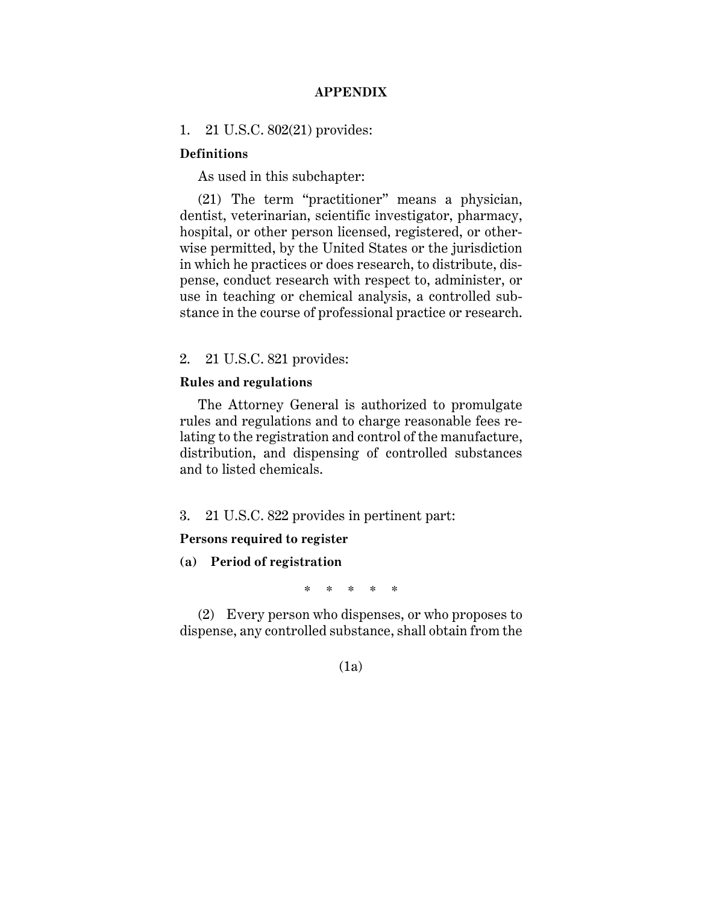## APPENDIX

1. 21 U.S.C. 802(21) provides:

**Definitions**

As used in this subchapter:

(21) The term "practitioner" means a physician, dentist, veterinarian, scientific investigator, pharmacy, hospital, or other person licensed, registered, or otherwise permitted, by the United States or the jurisdiction in which he practices or does research, to distribute, dispense, conduct research with respect to, administer, or use in teaching or chemical analysis, a controlled substance in the course of professional practice or research.

2. 21 U.S.C. 821 provides:

**Rules and regulations**

The Attorney General is authorized to promulgate rules and regulations and to charge reasonable fees relating to the registration and control of the manufacture, distribution, and dispensing of controlled substances and to listed chemicals.

3. 21 U.S.C. 822 provides in pertinent part:

**Persons required to register**

**(a) Period of registration**

\* \* \* \* \*

(2) Every person who dispenses, or who proposes to dispense, any controlled substance, shall obtain from the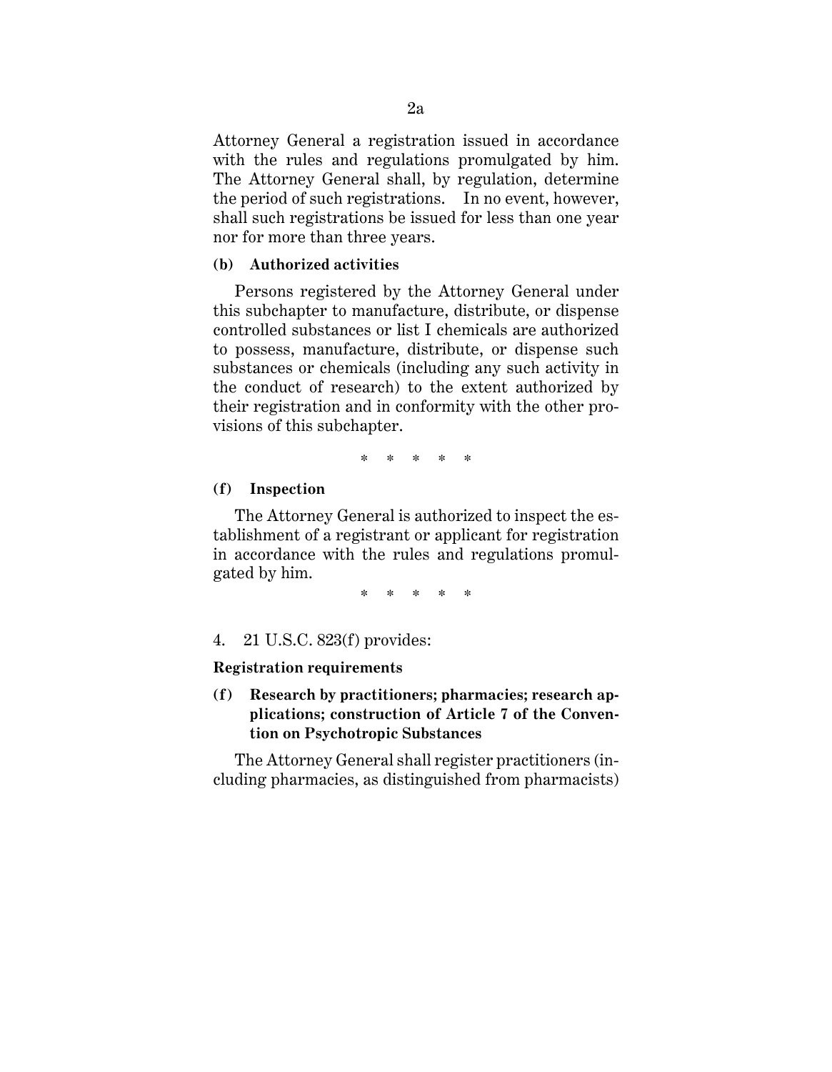Attorney General a registration issued in accordance with the rules and regulations promulgated by him. The Attorney General shall, by regulation, determine the period of such registrations. In no event, however, shall such registrations be issued for less than one year nor for more than three years.

**(b) Authorized activities**

Persons registered by the Attorney General under this subchapter to manufacture, distribute, or dispense controlled substances or list I chemicals are authorized to possess, manufacture, distribute, or dispense such substances or chemicals (including any such activity in the conduct of research) to the extent authorized by their registration and in conformity with the other provisions of this subchapter.

\* \* \* \* \*

**(f) Inspection**

The Attorney General is authorized to inspect the establishment of a registrant or applicant for registration in accordance with the rules and regulations promulgated by him.

\* \* \* \* \*

4. 21 U.S.C. 823(f) provides:

**Registration requirements**

**(f) Research by practitioners; pharmacies; research applications; construction of Article 7 of the Convention on Psychotropic Substances**

The Attorney General shall register practitioners (including pharmacies, as distinguished from pharmacists)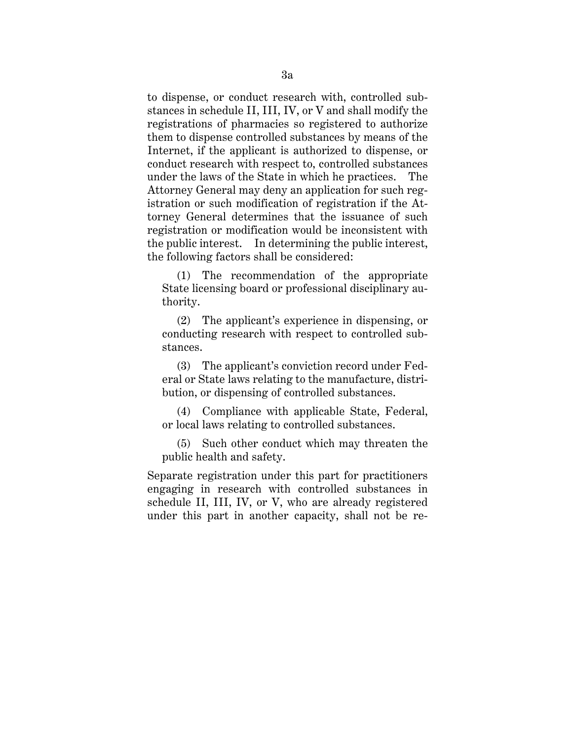to dispense, or conduct research with, controlled substances in schedule II, III, IV, or V and shall modify the registrations of pharmacies so registered to authorize them to dispense controlled substances by means of the Internet, if the applicant is authorized to dispense, or conduct research with respect to, controlled substances under the laws of the State in which he practices. The Attorney General may deny an application for such registration or such modification of registration if the Attorney General determines that the issuance of such registration or modification would be inconsistent with the public interest. In determining the public interest, the following factors shall be considered:

(1) The recommendation of the appropriate State licensing board or professional disciplinary authority.

(2) The applicant's experience in dispensing, or conducting research with respect to controlled substances.

(3) The applicant's conviction record under Federal or State laws relating to the manufacture, distribution, or dispensing of controlled substances.

(4) Compliance with applicable State, Federal, or local laws relating to controlled substances.

(5) Such other conduct which may threaten the public health and safety.

Separate registration under this part for practitioners engaging in research with controlled substances in schedule II, III, IV, or V, who are already registered under this part in another capacity, shall not be re-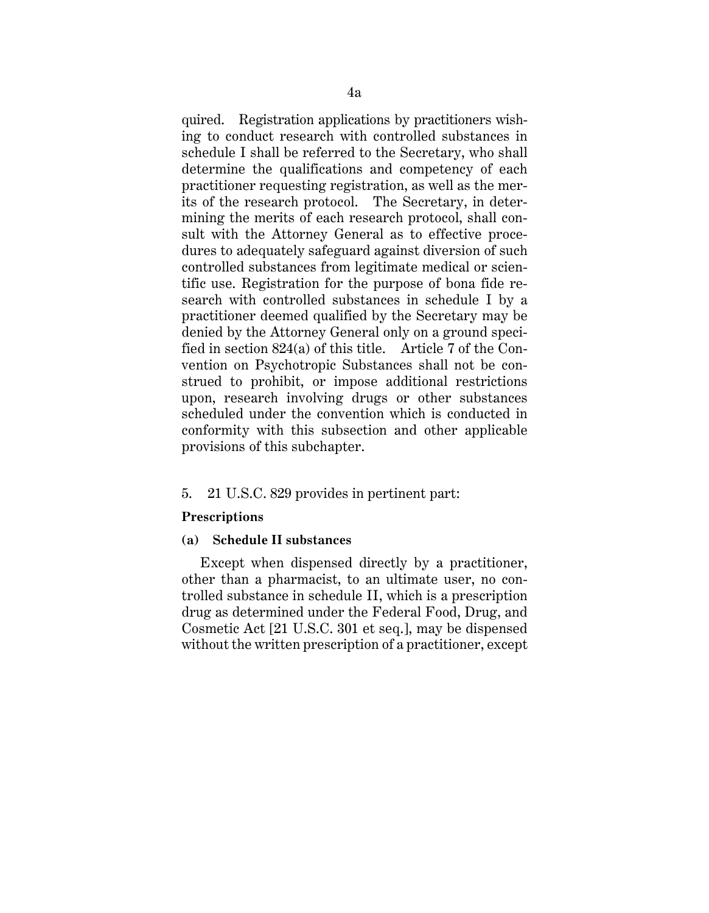quired. Registration applications by practitioners wishing to conduct research with controlled substances in schedule I shall be referred to the Secretary, who shall determine the qualifications and competency of each practitioner requesting registration, as well as the merits of the research protocol. The Secretary, in determining the merits of each research protocol, shall consult with the Attorney General as to effective procedures to adequately safeguard against diversion of such controlled substances from legitimate medical or scientific use. Registration for the purpose of bona fide research with controlled substances in schedule I by a practitioner deemed qualified by the Secretary may be denied by the Attorney General only on a ground specified in section 824(a) of this title. Article 7 of the Convention on Psychotropic Substances shall not be construed to prohibit, or impose additional restrictions upon, research involving drugs or other substances scheduled under the convention which is conducted in conformity with this subsection and other applicable provisions of this subchapter.

5. 21 U.S.C. 829 provides in pertinent part:

**Prescriptions**

**(a) Schedule II substances**

Except when dispensed directly by a practitioner, other than a pharmacist, to an ultimate user, no controlled substance in schedule II, which is a prescription drug as determined under the Federal Food, Drug, and Cosmetic Act [21 U.S.C. 301 et seq.], may be dispensed without the written prescription of a practitioner, except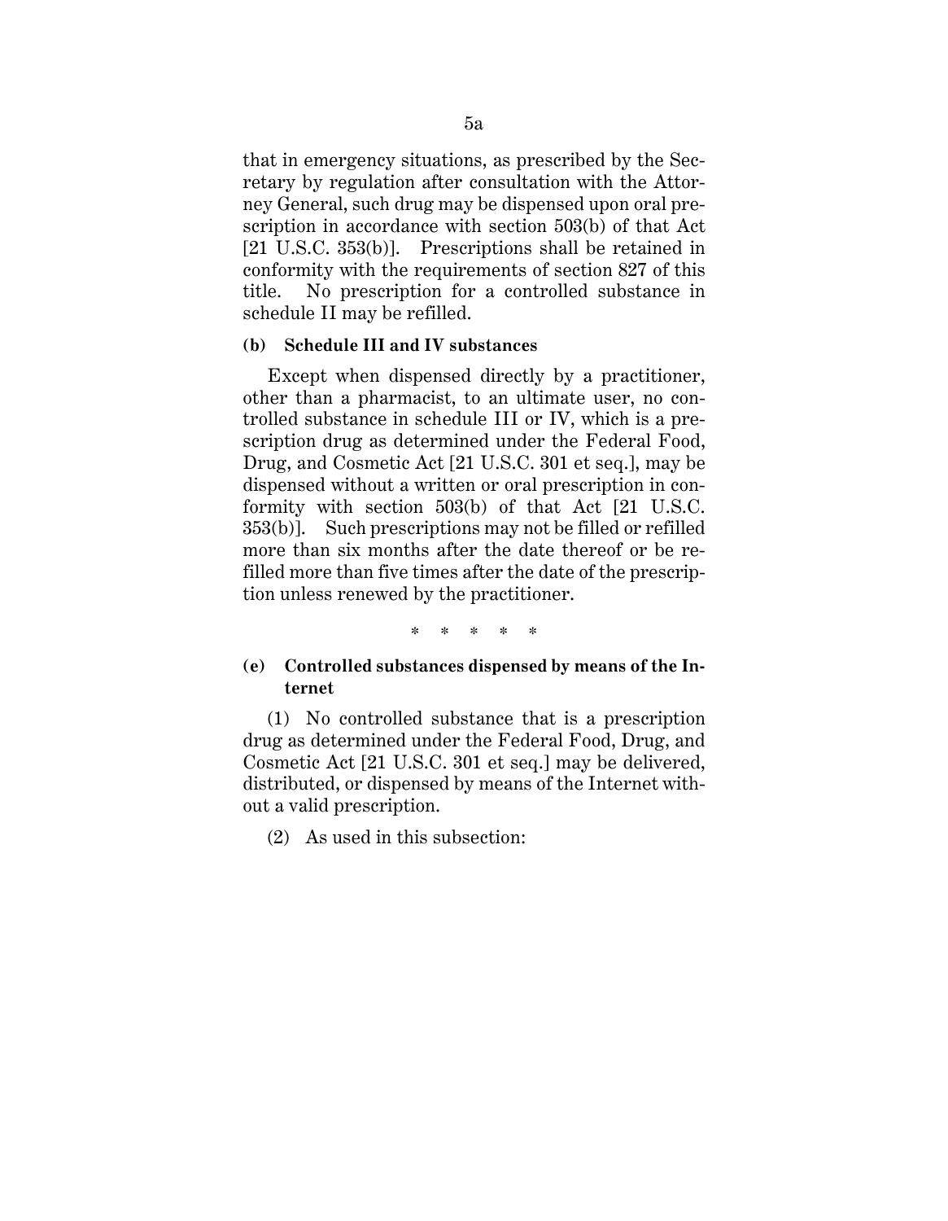that in emergency situations, as prescribed by the Secretary by regulation after consultation with the Attorney General, such drug may be dispensed upon oral prescription in accordance with section 503(b) of that Act [21 U.S.C. 353(b)]. Prescriptions shall be retained in conformity with the requirements of section 827 of this title. No prescription for a controlled substance in schedule II may be refilled.

**(b) Schedule III and IV substances**

Except when dispensed directly by a practitioner, other than a pharmacist, to an ultimate user, no controlled substance in schedule III or IV, which is a prescription drug as determined under the Federal Food, Drug, and Cosmetic Act [21 U.S.C. 301 et seq.], may be dispensed without a written or oral prescription in conformity with section 503(b) of that Act [21 U.S.C. 353(b)]. Such prescriptions may not be filled or refilled more than six months after the date thereof or be refilled more than five times after the date of the prescription unless renewed by the practitioner.

\* \* \* \* \*

**(e) Controlled substances dispensed by means of the Internet**

(1) No controlled substance that is a prescription drug as determined under the Federal Food, Drug, and Cosmetic Act [21 U.S.C. 301 et seq.] may be delivered, distributed, or dispensed by means of the Internet without a valid prescription.

(2) As used in this subsection: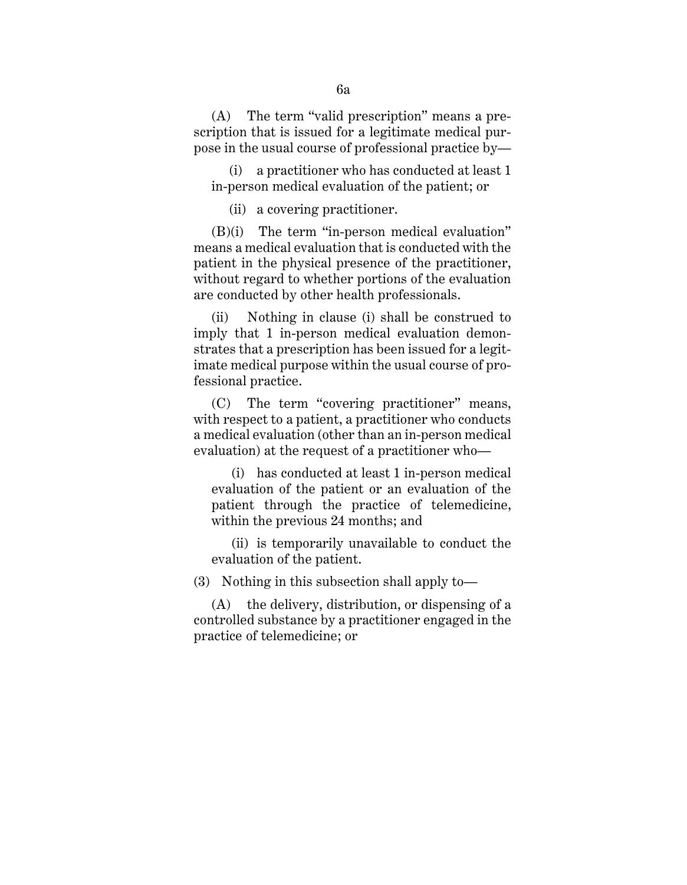(A) The term "valid prescription" means a prescription that is issued for a legitimate medical purpose in the usual course of professional practice by—

(i) a practitioner who has conducted at least 1 in-person medical evaluation of the patient; or

(ii) a covering practitioner.

(B)(i) The term "in-person medical evaluation" means a medical evaluation that is conducted with the patient in the physical presence of the practitioner, without regard to whether portions of the evaluation are conducted by other health professionals.

(ii) Nothing in clause (i) shall be construed to imply that 1 in-person medical evaluation demonstrates that a prescription has been issued for a legitimate medical purpose within the usual course of professional practice.

(C) The term "covering practitioner" means, with respect to a patient, a practitioner who conducts a medical evaluation (other than an in-person medical evaluation) at the request of a practitioner who—

(i) has conducted at least 1 in-person medical evaluation of the patient or an evaluation of the patient through the practice of telemedicine, within the previous 24 months; and

(ii) is temporarily unavailable to conduct the evaluation of the patient.

(3) Nothing in this subsection shall apply to—

(A) the delivery, distribution, or dispensing of a controlled substance by a practitioner engaged in the practice of telemedicine; or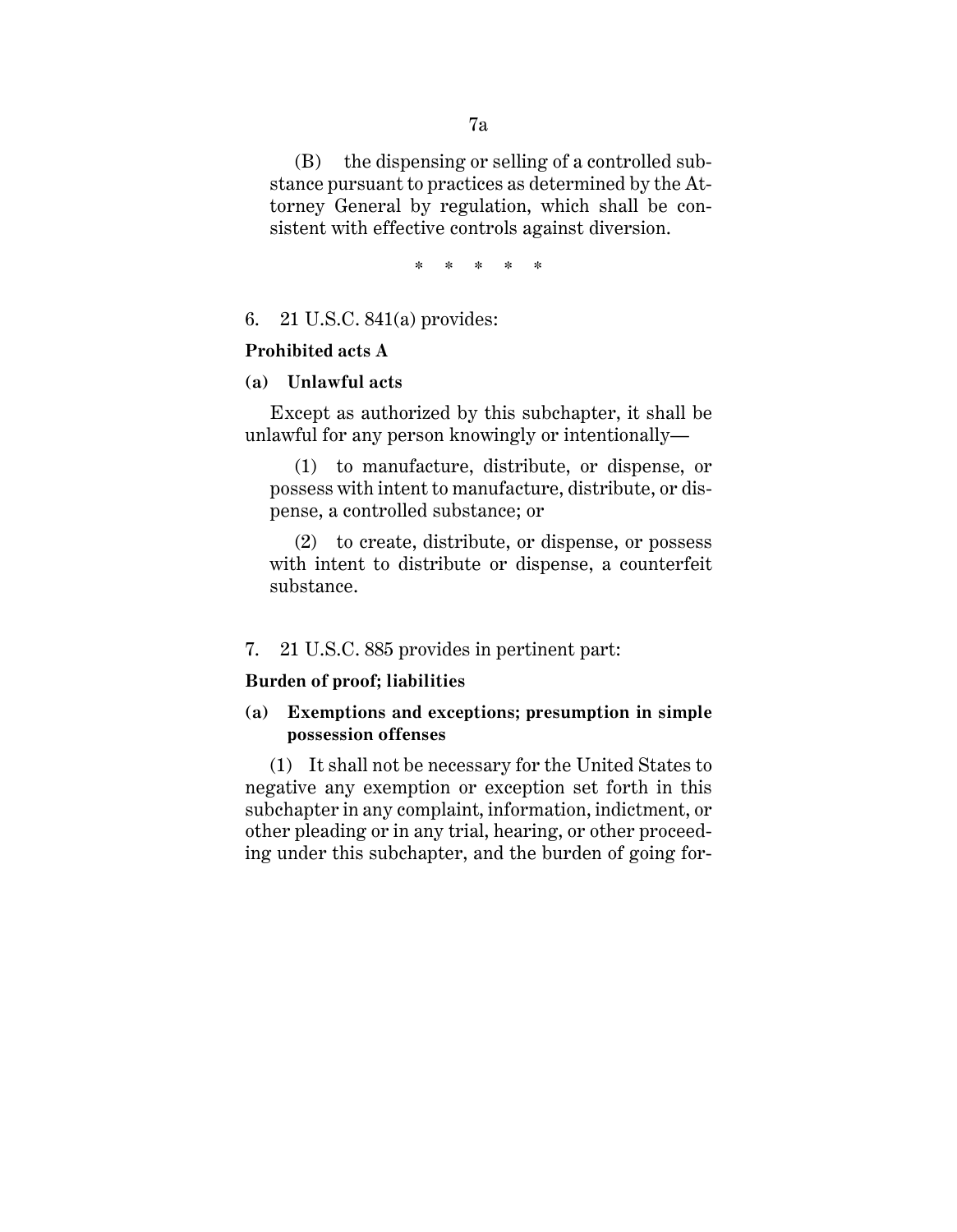(B) the dispensing or selling of a controlled substance pursuant to practices as determined by the Attorney General by regulation, which shall be consistent with effective controls against diversion.

\* \* \* \* \*

6. 21 U.S.C. 841(a) provides:

**Prohibited acts A**

**(a) Unlawful acts**

Except as authorized by this subchapter, it shall be unlawful for any person knowingly or intentionally—

(1) to manufacture, distribute, or dispense, or possess with intent to manufacture, distribute, or dispense, a controlled substance; or

(2) to create, distribute, or dispense, or possess with intent to distribute or dispense, a counterfeit substance.

7. 21 U.S.C. 885 provides in pertinent part:

**Burden of proof; liabilities**

**(a) Exemptions and exceptions; presumption in simple possession offenses**

(1) It shall not be necessary for the United States to negative any exemption or exception set forth in this subchapter in any complaint, information, indictment, or other pleading or in any trial, hearing, or other proceeding under this subchapter, and the burden of going for-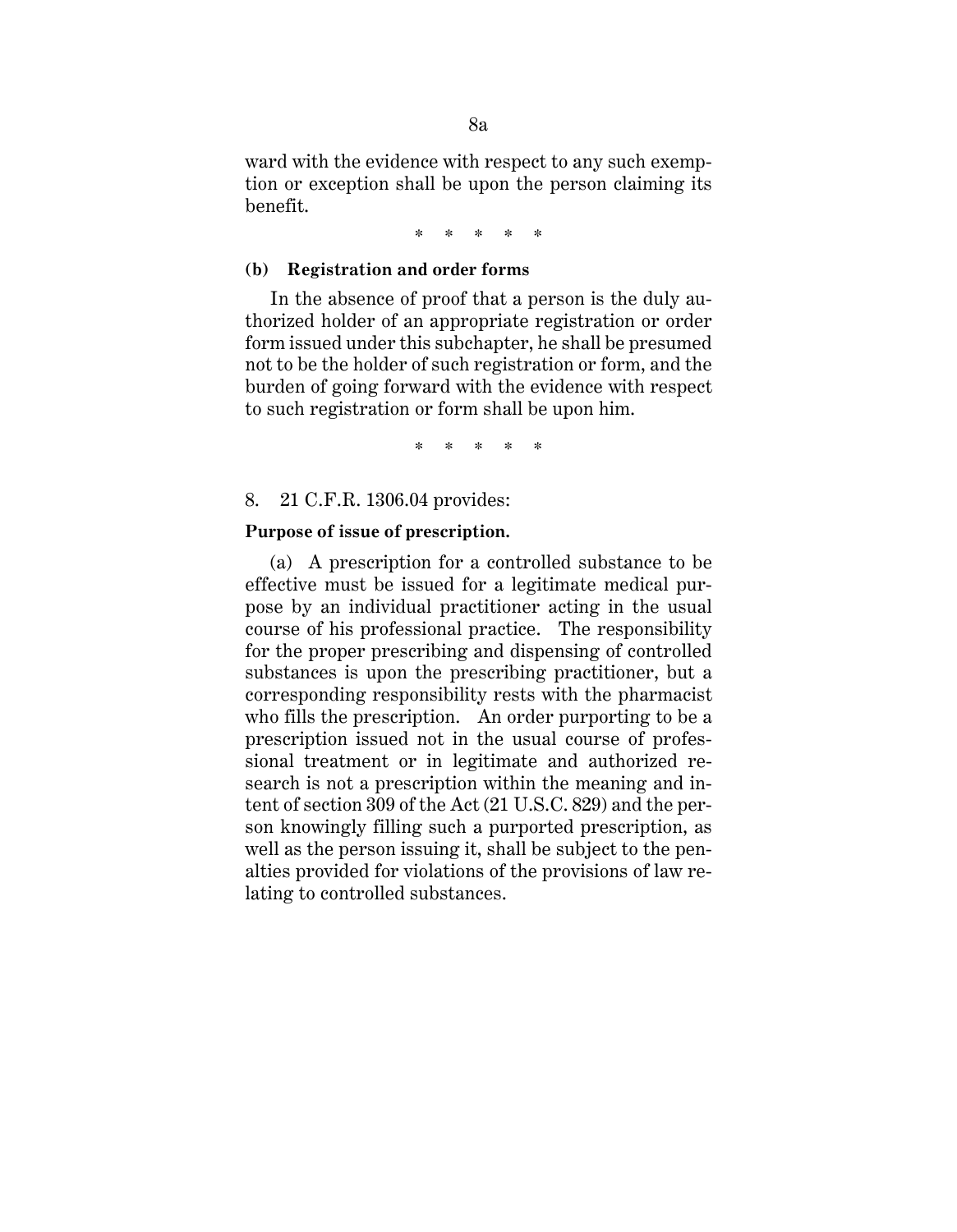ward with the evidence with respect to any such exemption or exception shall be upon the person claiming its benefit.

\* \* \* \* \*

**(b) Registration and order forms**

In the absence of proof that a person is the duly authorized holder of an appropriate registration or order form issued under this subchapter, he shall be presumed not to be the holder of such registration or form, and the burden of going forward with the evidence with respect to such registration or form shall be upon him.

\* \* \* \* \*

8. 21 C.F.R. 1306.04 provides:

**Purpose of issue of prescription.**

(a) A prescription for a controlled substance to be effective must be issued for a legitimate medical purpose by an individual practitioner acting in the usual course of his professional practice. The responsibility for the proper prescribing and dispensing of controlled substances is upon the prescribing practitioner, but a corresponding responsibility rests with the pharmacist who fills the prescription. An order purporting to be a prescription issued not in the usual course of professional treatment or in legitimate and authorized research is not a prescription within the meaning and intent of section 309 of the Act (21 U.S.C. 829) and the person knowingly filling such a purported prescription, as well as the person issuing it, shall be subject to the penalties provided for violations of the provisions of law relating to controlled substances.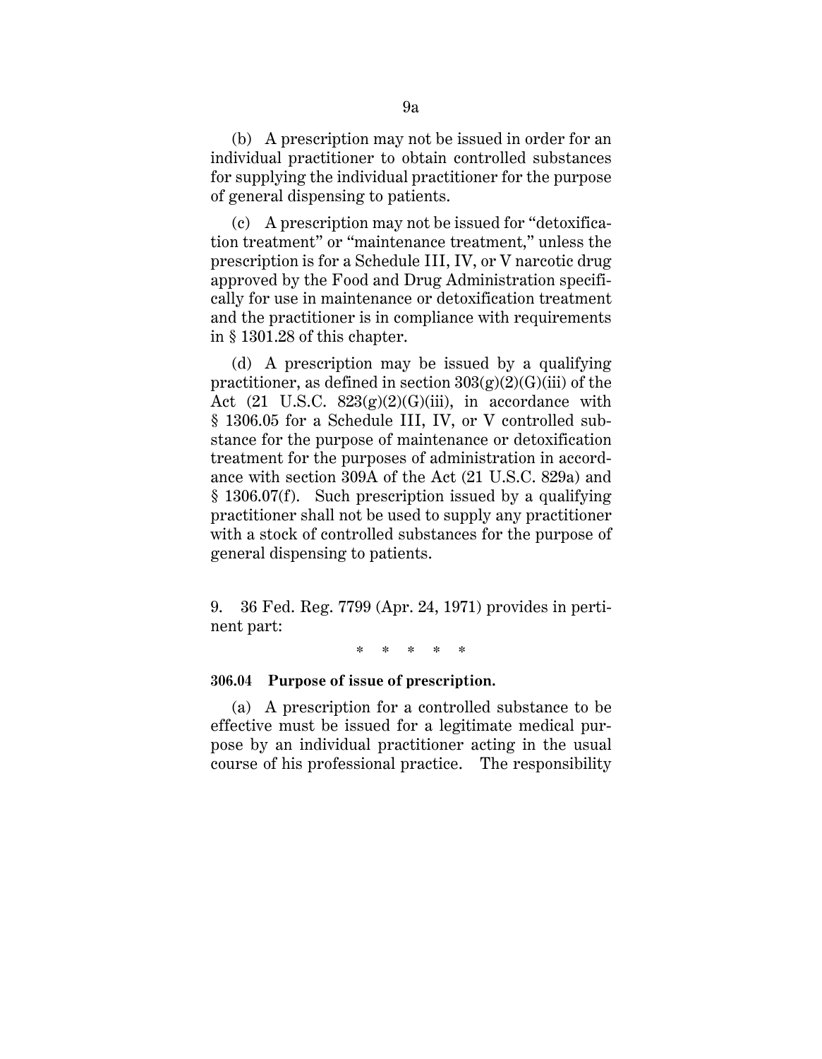(b) A prescription may not be issued in order for an individual practitioner to obtain controlled substances for supplying the individual practitioner for the purpose of general dispensing to patients.

(c) A prescription may not be issued for "detoxification treatment" or "maintenance treatment," unless the prescription is for a Schedule III, IV, or V narcotic drug approved by the Food and Drug Administration specifically for use in maintenance or detoxification treatment and the practitioner is in compliance with requirements in § 1301.28 of this chapter.

(d) A prescription may be issued by a qualifying practitioner, as defined in section 303(g)(2)(G)(iii) of the Act (21 U.S.C. 823(g)(2)(G)(iii), in accordance with § 1306.05 for a Schedule III, IV, or V controlled substance for the purpose of maintenance or detoxification treatment for the purposes of administration in accordance with section 309A of the Act (21 U.S.C. 829a) and § 1306.07(f). Such prescription issued by a qualifying practitioner shall not be used to supply any practitioner with a stock of controlled substances for the purpose of general dispensing to patients.

9. 36 Fed. Reg. 7799 (Apr. 24, 1971) provides in pertinent part:

\* \* \* \* \*

**306.04 Purpose of issue of prescription.**

(a) A prescription for a controlled substance to be effective must be issued for a legitimate medical purpose by an individual practitioner acting in the usual course of his professional practice. The responsibility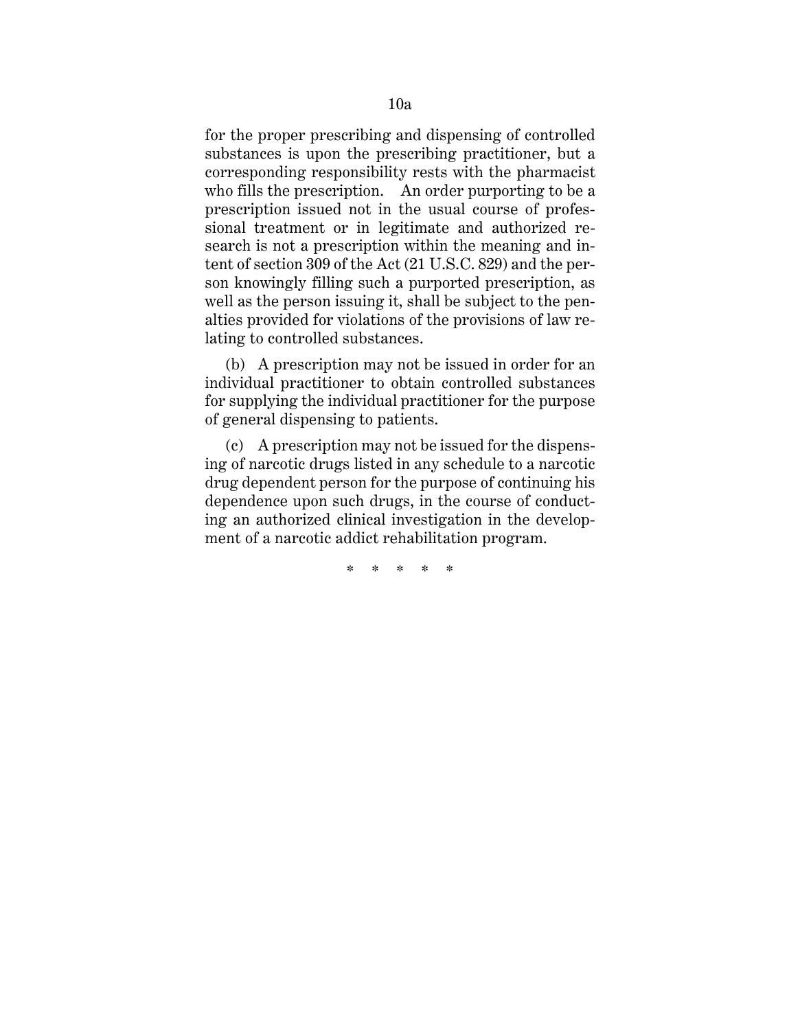for the proper prescribing and dispensing of controlled substances is upon the prescribing practitioner, but a corresponding responsibility rests with the pharmacist who fills the prescription. An order purporting to be a prescription issued not in the usual course of professional treatment or in legitimate and authorized research is not a prescription within the meaning and intent of section 309 of the Act (21 U.S.C. 829) and the person knowingly filling such a purported prescription, as well as the person issuing it, shall be subject to the penalties provided for violations of the provisions of law relating to controlled substances.

(b) A prescription may not be issued in order for an individual practitioner to obtain controlled substances for supplying the individual practitioner for the purpose of general dispensing to patients.

(c) A prescription may not be issued for the dispensing of narcotic drugs listed in any schedule to a narcotic drug dependent person for the purpose of continuing his dependence upon such drugs, in the course of conducting an authorized clinical investigation in the development of a narcotic addict rehabilitation program.

\* \* \* \* \*